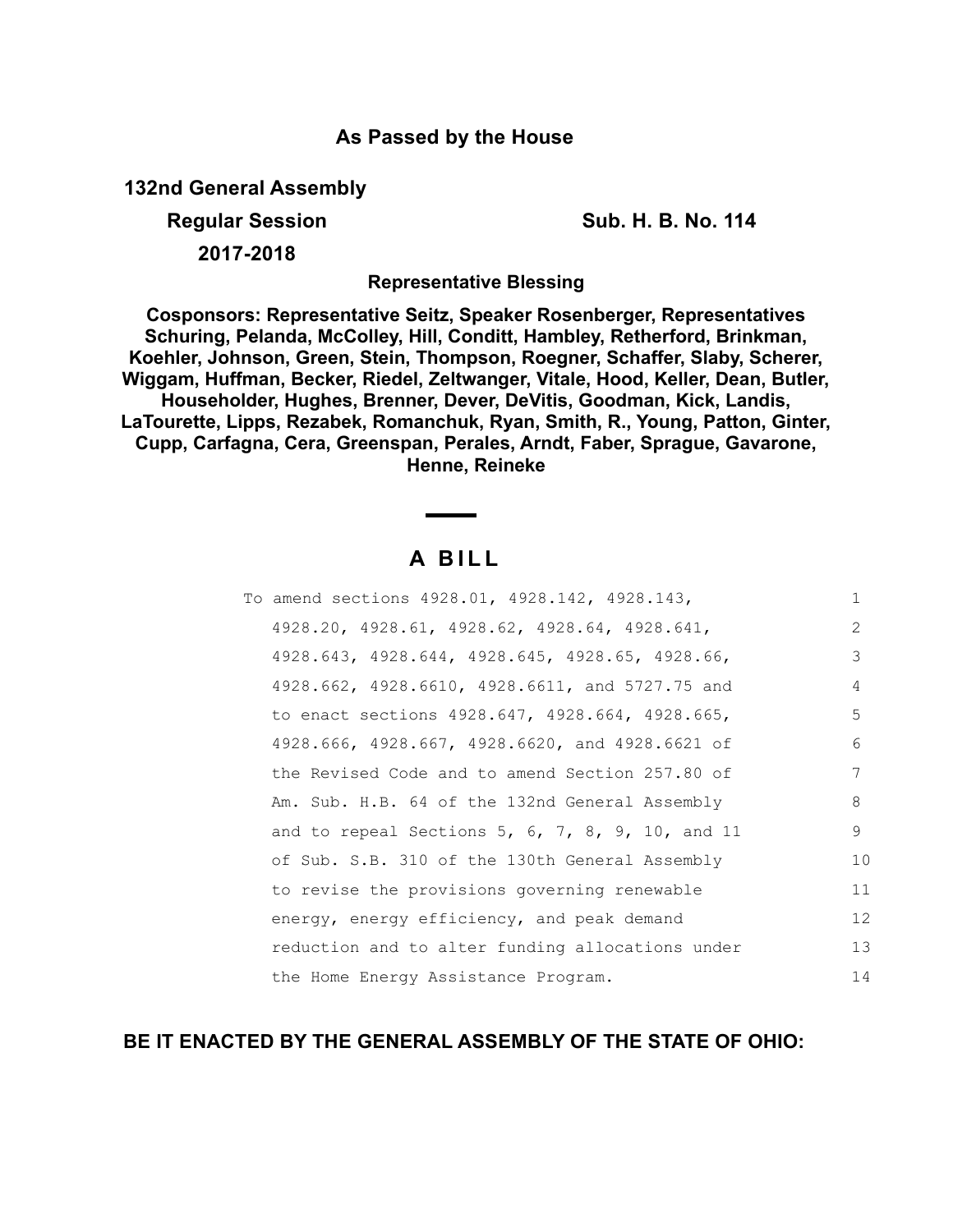**As Passed by the House**

**132nd General Assembly**

**Regular Session** **Sub. H. B. No. 114**

**2017-2018**

**Representative Blessing**

**Cosponsors: Representative Seitz, Speaker Rosenberger, Representatives Schuring, Pelanda, McColley, Hill, Conditt, Hambley, Retherford, Brinkman, Koehler, Johnson, Green, Stein, Thompson, Roegner, Schaffer, Slaby, Scherer, Wiggam, Huffman, Becker, Riedel, Zeltwanger, Vitale, Hood, Keller, Dean, Butler, Householder, Hughes, Brenner, Dever, DeVitis, Goodman, Kick, Landis, LaTourette, Lipps, Rezabek, Romanchuk, Ryan, Smith, R., Young, Patton, Ginter, Cupp, Carfagna, Cera, Greenspan, Perales, Arndt, Faber, Sprague, Gavarone, Henne, Reineke**

# A BILL

To amend sections 4928.01, 4928.142, 4928.143, 4928.20, 4928.61, 4928.62, 4928.64, 4928.641, 4928.643, 4928.644, 4928.645, 4928.65, 4928.66, 4928.662, 4928.6610, 4928.6611, and 5727.75 and to enact sections 4928.647, 4928.664, 4928.665, 4928.666, 4928.667, 4928.6620, and 4928.6621 of the Revised Code and to amend Section 257.80 of Am. Sub. H.B. 64 of the 132nd General Assembly and to repeal Sections 5, 6, 7, 8, 9, 10, and 11 of Sub. S.B. 310 of the 130th General Assembly to revise the provisions governing renewable energy, energy efficiency, and peak demand reduction and to alter funding allocations under the Home Energy Assistance Program.

**BE IT ENACTED BY THE GENERAL ASSEMBLY OF THE STATE OF OHIO:**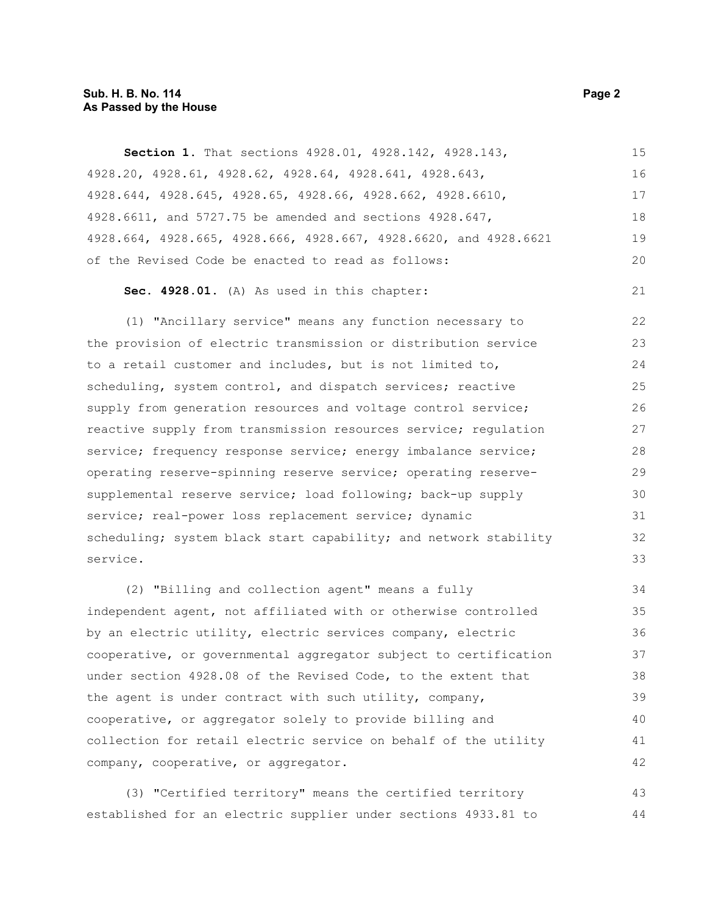**Section 1.** That sections 4928.01, 4928.142, 4928.143, 4928.20, 4928.61, 4928.62, 4928.64, 4928.641, 4928.643, 4928.644, 4928.645, 4928.65, 4928.66, 4928.662, 4928.6610, 4928.6611, and 5727.75 be amended and sections 4928.647, 4928.664, 4928.665, 4928.666, 4928.667, 4928.6620, and 4928.6621 of the Revised Code be enacted to read as follows:

**Sec. 4928.01.** (A) As used in this chapter:

(1) "Ancillary service" means any function necessary to the provision of electric transmission or distribution service to a retail customer and includes, but is not limited to, scheduling, system control, and dispatch services; reactive supply from generation resources and voltage control service; reactive supply from transmission resources service; regulation service; frequency response service; energy imbalance service; operating reserve-spinning reserve service; operating reserve-supplemental reserve service; load following; back-up supply service; real-power loss replacement service; dynamic scheduling; system black start capability; and network stability service.

(2) "Billing and collection agent" means a fully independent agent, not affiliated with or otherwise controlled by an electric utility, electric services company, electric cooperative, or governmental aggregator subject to certification under section 4928.08 of the Revised Code, to the extent that the agent is under contract with such utility, company, cooperative, or aggregator solely to provide billing and collection for retail electric service on behalf of the utility company, cooperative, or aggregator.

(3) "Certified territory" means the certified territory established for an electric supplier under sections 4933.81 to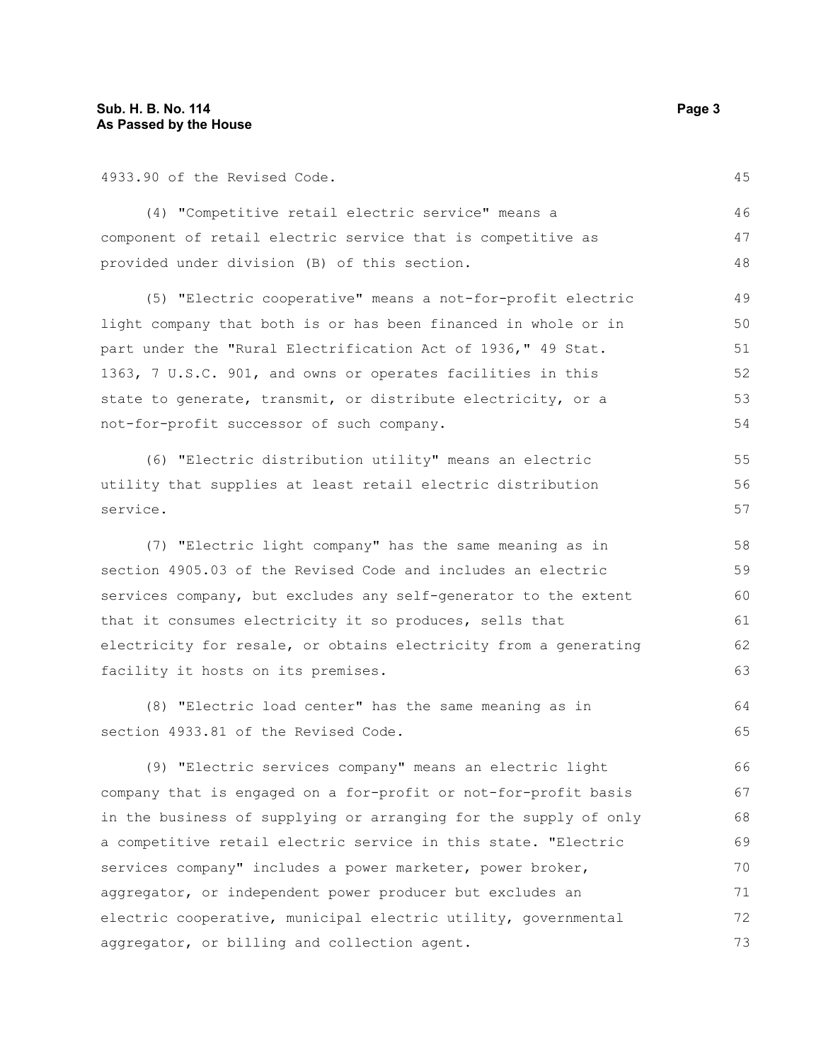4933.90 of the Revised Code.

(4) "Competitive retail electric service" means a component of retail electric service that is competitive as provided under division (B) of this section.

(5) "Electric cooperative" means a not-for-profit electric light company that both is or has been financed in whole or in part under the "Rural Electrification Act of 1936," 49 Stat. 1363, 7 U.S.C. 901, and owns or operates facilities in this state to generate, transmit, or distribute electricity, or a not-for-profit successor of such company.

(6) "Electric distribution utility" means an electric utility that supplies at least retail electric distribution service.

(7) "Electric light company" has the same meaning as in section 4905.03 of the Revised Code and includes an electric services company, but excludes any self-generator to the extent that it consumes electricity it so produces, sells that electricity for resale, or obtains electricity from a generating facility it hosts on its premises.

(8) "Electric load center" has the same meaning as in section 4933.81 of the Revised Code.

(9) "Electric services company" means an electric light company that is engaged on a for-profit or not-for-profit basis in the business of supplying or arranging for the supply of only a competitive retail electric service in this state. "Electric services company" includes a power marketer, power broker, aggregator, or independent power producer but excludes an electric cooperative, municipal electric utility, governmental aggregator, or billing and collection agent.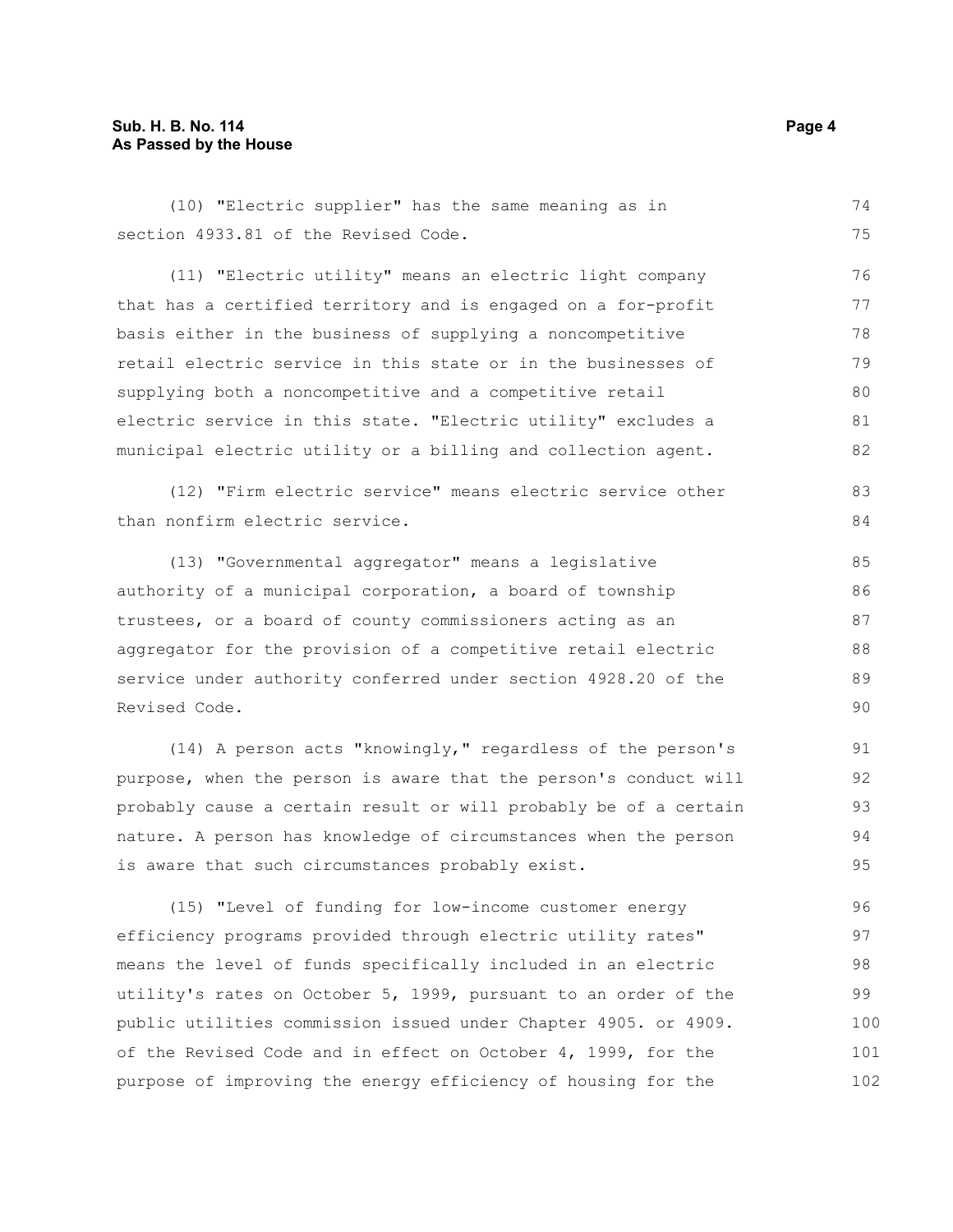(10) "Electric supplier" has the same meaning as in section 4933.81 of the Revised Code.

(11) "Electric utility" means an electric light company that has a certified territory and is engaged on a for-profit basis either in the business of supplying a noncompetitive retail electric service in this state or in the businesses of supplying both a noncompetitive and a competitive retail electric service in this state. "Electric utility" excludes a municipal electric utility or a billing and collection agent.

(12) "Firm electric service" means electric service other than nonfirm electric service.

(13) "Governmental aggregator" means a legislative authority of a municipal corporation, a board of township trustees, or a board of county commissioners acting as an aggregator for the provision of a competitive retail electric service under authority conferred under section 4928.20 of the Revised Code.

(14) A person acts "knowingly," regardless of the person's purpose, when the person is aware that the person's conduct will probably cause a certain result or will probably be of a certain nature. A person has knowledge of circumstances when the person is aware that such circumstances probably exist.

(15) "Level of funding for low-income customer energy efficiency programs provided through electric utility rates" means the level of funds specifically included in an electric utility's rates on October 5, 1999, pursuant to an order of the public utilities commission issued under Chapter 4905. or 4909. of the Revised Code and in effect on October 4, 1999, for the purpose of improving the energy efficiency of housing for the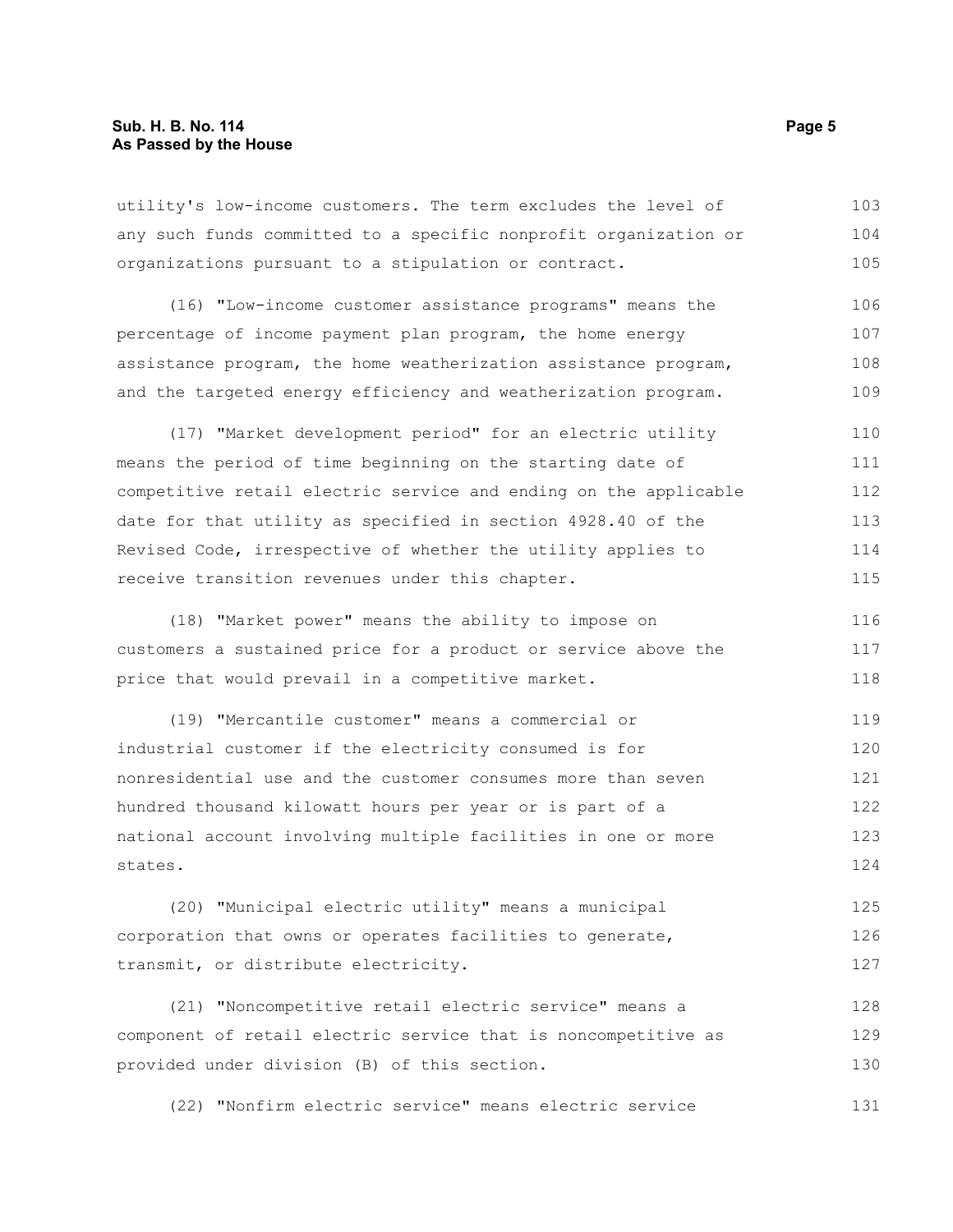utility's low-income customers. The term excludes the level of any such funds committed to a specific nonprofit organization or organizations pursuant to a stipulation or contract.

(16) "Low-income customer assistance programs" means the percentage of income payment plan program, the home energy assistance program, the home weatherization assistance program, and the targeted energy efficiency and weatherization program.

(17) "Market development period" for an electric utility means the period of time beginning on the starting date of competitive retail electric service and ending on the applicable date for that utility as specified in section 4928.40 of the Revised Code, irrespective of whether the utility applies to receive transition revenues under this chapter.

(18) "Market power" means the ability to impose on customers a sustained price for a product or service above the price that would prevail in a competitive market.

(19) "Mercantile customer" means a commercial or industrial customer if the electricity consumed is for nonresidential use and the customer consumes more than seven hundred thousand kilowatt hours per year or is part of a national account involving multiple facilities in one or more states.

(20) "Municipal electric utility" means a municipal corporation that owns or operates facilities to generate, transmit, or distribute electricity.

(21) "Noncompetitive retail electric service" means a component of retail electric service that is noncompetitive as provided under division (B) of this section.

(22) "Nonfirm electric service" means electric service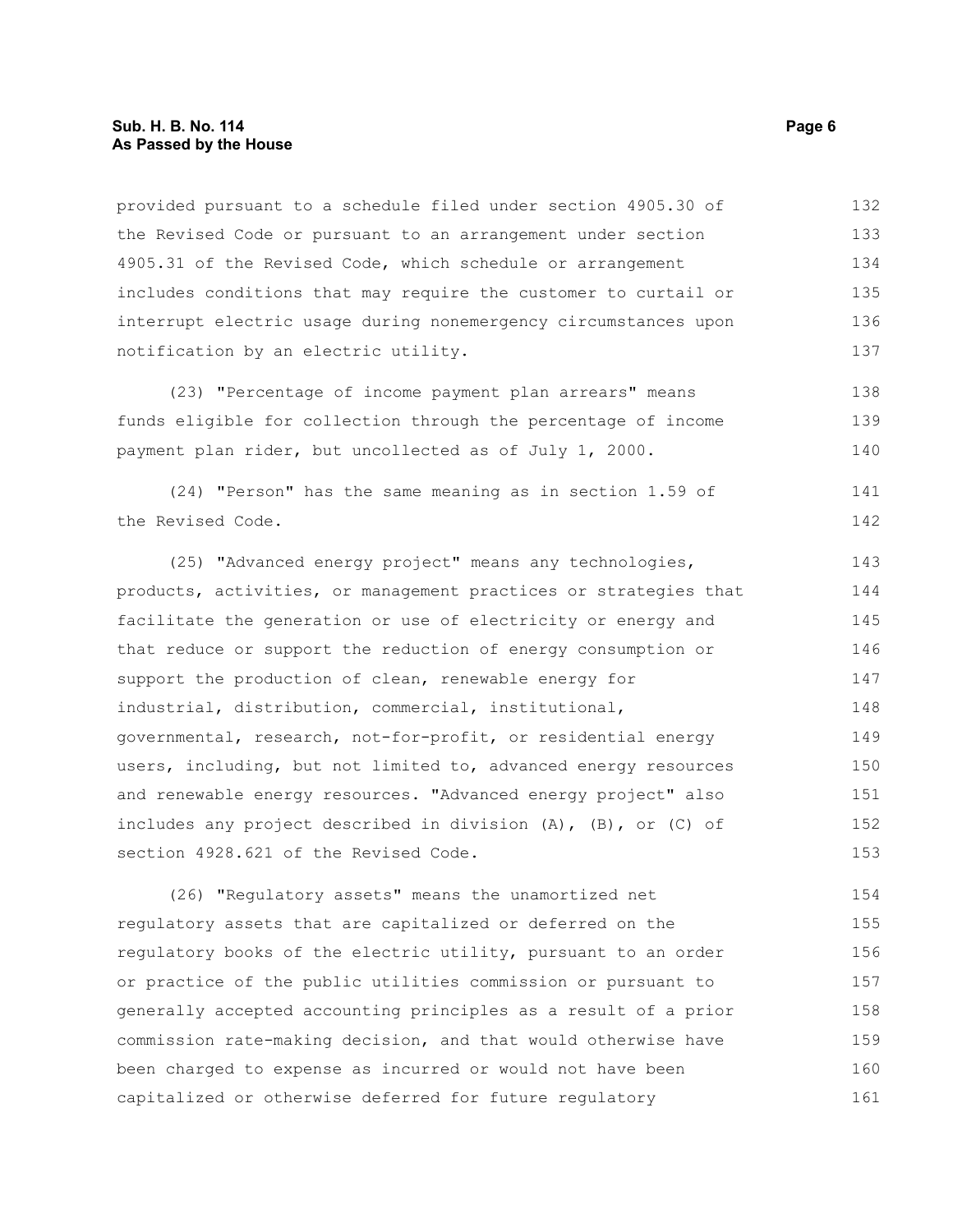provided pursuant to a schedule filed under section 4905.30 of the Revised Code or pursuant to an arrangement under section 4905.31 of the Revised Code, which schedule or arrangement includes conditions that may require the customer to curtail or interrupt electric usage during nonemergency circumstances upon notification by an electric utility.

(23) "Percentage of income payment plan arrears" means funds eligible for collection through the percentage of income payment plan rider, but uncollected as of July 1, 2000.

(24) "Person" has the same meaning as in section 1.59 of the Revised Code.

(25) "Advanced energy project" means any technologies, products, activities, or management practices or strategies that facilitate the generation or use of electricity or energy and that reduce or support the reduction of energy consumption or support the production of clean, renewable energy for industrial, distribution, commercial, institutional, governmental, research, not-for-profit, or residential energy users, including, but not limited to, advanced energy resources and renewable energy resources. "Advanced energy project" also includes any project described in division (A), (B), or (C) of section 4928.621 of the Revised Code.

(26) "Regulatory assets" means the unamortized net regulatory assets that are capitalized or deferred on the regulatory books of the electric utility, pursuant to an order or practice of the public utilities commission or pursuant to generally accepted accounting principles as a result of a prior commission rate-making decision, and that would otherwise have been charged to expense as incurred or would not have been capitalized or otherwise deferred for future regulatory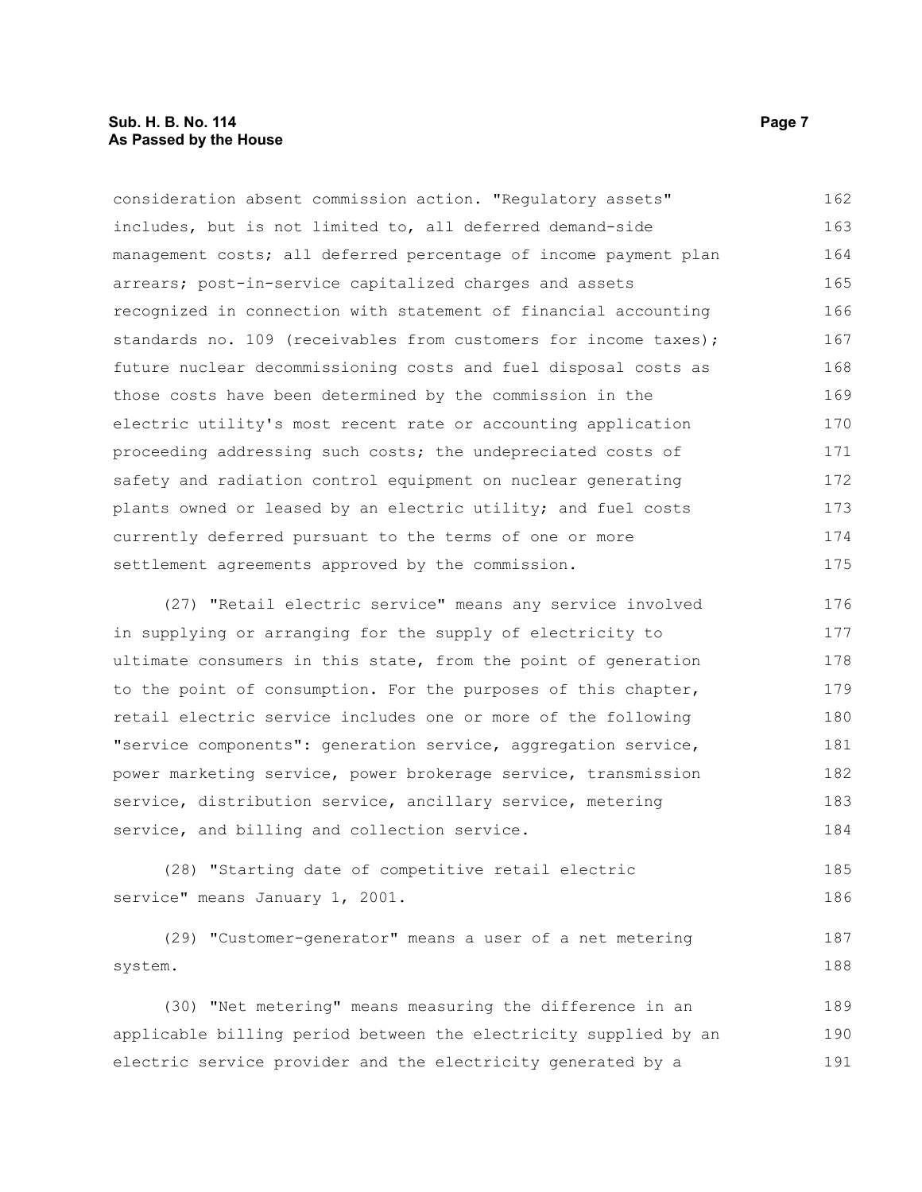consideration absent commission action. "Regulatory assets" includes, but is not limited to, all deferred demand-side management costs; all deferred percentage of income payment plan arrears; post-in-service capitalized charges and assets recognized in connection with statement of financial accounting standards no. 109 (receivables from customers for income taxes); future nuclear decommissioning costs and fuel disposal costs as those costs have been determined by the commission in the electric utility's most recent rate or accounting application proceeding addressing such costs; the undepreciated costs of safety and radiation control equipment on nuclear generating plants owned or leased by an electric utility; and fuel costs currently deferred pursuant to the terms of one or more settlement agreements approved by the commission.

(27) "Retail electric service" means any service involved in supplying or arranging for the supply of electricity to ultimate consumers in this state, from the point of generation to the point of consumption. For the purposes of this chapter, retail electric service includes one or more of the following "service components": generation service, aggregation service, power marketing service, power brokerage service, transmission service, distribution service, ancillary service, metering service, and billing and collection service.

(28) "Starting date of competitive retail electric service" means January 1, 2001.

(29) "Customer-generator" means a user of a net metering system.

(30) "Net metering" means measuring the difference in an applicable billing period between the electricity supplied by an electric service provider and the electricity generated by a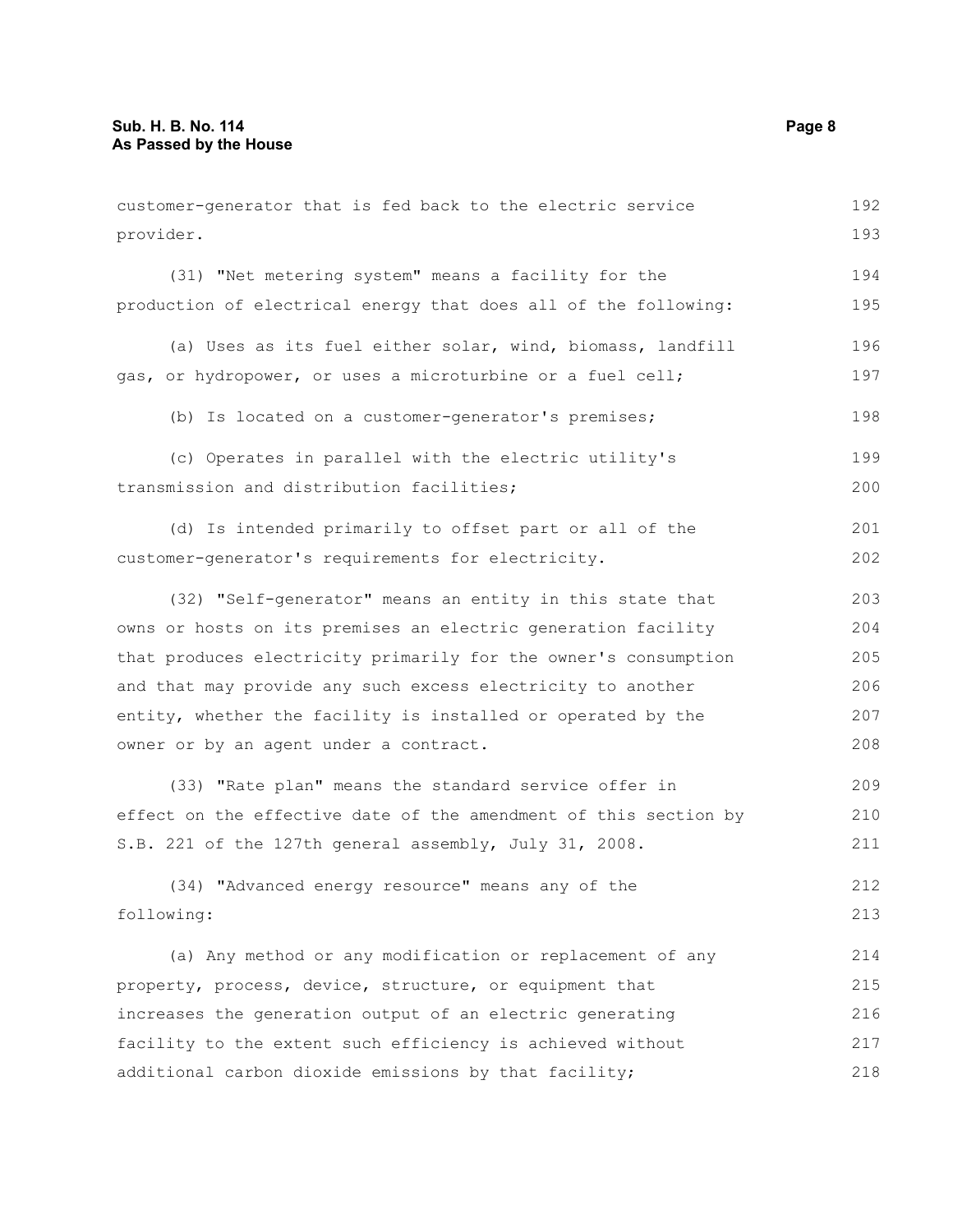customer-generator that is fed back to the electric service provider.

(31) "Net metering system" means a facility for the production of electrical energy that does all of the following:

(a) Uses as its fuel either solar, wind, biomass, landfill gas, or hydropower, or uses a microturbine or a fuel cell;

(b) Is located on a customer-generator's premises;

(c) Operates in parallel with the electric utility's transmission and distribution facilities;

(d) Is intended primarily to offset part or all of the customer-generator's requirements for electricity.

(32) "Self-generator" means an entity in this state that owns or hosts on its premises an electric generation facility that produces electricity primarily for the owner's consumption and that may provide any such excess electricity to another entity, whether the facility is installed or operated by the owner or by an agent under a contract.

(33) "Rate plan" means the standard service offer in effect on the effective date of the amendment of this section by S.B. 221 of the 127th general assembly, July 31, 2008.

(34) "Advanced energy resource" means any of the following:

(a) Any method or any modification or replacement of any property, process, device, structure, or equipment that increases the generation output of an electric generating facility to the extent such efficiency is achieved without additional carbon dioxide emissions by that facility;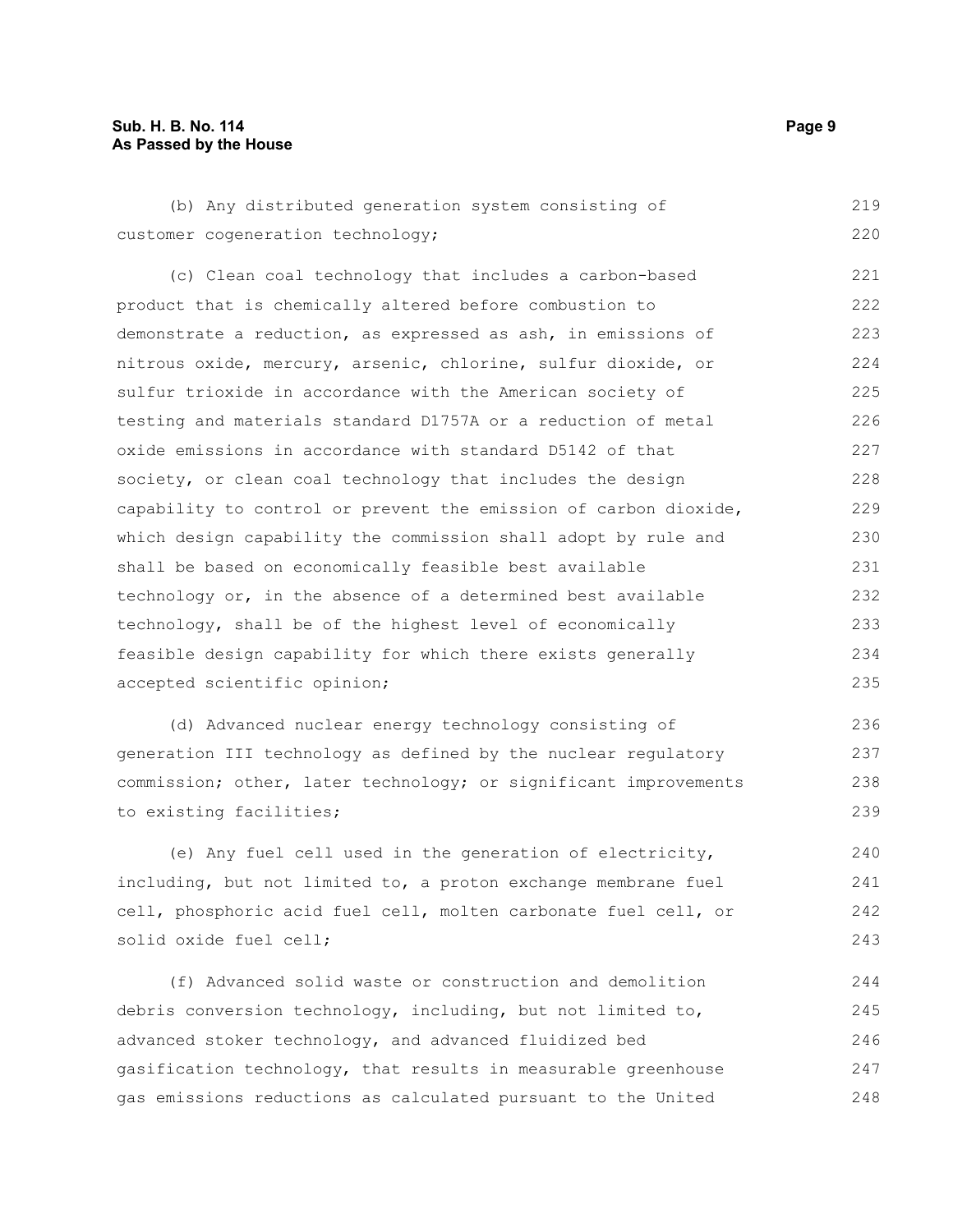(b) Any distributed generation system consisting of customer cogeneration technology;

(c) Clean coal technology that includes a carbon-based product that is chemically altered before combustion to demonstrate a reduction, as expressed as ash, in emissions of nitrous oxide, mercury, arsenic, chlorine, sulfur dioxide, or sulfur trioxide in accordance with the American society of testing and materials standard D1757A or a reduction of metal oxide emissions in accordance with standard D5142 of that society, or clean coal technology that includes the design capability to control or prevent the emission of carbon dioxide, which design capability the commission shall adopt by rule and shall be based on economically feasible best available technology or, in the absence of a determined best available technology, shall be of the highest level of economically feasible design capability for which there exists generally accepted scientific opinion;

(d) Advanced nuclear energy technology consisting of generation III technology as defined by the nuclear regulatory commission; other, later technology; or significant improvements to existing facilities;

(e) Any fuel cell used in the generation of electricity, including, but not limited to, a proton exchange membrane fuel cell, phosphoric acid fuel cell, molten carbonate fuel cell, or solid oxide fuel cell;

(f) Advanced solid waste or construction and demolition debris conversion technology, including, but not limited to, advanced stoker technology, and advanced fluidized bed gasification technology, that results in measurable greenhouse gas emissions reductions as calculated pursuant to the United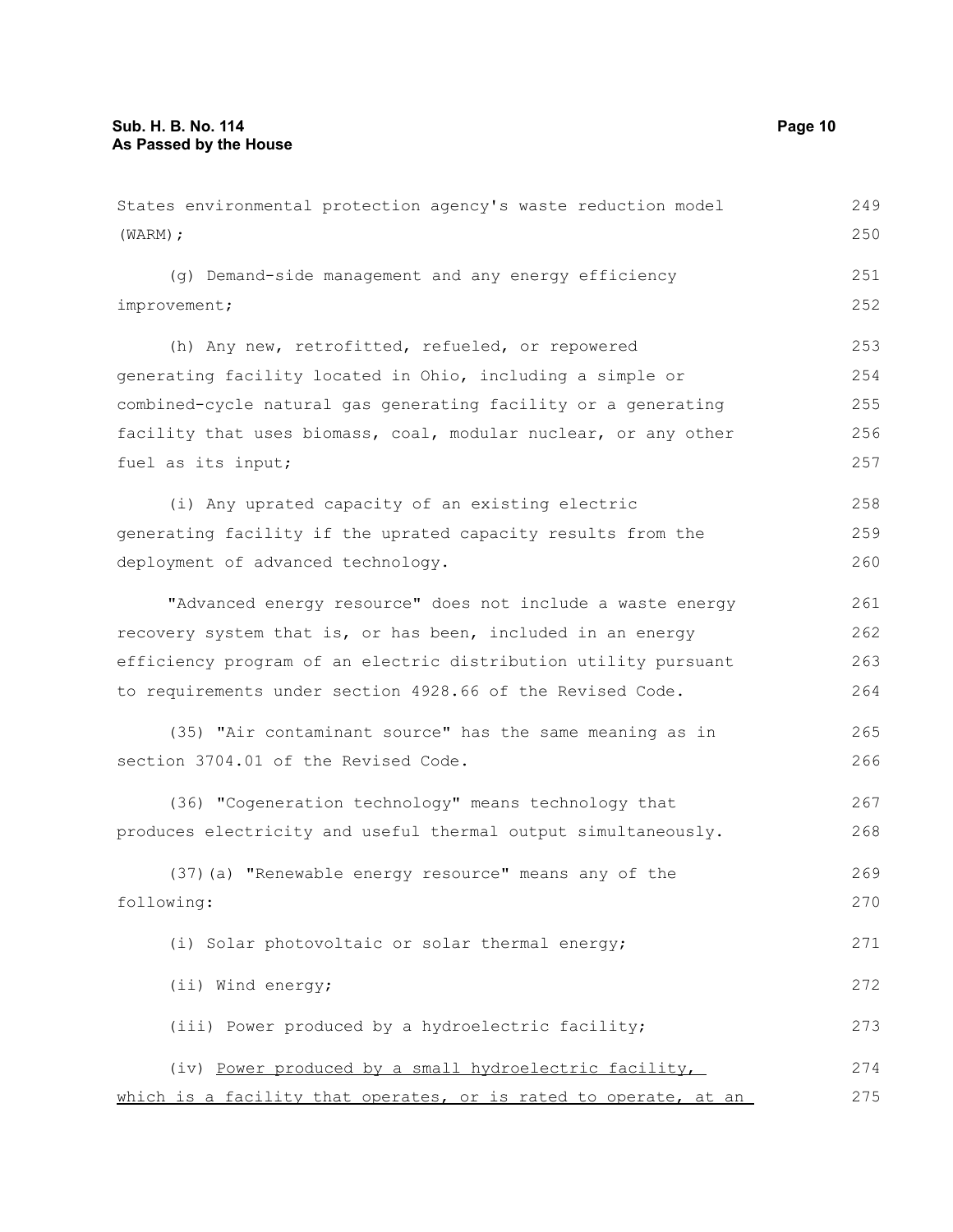States environmental protection agency's waste reduction model (WARM);

(g) Demand-side management and any energy efficiency improvement;

(h) Any new, retrofitted, refueled, or repowered generating facility located in Ohio, including a simple or combined-cycle natural gas generating facility or a generating facility that uses biomass, coal, modular nuclear, or any other fuel as its input;

(i) Any uprated capacity of an existing electric generating facility if the uprated capacity results from the deployment of advanced technology.

"Advanced energy resource" does not include a waste energy recovery system that is, or has been, included in an energy efficiency program of an electric distribution utility pursuant to requirements under section 4928.66 of the Revised Code.

(35) "Air contaminant source" has the same meaning as in section 3704.01 of the Revised Code.

(36) "Cogeneration technology" means technology that produces electricity and useful thermal output simultaneously.

(37)(a) "Renewable energy resource" means any of the following:

(i) Solar photovoltaic or solar thermal energy;

(ii) Wind energy;

(iii) Power produced by a hydroelectric facility;

(iv) <u>Power produced by a small hydroelectric facility, which is a facility that operates, or is rated to operate, at an</u>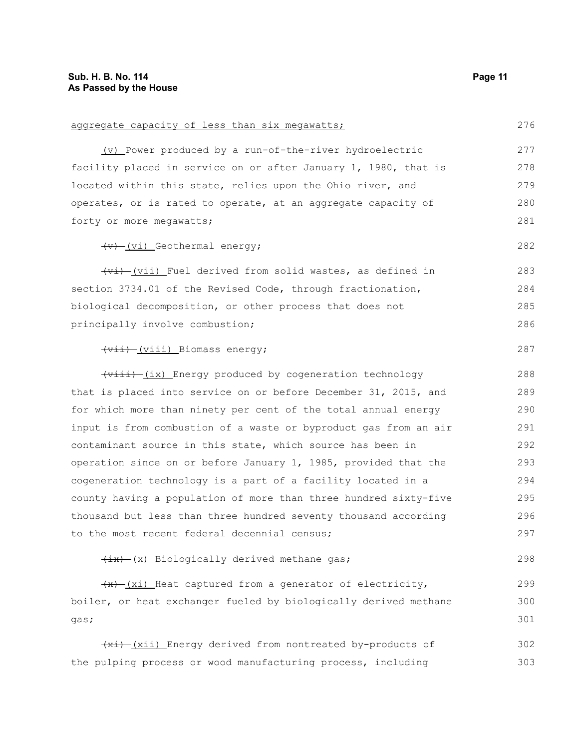aggregate capacity of less than six megawatts;

(v) Power produced by a run-of-the-river hydroelectric facility placed in service on or after January 1, 1980, that is located within this state, relies upon the Ohio river, and operates, or is rated to operate, at an aggregate capacity of forty or more megawatts;

~~(v)~~ (vi) Geothermal energy;

~~(vi)~~ (vii) Fuel derived from solid wastes, as defined in section 3734.01 of the Revised Code, through fractionation, biological decomposition, or other process that does not principally involve combustion;

~~(vii)~~ (viii) Biomass energy;

~~(viii)~~ (ix) Energy produced by cogeneration technology that is placed into service on or before December 31, 2015, and for which more than ninety per cent of the total annual energy input is from combustion of a waste or byproduct gas from an air contaminant source in this state, which source has been in operation since on or before January 1, 1985, provided that the cogeneration technology is a part of a facility located in a county having a population of more than three hundred sixty-five thousand but less than three hundred seventy thousand according to the most recent federal decennial census;

~~(ix)~~ (x) Biologically derived methane gas;

~~(x)~~ (xi) Heat captured from a generator of electricity, boiler, or heat exchanger fueled by biologically derived methane gas;

~~(xi)~~ (xii) Energy derived from nontreated by-products of the pulping process or wood manufacturing process, including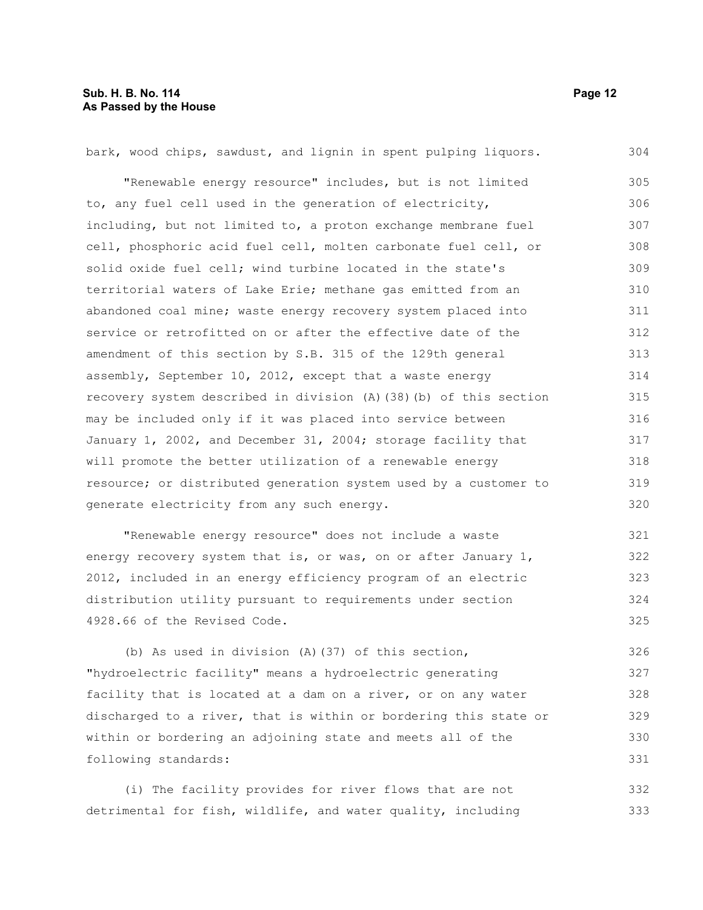bark, wood chips, sawdust, and lignin in spent pulping liquors.

"Renewable energy resource" includes, but is not limited to, any fuel cell used in the generation of electricity, including, but not limited to, a proton exchange membrane fuel cell, phosphoric acid fuel cell, molten carbonate fuel cell, or solid oxide fuel cell; wind turbine located in the state's territorial waters of Lake Erie; methane gas emitted from an abandoned coal mine; waste energy recovery system placed into service or retrofitted on or after the effective date of the amendment of this section by S.B. 315 of the 129th general assembly, September 10, 2012, except that a waste energy recovery system described in division (A)(38)(b) of this section may be included only if it was placed into service between January 1, 2002, and December 31, 2004; storage facility that will promote the better utilization of a renewable energy resource; or distributed generation system used by a customer to generate electricity from any such energy.

"Renewable energy resource" does not include a waste energy recovery system that is, or was, on or after January 1, 2012, included in an energy efficiency program of an electric distribution utility pursuant to requirements under section 4928.66 of the Revised Code.

(b) As used in division (A)(37) of this section, "hydroelectric facility" means a hydroelectric generating facility that is located at a dam on a river, or on any water discharged to a river, that is within or bordering this state or within or bordering an adjoining state and meets all of the following standards:

(i) The facility provides for river flows that are not detrimental for fish, wildlife, and water quality, including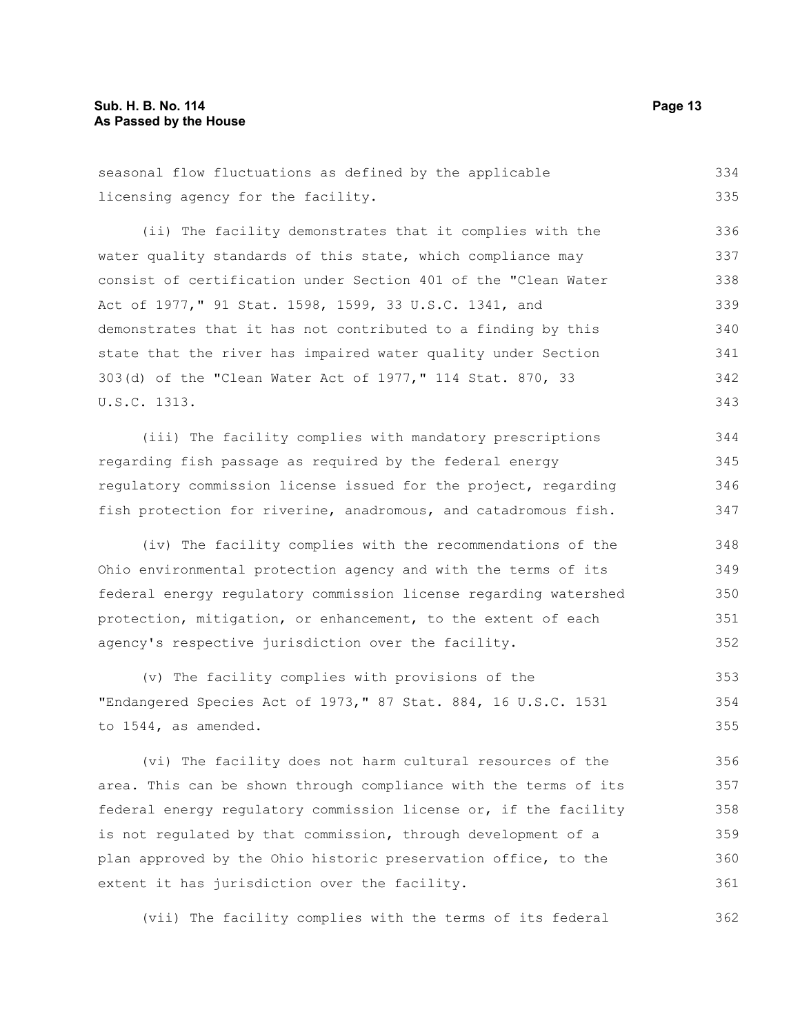seasonal flow fluctuations as defined by the applicable licensing agency for the facility.

(ii) The facility demonstrates that it complies with the water quality standards of this state, which compliance may consist of certification under Section 401 of the "Clean Water Act of 1977," 91 Stat. 1598, 1599, 33 U.S.C. 1341, and demonstrates that it has not contributed to a finding by this state that the river has impaired water quality under Section 303(d) of the "Clean Water Act of 1977," 114 Stat. 870, 33 U.S.C. 1313.

(iii) The facility complies with mandatory prescriptions regarding fish passage as required by the federal energy regulatory commission license issued for the project, regarding fish protection for riverine, anadromous, and catadromous fish.

(iv) The facility complies with the recommendations of the Ohio environmental protection agency and with the terms of its federal energy regulatory commission license regarding watershed protection, mitigation, or enhancement, to the extent of each agency's respective jurisdiction over the facility.

(v) The facility complies with provisions of the "Endangered Species Act of 1973," 87 Stat. 884, 16 U.S.C. 1531 to 1544, as amended.

(vi) The facility does not harm cultural resources of the area. This can be shown through compliance with the terms of its federal energy regulatory commission license or, if the facility is not regulated by that commission, through development of a plan approved by the Ohio historic preservation office, to the extent it has jurisdiction over the facility.

(vii) The facility complies with the terms of its federal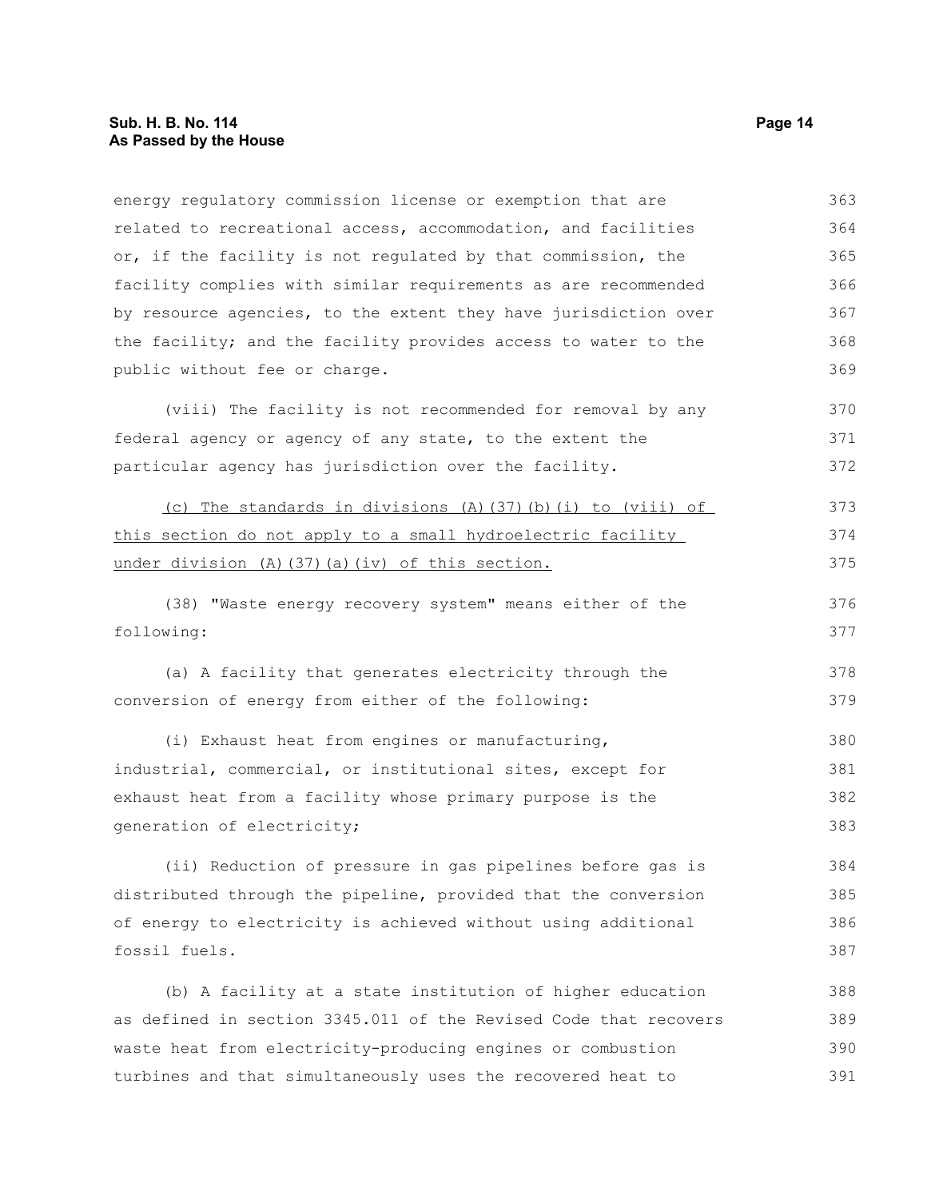energy regulatory commission license or exemption that are related to recreational access, accommodation, and facilities or, if the facility is not regulated by that commission, the facility complies with similar requirements as are recommended by resource agencies, to the extent they have jurisdiction over the facility; and the facility provides access to water to the public without fee or charge.

(viii) The facility is not recommended for removal by any federal agency or agency of any state, to the extent the particular agency has jurisdiction over the facility.

<u>(c) The standards in divisions (A)(37)(b)(i) to (viii) of this section do not apply to a small hydroelectric facility under division (A)(37)(a)(iv) of this section.</u>

(38) "Waste energy recovery system" means either of the following:

(a) A facility that generates electricity through the conversion of energy from either of the following:

(i) Exhaust heat from engines or manufacturing, industrial, commercial, or institutional sites, except for exhaust heat from a facility whose primary purpose is the generation of electricity;

(ii) Reduction of pressure in gas pipelines before gas is distributed through the pipeline, provided that the conversion of energy to electricity is achieved without using additional fossil fuels.

(b) A facility at a state institution of higher education as defined in section 3345.011 of the Revised Code that recovers waste heat from electricity-producing engines or combustion turbines and that simultaneously uses the recovered heat to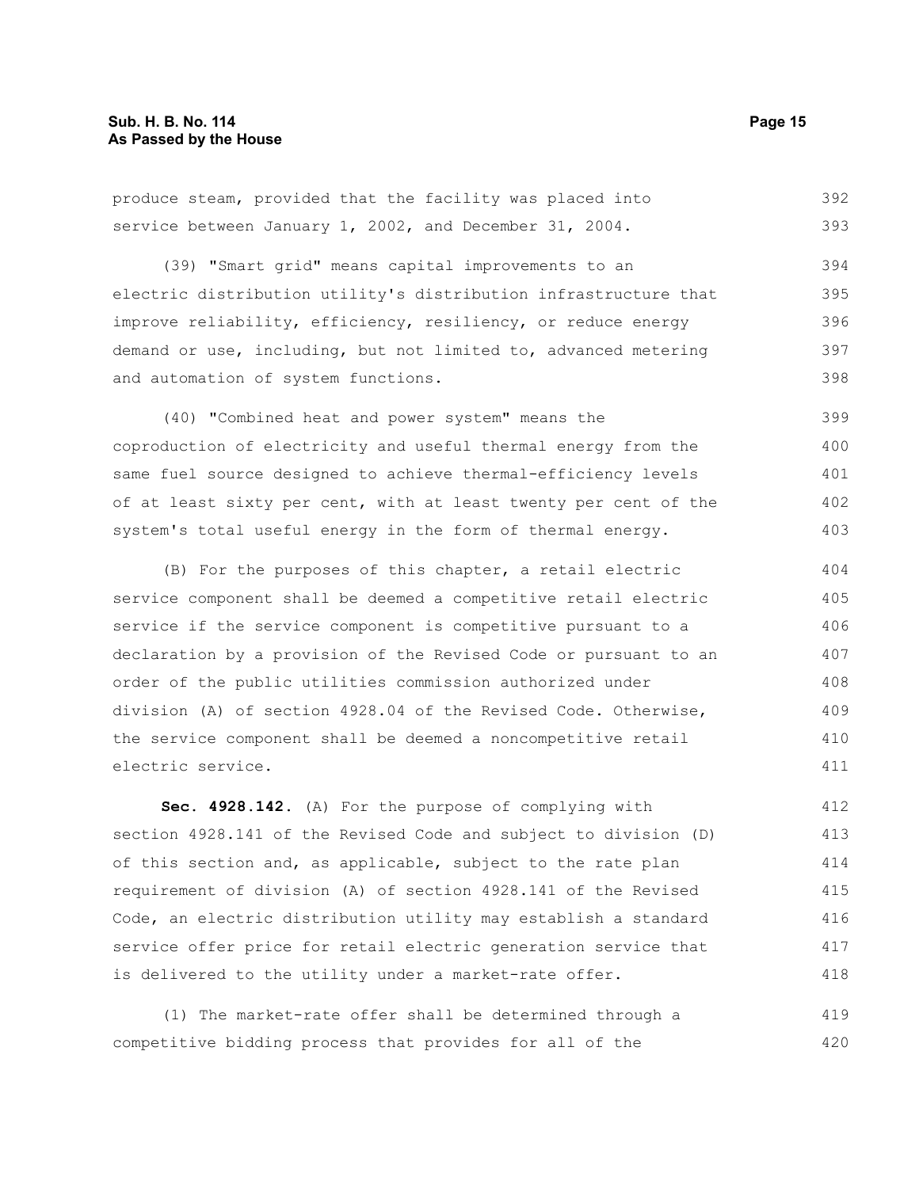produce steam, provided that the facility was placed into service between January 1, 2002, and December 31, 2004.

(39) "Smart grid" means capital improvements to an electric distribution utility's distribution infrastructure that improve reliability, efficiency, resiliency, or reduce energy demand or use, including, but not limited to, advanced metering and automation of system functions.

(40) "Combined heat and power system" means the coproduction of electricity and useful thermal energy from the same fuel source designed to achieve thermal-efficiency levels of at least sixty per cent, with at least twenty per cent of the system's total useful energy in the form of thermal energy.

(B) For the purposes of this chapter, a retail electric service component shall be deemed a competitive retail electric service if the service component is competitive pursuant to a declaration by a provision of the Revised Code or pursuant to an order of the public utilities commission authorized under division (A) of section 4928.04 of the Revised Code. Otherwise, the service component shall be deemed a noncompetitive retail electric service.

**Sec. 4928.142.** (A) For the purpose of complying with section 4928.141 of the Revised Code and subject to division (D) of this section and, as applicable, subject to the rate plan requirement of division (A) of section 4928.141 of the Revised Code, an electric distribution utility may establish a standard service offer price for retail electric generation service that is delivered to the utility under a market-rate offer.

(1) The market-rate offer shall be determined through a competitive bidding process that provides for all of the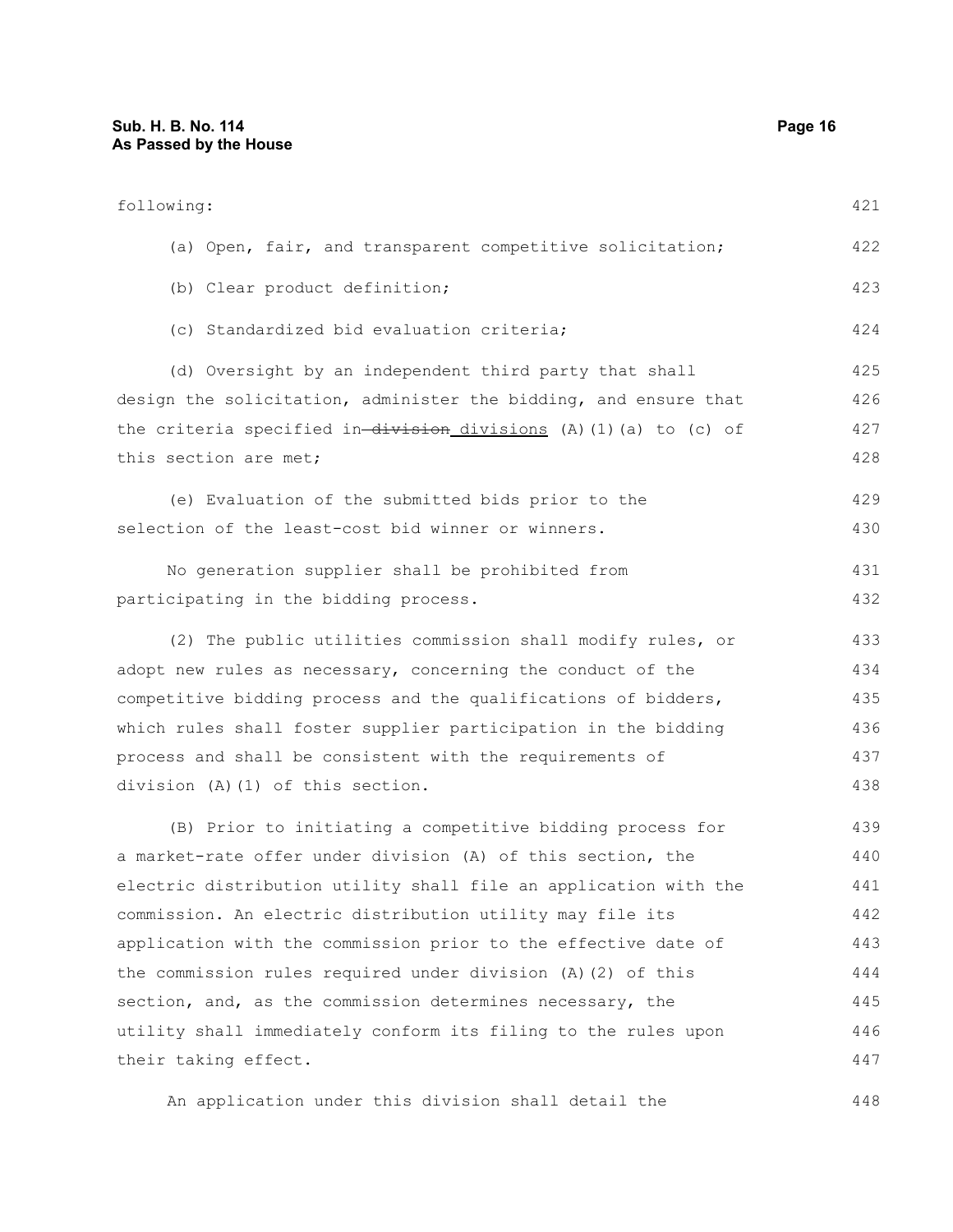following:

(a) Open, fair, and transparent competitive solicitation;

(b) Clear product definition;

(c) Standardized bid evaluation criteria;

(d) Oversight by an independent third party that shall design the solicitation, administer the bidding, and ensure that the criteria specified in ~~division~~ <u>divisions</u> (A)(1)(a) to (c) of this section are met;

(e) Evaluation of the submitted bids prior to the selection of the least-cost bid winner or winners.

No generation supplier shall be prohibited from participating in the bidding process.

(2) The public utilities commission shall modify rules, or adopt new rules as necessary, concerning the conduct of the competitive bidding process and the qualifications of bidders, which rules shall foster supplier participation in the bidding process and shall be consistent with the requirements of division (A)(1) of this section.

(B) Prior to initiating a competitive bidding process for a market-rate offer under division (A) of this section, the electric distribution utility shall file an application with the commission. An electric distribution utility may file its application with the commission prior to the effective date of the commission rules required under division (A)(2) of this section, and, as the commission determines necessary, the utility shall immediately conform its filing to the rules upon their taking effect.

An application under this division shall detail the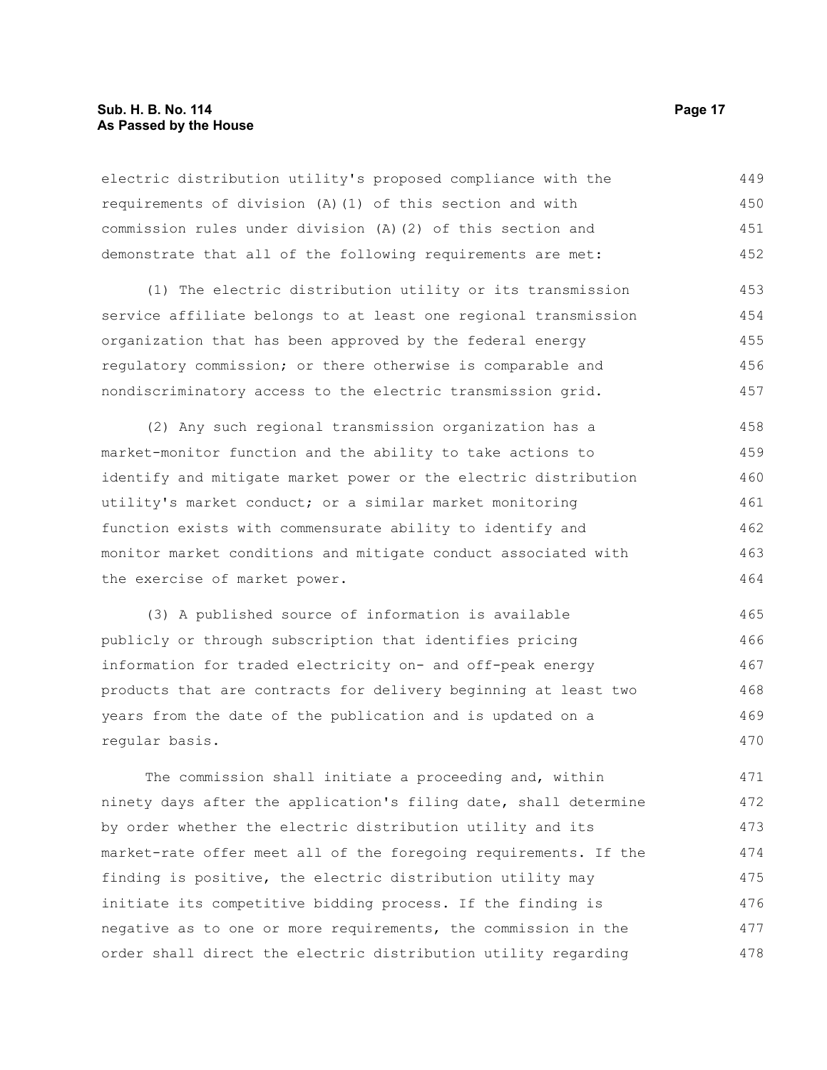electric distribution utility's proposed compliance with the requirements of division (A)(1) of this section and with commission rules under division (A)(2) of this section and demonstrate that all of the following requirements are met:

(1) The electric distribution utility or its transmission service affiliate belongs to at least one regional transmission organization that has been approved by the federal energy regulatory commission; or there otherwise is comparable and nondiscriminatory access to the electric transmission grid.

(2) Any such regional transmission organization has a market-monitor function and the ability to take actions to identify and mitigate market power or the electric distribution utility's market conduct; or a similar market monitoring function exists with commensurate ability to identify and monitor market conditions and mitigate conduct associated with the exercise of market power.

(3) A published source of information is available publicly or through subscription that identifies pricing information for traded electricity on- and off-peak energy products that are contracts for delivery beginning at least two years from the date of the publication and is updated on a regular basis.

The commission shall initiate a proceeding and, within ninety days after the application's filing date, shall determine by order whether the electric distribution utility and its market-rate offer meet all of the foregoing requirements. If the finding is positive, the electric distribution utility may initiate its competitive bidding process. If the finding is negative as to one or more requirements, the commission in the order shall direct the electric distribution utility regarding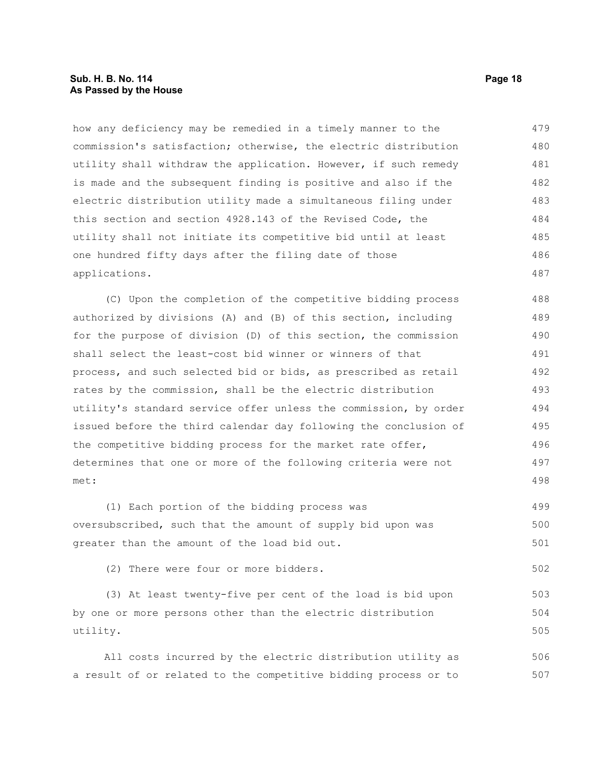how any deficiency may be remedied in a timely manner to the commission's satisfaction; otherwise, the electric distribution utility shall withdraw the application. However, if such remedy is made and the subsequent finding is positive and also if the electric distribution utility made a simultaneous filing under this section and section 4928.143 of the Revised Code, the utility shall not initiate its competitive bid until at least one hundred fifty days after the filing date of those applications.

(C) Upon the completion of the competitive bidding process authorized by divisions (A) and (B) of this section, including for the purpose of division (D) of this section, the commission shall select the least-cost bid winner or winners of that process, and such selected bid or bids, as prescribed as retail rates by the commission, shall be the electric distribution utility's standard service offer unless the commission, by order issued before the third calendar day following the conclusion of the competitive bidding process for the market rate offer, determines that one or more of the following criteria were not met:

(1) Each portion of the bidding process was oversubscribed, such that the amount of supply bid upon was greater than the amount of the load bid out.

(2) There were four or more bidders.

(3) At least twenty-five per cent of the load is bid upon by one or more persons other than the electric distribution utility.

All costs incurred by the electric distribution utility as a result of or related to the competitive bidding process or to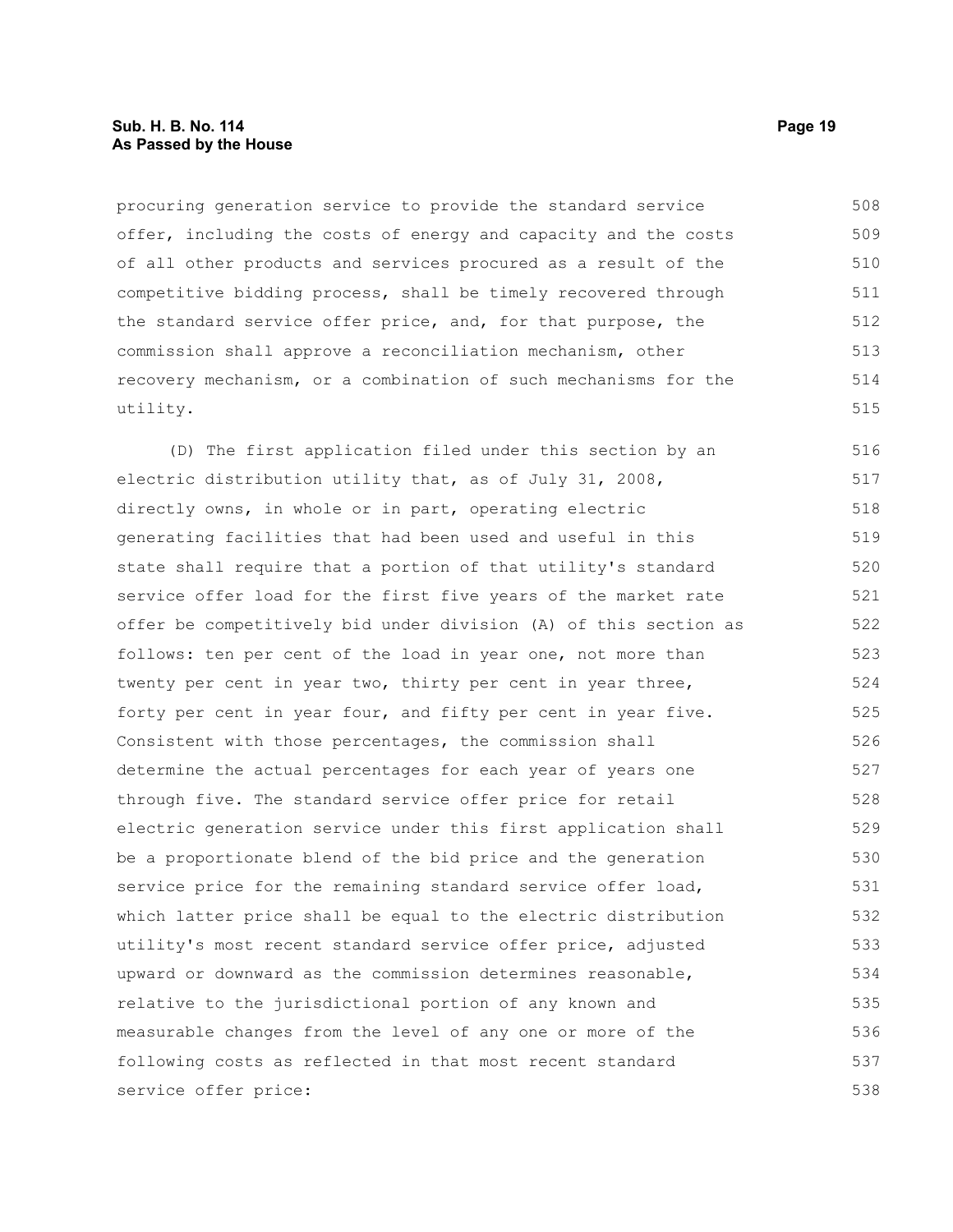procuring generation service to provide the standard service offer, including the costs of energy and capacity and the costs of all other products and services procured as a result of the competitive bidding process, shall be timely recovered through the standard service offer price, and, for that purpose, the commission shall approve a reconciliation mechanism, other recovery mechanism, or a combination of such mechanisms for the utility.

(D) The first application filed under this section by an electric distribution utility that, as of July 31, 2008, directly owns, in whole or in part, operating electric generating facilities that had been used and useful in this state shall require that a portion of that utility's standard service offer load for the first five years of the market rate offer be competitively bid under division (A) of this section as follows: ten per cent of the load in year one, not more than twenty per cent in year two, thirty per cent in year three, forty per cent in year four, and fifty per cent in year five. Consistent with those percentages, the commission shall determine the actual percentages for each year of years one through five. The standard service offer price for retail electric generation service under this first application shall be a proportionate blend of the bid price and the generation service price for the remaining standard service offer load, which latter price shall be equal to the electric distribution utility's most recent standard service offer price, adjusted upward or downward as the commission determines reasonable, relative to the jurisdictional portion of any known and measurable changes from the level of any one or more of the following costs as reflected in that most recent standard service offer price: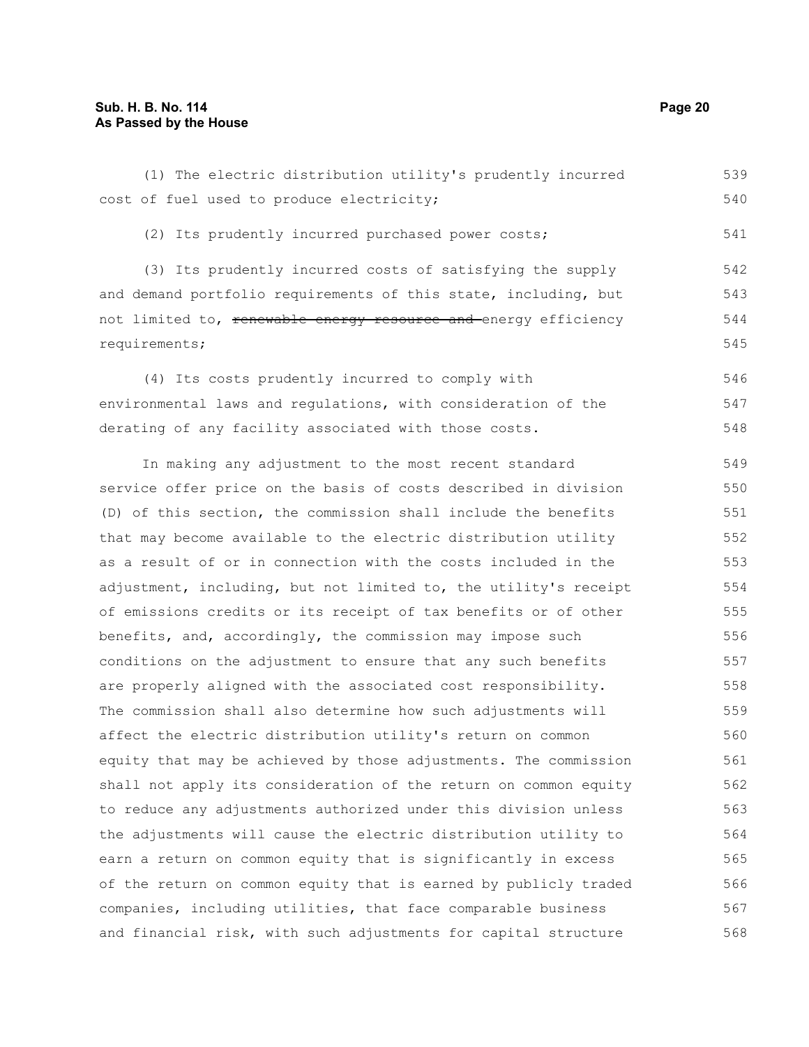(1) The electric distribution utility's prudently incurred cost of fuel used to produce electricity;

(2) Its prudently incurred purchased power costs;

(3) Its prudently incurred costs of satisfying the supply and demand portfolio requirements of this state, including, but not limited to, ~~renewable energy resource and~~ energy efficiency requirements;

(4) Its costs prudently incurred to comply with environmental laws and regulations, with consideration of the derating of any facility associated with those costs.

In making any adjustment to the most recent standard service offer price on the basis of costs described in division (D) of this section, the commission shall include the benefits that may become available to the electric distribution utility as a result of or in connection with the costs included in the adjustment, including, but not limited to, the utility's receipt of emissions credits or its receipt of tax benefits or of other benefits, and, accordingly, the commission may impose such conditions on the adjustment to ensure that any such benefits are properly aligned with the associated cost responsibility. The commission shall also determine how such adjustments will affect the electric distribution utility's return on common equity that may be achieved by those adjustments. The commission shall not apply its consideration of the return on common equity to reduce any adjustments authorized under this division unless the adjustments will cause the electric distribution utility to earn a return on common equity that is significantly in excess of the return on common equity that is earned by publicly traded companies, including utilities, that face comparable business and financial risk, with such adjustments for capital structure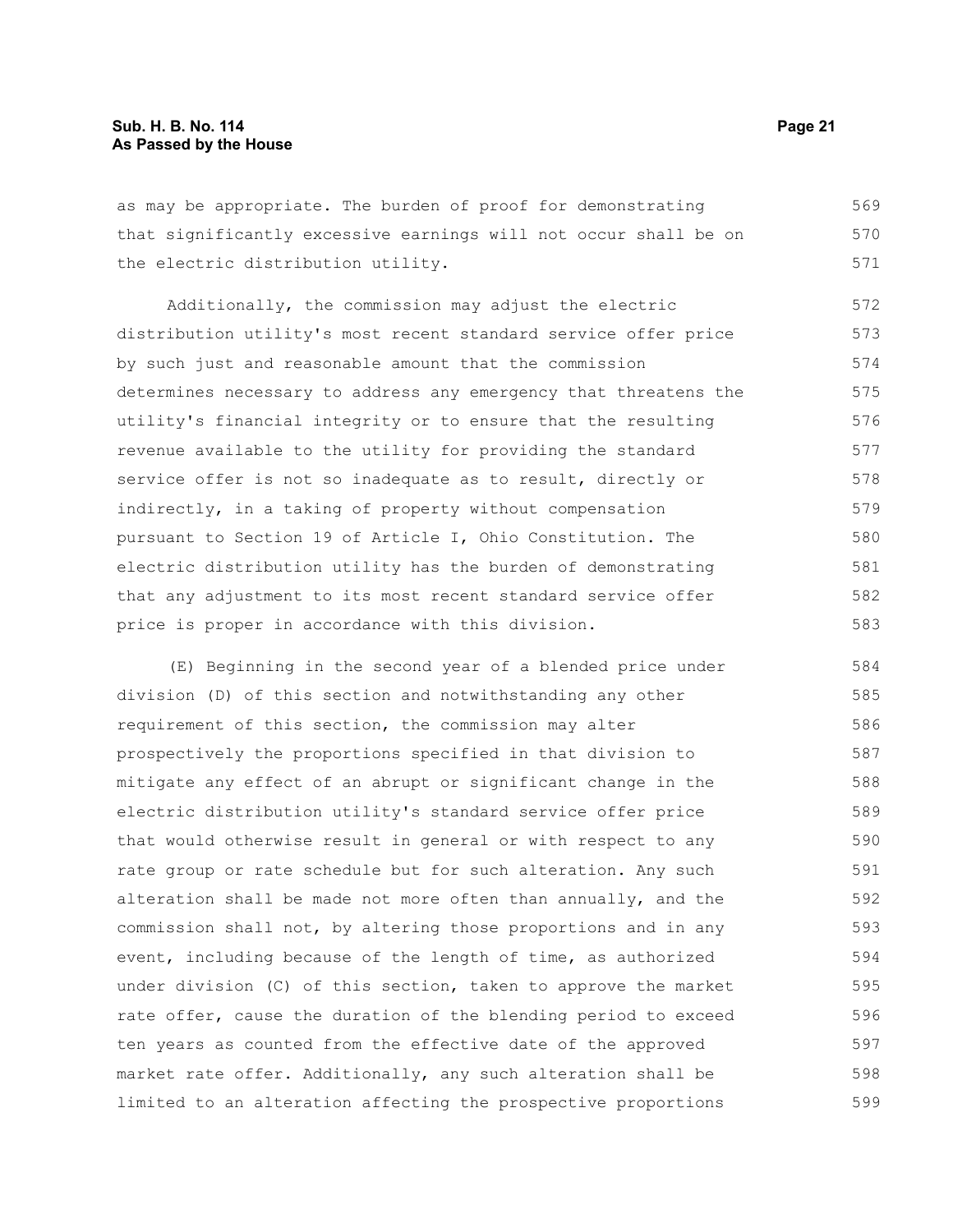as may be appropriate. The burden of proof for demonstrating that significantly excessive earnings will not occur shall be on the electric distribution utility.

Additionally, the commission may adjust the electric distribution utility's most recent standard service offer price by such just and reasonable amount that the commission determines necessary to address any emergency that threatens the utility's financial integrity or to ensure that the resulting revenue available to the utility for providing the standard service offer is not so inadequate as to result, directly or indirectly, in a taking of property without compensation pursuant to Section 19 of Article I, Ohio Constitution. The electric distribution utility has the burden of demonstrating that any adjustment to its most recent standard service offer price is proper in accordance with this division.

(E) Beginning in the second year of a blended price under division (D) of this section and notwithstanding any other requirement of this section, the commission may alter prospectively the proportions specified in that division to mitigate any effect of an abrupt or significant change in the electric distribution utility's standard service offer price that would otherwise result in general or with respect to any rate group or rate schedule but for such alteration. Any such alteration shall be made not more often than annually, and the commission shall not, by altering those proportions and in any event, including because of the length of time, as authorized under division (C) of this section, taken to approve the market rate offer, cause the duration of the blending period to exceed ten years as counted from the effective date of the approved market rate offer. Additionally, any such alteration shall be limited to an alteration affecting the prospective proportions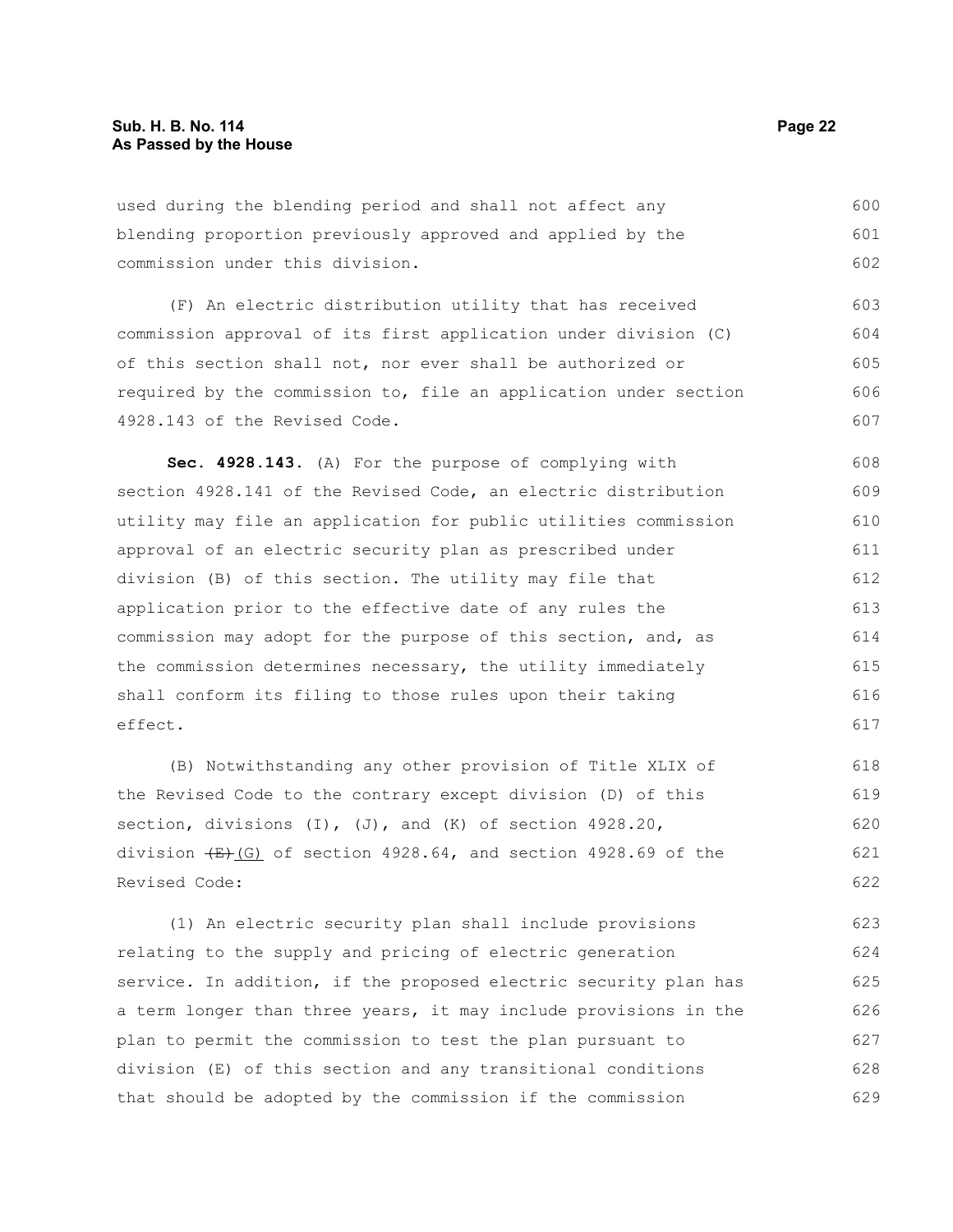used during the blending period and shall not affect any blending proportion previously approved and applied by the commission under this division.

(F) An electric distribution utility that has received commission approval of its first application under division (C) of this section shall not, nor ever shall be authorized or required by the commission to, file an application under section 4928.143 of the Revised Code.

**Sec. 4928.143.** (A) For the purpose of complying with section 4928.141 of the Revised Code, an electric distribution utility may file an application for public utilities commission approval of an electric security plan as prescribed under division (B) of this section. The utility may file that application prior to the effective date of any rules the commission may adopt for the purpose of this section, and, as the commission determines necessary, the utility immediately shall conform its filing to those rules upon their taking effect.

(B) Notwithstanding any other provision of Title XLIX of the Revised Code to the contrary except division (D) of this section, divisions (I), (J), and (K) of section 4928.20, division ~~(E)~~ (G) of section 4928.64, and section 4928.69 of the Revised Code:

(1) An electric security plan shall include provisions relating to the supply and pricing of electric generation service. In addition, if the proposed electric security plan has a term longer than three years, it may include provisions in the plan to permit the commission to test the plan pursuant to division (E) of this section and any transitional conditions that should be adopted by the commission if the commission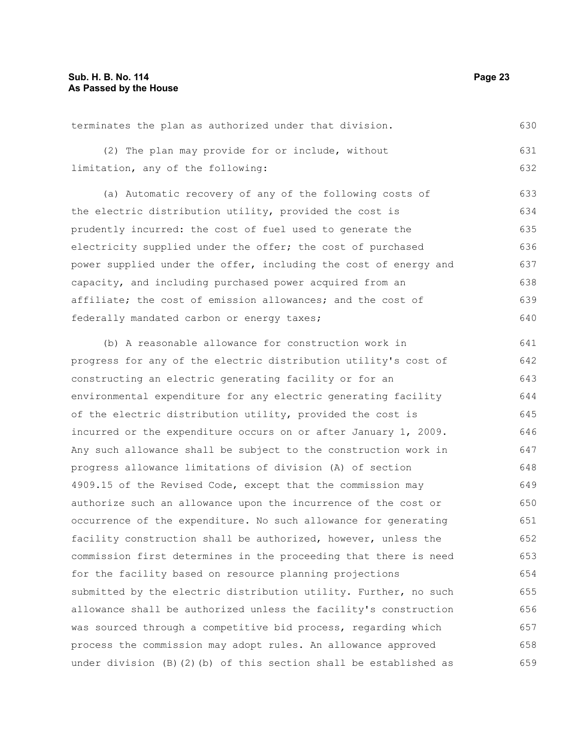terminates the plan as authorized under that division.

(2) The plan may provide for or include, without limitation, any of the following:

(a) Automatic recovery of any of the following costs of the electric distribution utility, provided the cost is prudently incurred: the cost of fuel used to generate the electricity supplied under the offer; the cost of purchased power supplied under the offer, including the cost of energy and capacity, and including purchased power acquired from an affiliate; the cost of emission allowances; and the cost of federally mandated carbon or energy taxes;

(b) A reasonable allowance for construction work in progress for any of the electric distribution utility's cost of constructing an electric generating facility or for an environmental expenditure for any electric generating facility of the electric distribution utility, provided the cost is incurred or the expenditure occurs on or after January 1, 2009. Any such allowance shall be subject to the construction work in progress allowance limitations of division (A) of section 4909.15 of the Revised Code, except that the commission may authorize such an allowance upon the incurrence of the cost or occurrence of the expenditure. No such allowance for generating facility construction shall be authorized, however, unless the commission first determines in the proceeding that there is need for the facility based on resource planning projections submitted by the electric distribution utility. Further, no such allowance shall be authorized unless the facility's construction was sourced through a competitive bid process, regarding which process the commission may adopt rules. An allowance approved under division (B)(2)(b) of this section shall be established as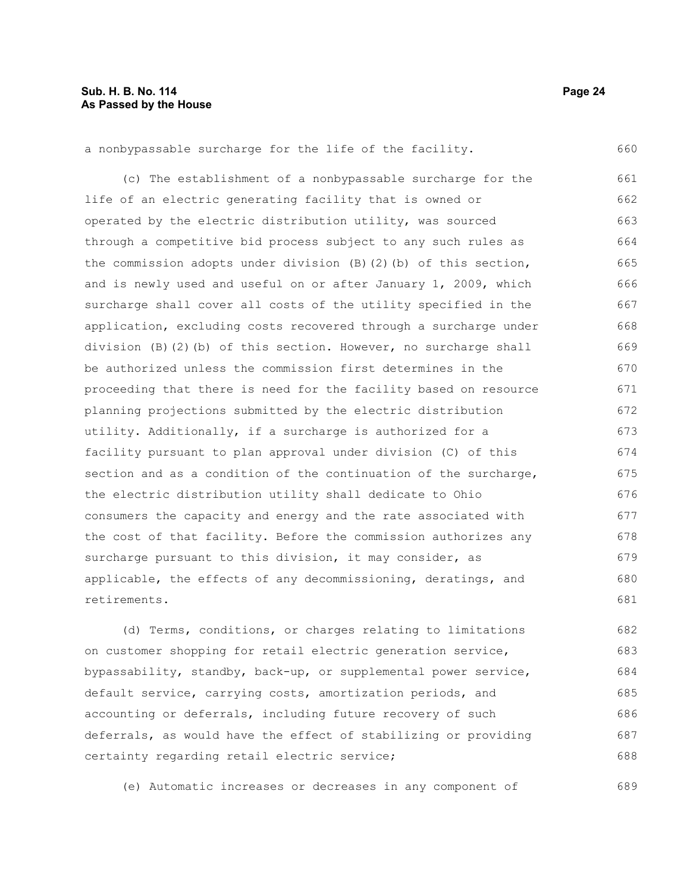a nonbypassable surcharge for the life of the facility.

(c) The establishment of a nonbypassable surcharge for the life of an electric generating facility that is owned or operated by the electric distribution utility, was sourced through a competitive bid process subject to any such rules as the commission adopts under division (B)(2)(b) of this section, and is newly used and useful on or after January 1, 2009, which surcharge shall cover all costs of the utility specified in the application, excluding costs recovered through a surcharge under division (B)(2)(b) of this section. However, no surcharge shall be authorized unless the commission first determines in the proceeding that there is need for the facility based on resource planning projections submitted by the electric distribution utility. Additionally, if a surcharge is authorized for a facility pursuant to plan approval under division (C) of this section and as a condition of the continuation of the surcharge, the electric distribution utility shall dedicate to Ohio consumers the capacity and energy and the rate associated with the cost of that facility. Before the commission authorizes any surcharge pursuant to this division, it may consider, as applicable, the effects of any decommissioning, deratings, and retirements.

(d) Terms, conditions, or charges relating to limitations on customer shopping for retail electric generation service, bypassability, standby, back-up, or supplemental power service, default service, carrying costs, amortization periods, and accounting or deferrals, including future recovery of such deferrals, as would have the effect of stabilizing or providing certainty regarding retail electric service;

(e) Automatic increases or decreases in any component of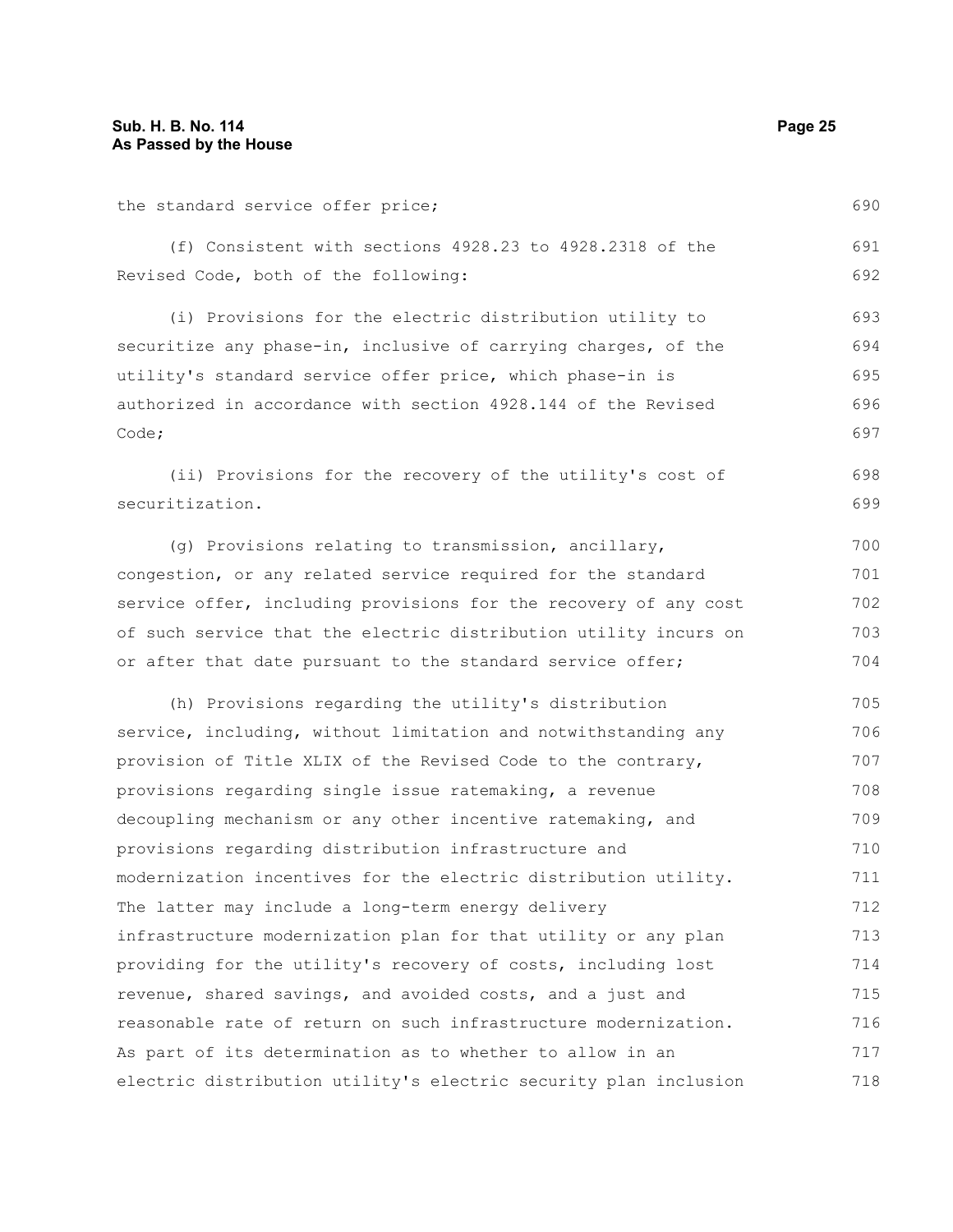the standard service offer price;

(f) Consistent with sections 4928.23 to 4928.2318 of the Revised Code, both of the following:

(i) Provisions for the electric distribution utility to securitize any phase-in, inclusive of carrying charges, of the utility's standard service offer price, which phase-in is authorized in accordance with section 4928.144 of the Revised Code;

(ii) Provisions for the recovery of the utility's cost of securitization.

(g) Provisions relating to transmission, ancillary, congestion, or any related service required for the standard service offer, including provisions for the recovery of any cost of such service that the electric distribution utility incurs on or after that date pursuant to the standard service offer;

(h) Provisions regarding the utility's distribution service, including, without limitation and notwithstanding any provision of Title XLIX of the Revised Code to the contrary, provisions regarding single issue ratemaking, a revenue decoupling mechanism or any other incentive ratemaking, and provisions regarding distribution infrastructure and modernization incentives for the electric distribution utility. The latter may include a long-term energy delivery infrastructure modernization plan for that utility or any plan providing for the utility's recovery of costs, including lost revenue, shared savings, and avoided costs, and a just and reasonable rate of return on such infrastructure modernization. As part of its determination as to whether to allow in an electric distribution utility's electric security plan inclusion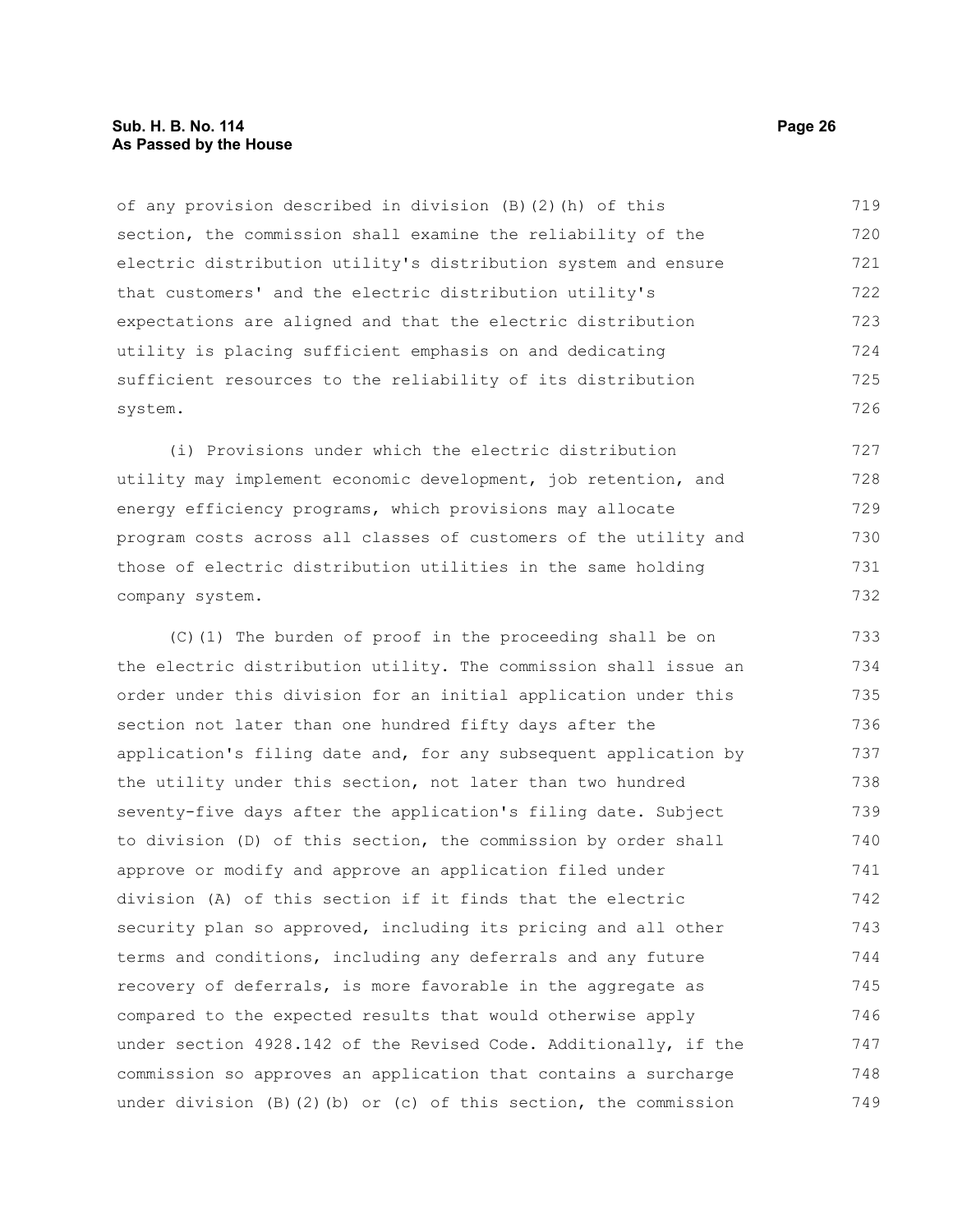of any provision described in division (B)(2)(h) of this section, the commission shall examine the reliability of the electric distribution utility's distribution system and ensure that customers' and the electric distribution utility's expectations are aligned and that the electric distribution utility is placing sufficient emphasis on and dedicating sufficient resources to the reliability of its distribution system.

(i) Provisions under which the electric distribution utility may implement economic development, job retention, and energy efficiency programs, which provisions may allocate program costs across all classes of customers of the utility and those of electric distribution utilities in the same holding company system.

(C)(1) The burden of proof in the proceeding shall be on the electric distribution utility. The commission shall issue an order under this division for an initial application under this section not later than one hundred fifty days after the application's filing date and, for any subsequent application by the utility under this section, not later than two hundred seventy-five days after the application's filing date. Subject to division (D) of this section, the commission by order shall approve or modify and approve an application filed under division (A) of this section if it finds that the electric security plan so approved, including its pricing and all other terms and conditions, including any deferrals and any future recovery of deferrals, is more favorable in the aggregate as compared to the expected results that would otherwise apply under section 4928.142 of the Revised Code. Additionally, if the commission so approves an application that contains a surcharge under division (B)(2)(b) or (c) of this section, the commission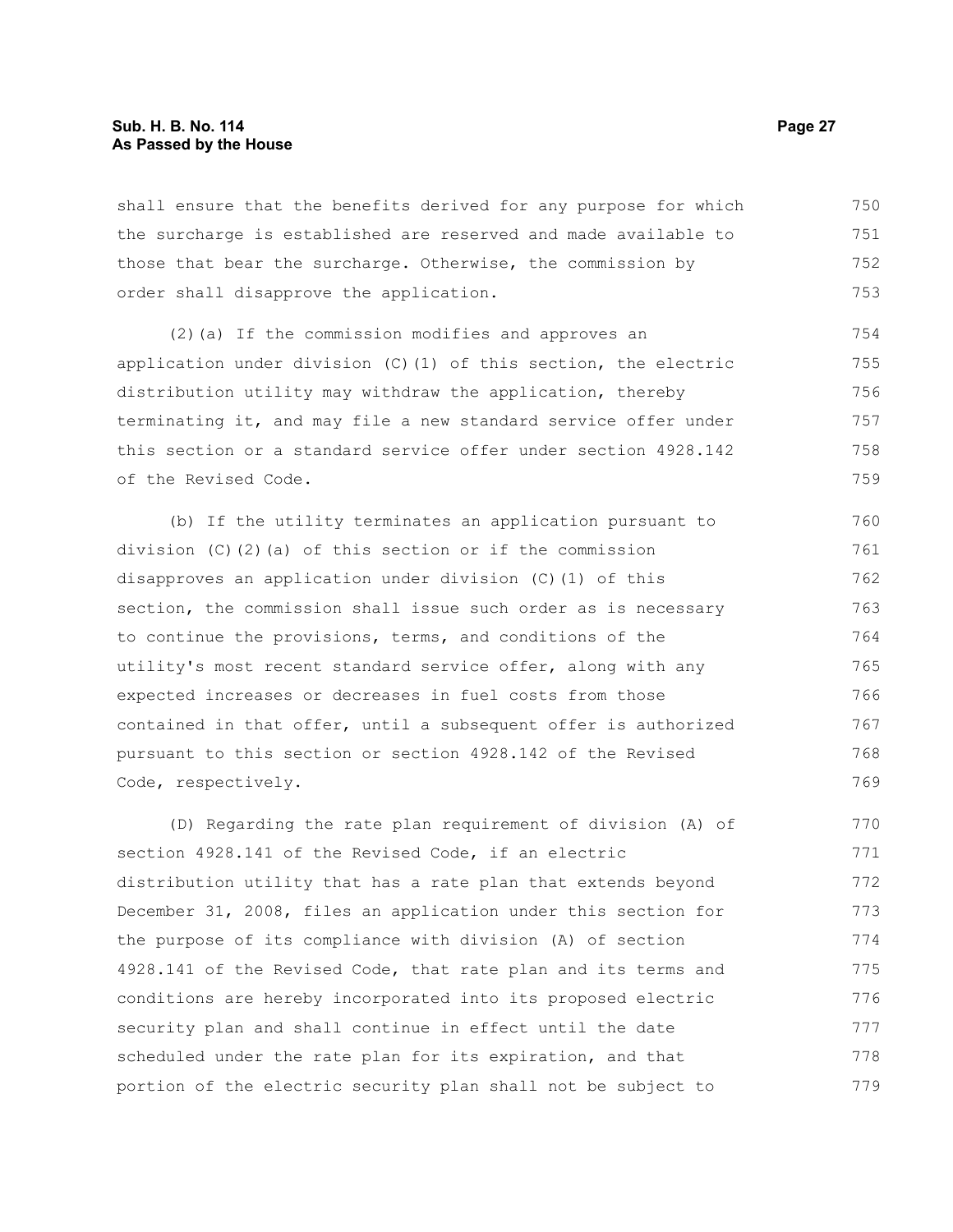shall ensure that the benefits derived for any purpose for which the surcharge is established are reserved and made available to those that bear the surcharge. Otherwise, the commission by order shall disapprove the application.

(2)(a) If the commission modifies and approves an application under division (C)(1) of this section, the electric distribution utility may withdraw the application, thereby terminating it, and may file a new standard service offer under this section or a standard service offer under section 4928.142 of the Revised Code.

(b) If the utility terminates an application pursuant to division (C)(2)(a) of this section or if the commission disapproves an application under division (C)(1) of this section, the commission shall issue such order as is necessary to continue the provisions, terms, and conditions of the utility's most recent standard service offer, along with any expected increases or decreases in fuel costs from those contained in that offer, until a subsequent offer is authorized pursuant to this section or section 4928.142 of the Revised Code, respectively.

(D) Regarding the rate plan requirement of division (A) of section 4928.141 of the Revised Code, if an electric distribution utility that has a rate plan that extends beyond December 31, 2008, files an application under this section for the purpose of its compliance with division (A) of section 4928.141 of the Revised Code, that rate plan and its terms and conditions are hereby incorporated into its proposed electric security plan and shall continue in effect until the date scheduled under the rate plan for its expiration, and that portion of the electric security plan shall not be subject to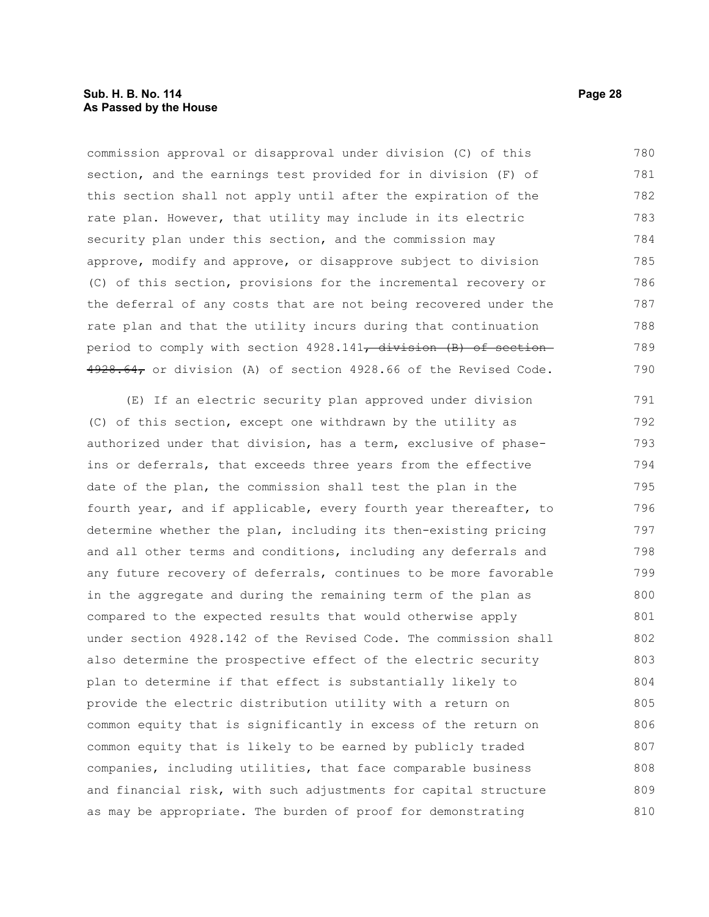commission approval or disapproval under division (C) of this section, and the earnings test provided for in division (F) of this section shall not apply until after the expiration of the rate plan. However, that utility may include in its electric security plan under this section, and the commission may approve, modify and approve, or disapprove subject to division (C) of this section, provisions for the incremental recovery or the deferral of any costs that are not being recovered under the rate plan and that the utility incurs during that continuation period to comply with section 4928.141~~, division (B) of section 4928.64,~~ or division (A) of section 4928.66 of the Revised Code.

(E) If an electric security plan approved under division (C) of this section, except one withdrawn by the utility as authorized under that division, has a term, exclusive of phase-ins or deferrals, that exceeds three years from the effective date of the plan, the commission shall test the plan in the fourth year, and if applicable, every fourth year thereafter, to determine whether the plan, including its then-existing pricing and all other terms and conditions, including any deferrals and any future recovery of deferrals, continues to be more favorable in the aggregate and during the remaining term of the plan as compared to the expected results that would otherwise apply under section 4928.142 of the Revised Code. The commission shall also determine the prospective effect of the electric security plan to determine if that effect is substantially likely to provide the electric distribution utility with a return on common equity that is significantly in excess of the return on common equity that is likely to be earned by publicly traded companies, including utilities, that face comparable business and financial risk, with such adjustments for capital structure as may be appropriate. The burden of proof for demonstrating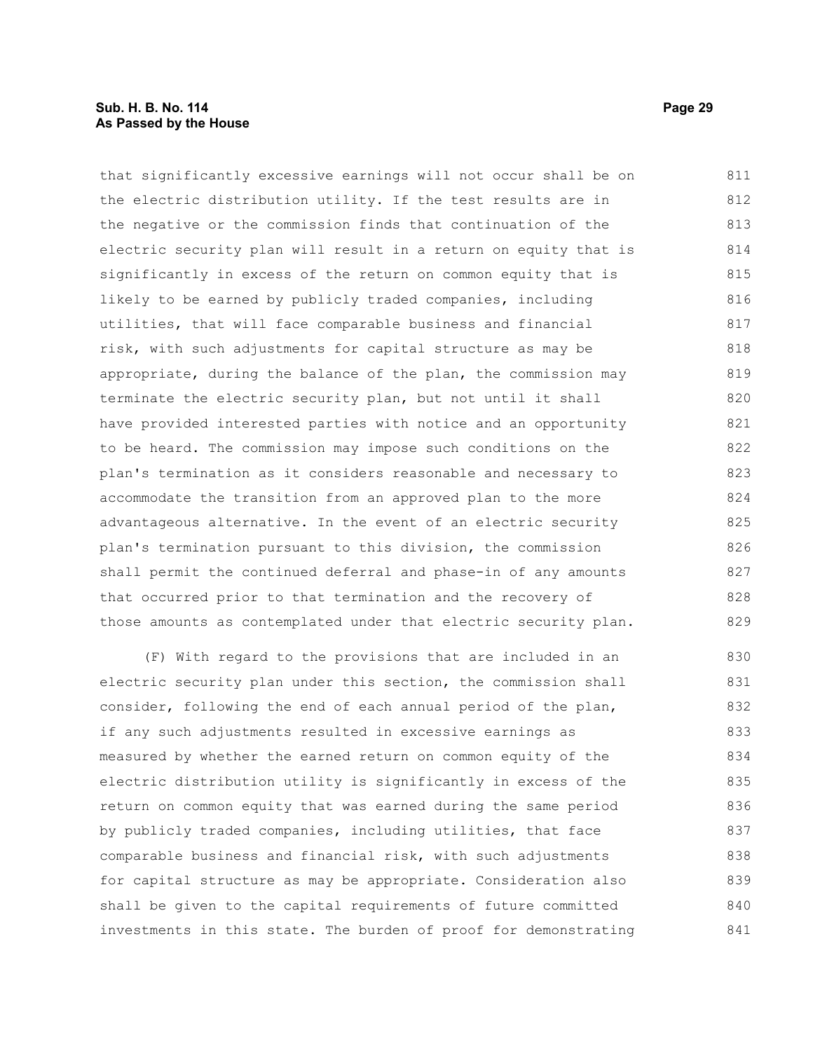that significantly excessive earnings will not occur shall be on the electric distribution utility. If the test results are in the negative or the commission finds that continuation of the electric security plan will result in a return on equity that is significantly in excess of the return on common equity that is likely to be earned by publicly traded companies, including utilities, that will face comparable business and financial risk, with such adjustments for capital structure as may be appropriate, during the balance of the plan, the commission may terminate the electric security plan, but not until it shall have provided interested parties with notice and an opportunity to be heard. The commission may impose such conditions on the plan's termination as it considers reasonable and necessary to accommodate the transition from an approved plan to the more advantageous alternative. In the event of an electric security plan's termination pursuant to this division, the commission shall permit the continued deferral and phase-in of any amounts that occurred prior to that termination and the recovery of those amounts as contemplated under that electric security plan.

(F) With regard to the provisions that are included in an electric security plan under this section, the commission shall consider, following the end of each annual period of the plan, if any such adjustments resulted in excessive earnings as measured by whether the earned return on common equity of the electric distribution utility is significantly in excess of the return on common equity that was earned during the same period by publicly traded companies, including utilities, that face comparable business and financial risk, with such adjustments for capital structure as may be appropriate. Consideration also shall be given to the capital requirements of future committed investments in this state. The burden of proof for demonstrating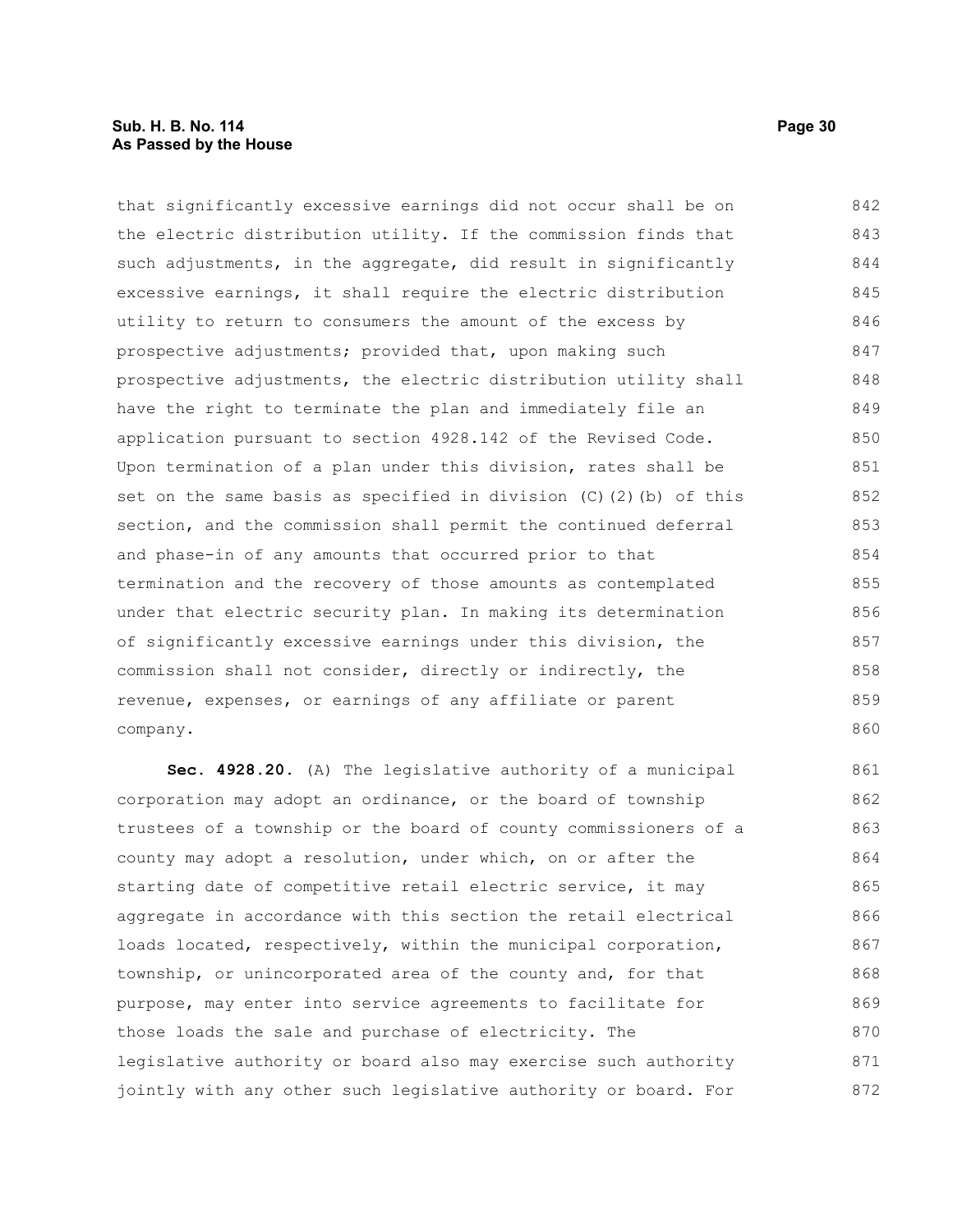that significantly excessive earnings did not occur shall be on the electric distribution utility. If the commission finds that such adjustments, in the aggregate, did result in significantly excessive earnings, it shall require the electric distribution utility to return to consumers the amount of the excess by prospective adjustments; provided that, upon making such prospective adjustments, the electric distribution utility shall have the right to terminate the plan and immediately file an application pursuant to section 4928.142 of the Revised Code. Upon termination of a plan under this division, rates shall be set on the same basis as specified in division (C)(2)(b) of this section, and the commission shall permit the continued deferral and phase-in of any amounts that occurred prior to that termination and the recovery of those amounts as contemplated under that electric security plan. In making its determination of significantly excessive earnings under this division, the commission shall not consider, directly or indirectly, the revenue, expenses, or earnings of any affiliate or parent company.

**Sec. 4928.20.** (A) The legislative authority of a municipal corporation may adopt an ordinance, or the board of township trustees of a township or the board of county commissioners of a county may adopt a resolution, under which, on or after the starting date of competitive retail electric service, it may aggregate in accordance with this section the retail electrical loads located, respectively, within the municipal corporation, township, or unincorporated area of the county and, for that purpose, may enter into service agreements to facilitate for those loads the sale and purchase of electricity. The legislative authority or board also may exercise such authority jointly with any other such legislative authority or board. For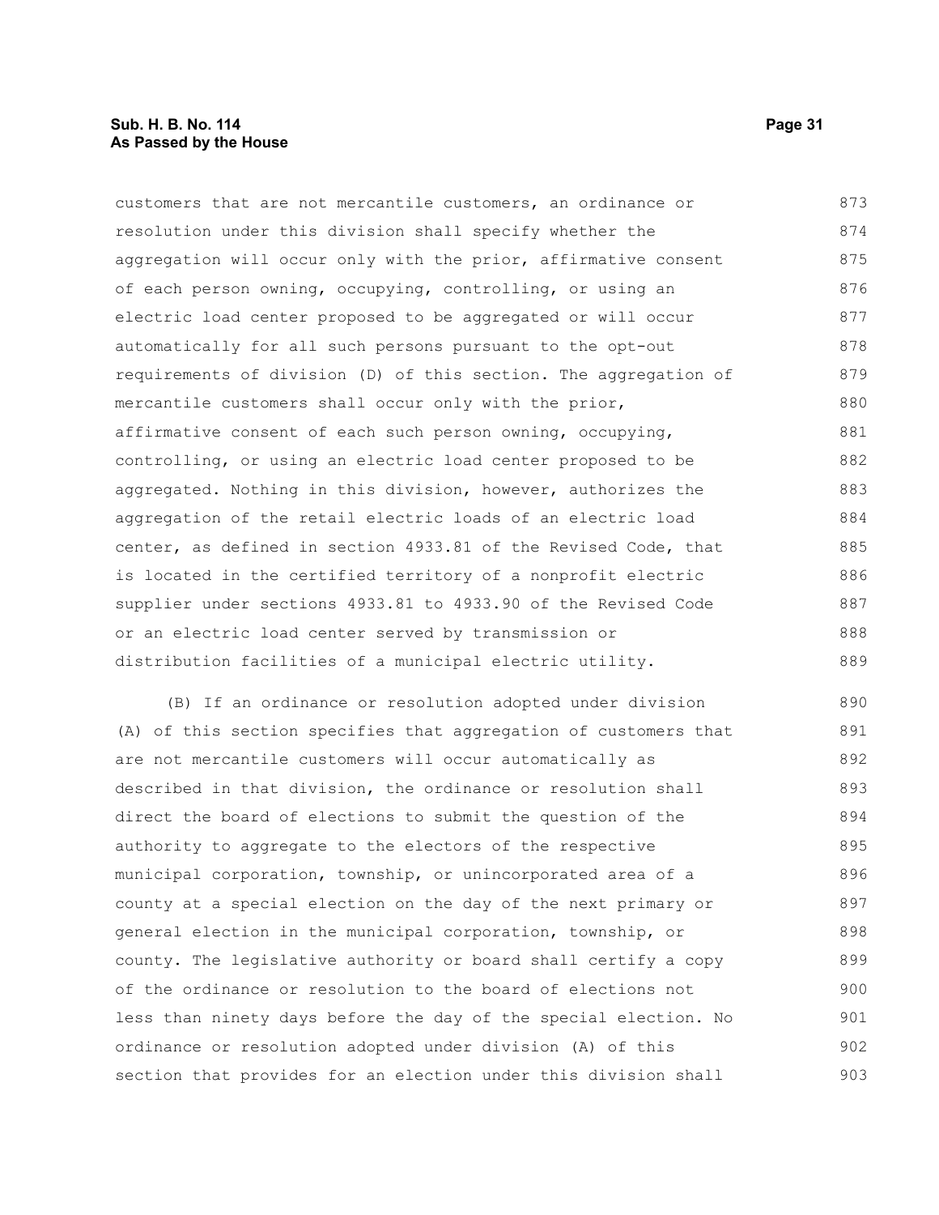customers that are not mercantile customers, an ordinance or resolution under this division shall specify whether the aggregation will occur only with the prior, affirmative consent of each person owning, occupying, controlling, or using an electric load center proposed to be aggregated or will occur automatically for all such persons pursuant to the opt-out requirements of division (D) of this section. The aggregation of mercantile customers shall occur only with the prior, affirmative consent of each such person owning, occupying, controlling, or using an electric load center proposed to be aggregated. Nothing in this division, however, authorizes the aggregation of the retail electric loads of an electric load center, as defined in section 4933.81 of the Revised Code, that is located in the certified territory of a nonprofit electric supplier under sections 4933.81 to 4933.90 of the Revised Code or an electric load center served by transmission or distribution facilities of a municipal electric utility.

(B) If an ordinance or resolution adopted under division (A) of this section specifies that aggregation of customers that are not mercantile customers will occur automatically as described in that division, the ordinance or resolution shall direct the board of elections to submit the question of the authority to aggregate to the electors of the respective municipal corporation, township, or unincorporated area of a county at a special election on the day of the next primary or general election in the municipal corporation, township, or county. The legislative authority or board shall certify a copy of the ordinance or resolution to the board of elections not less than ninety days before the day of the special election. No ordinance or resolution adopted under division (A) of this section that provides for an election under this division shall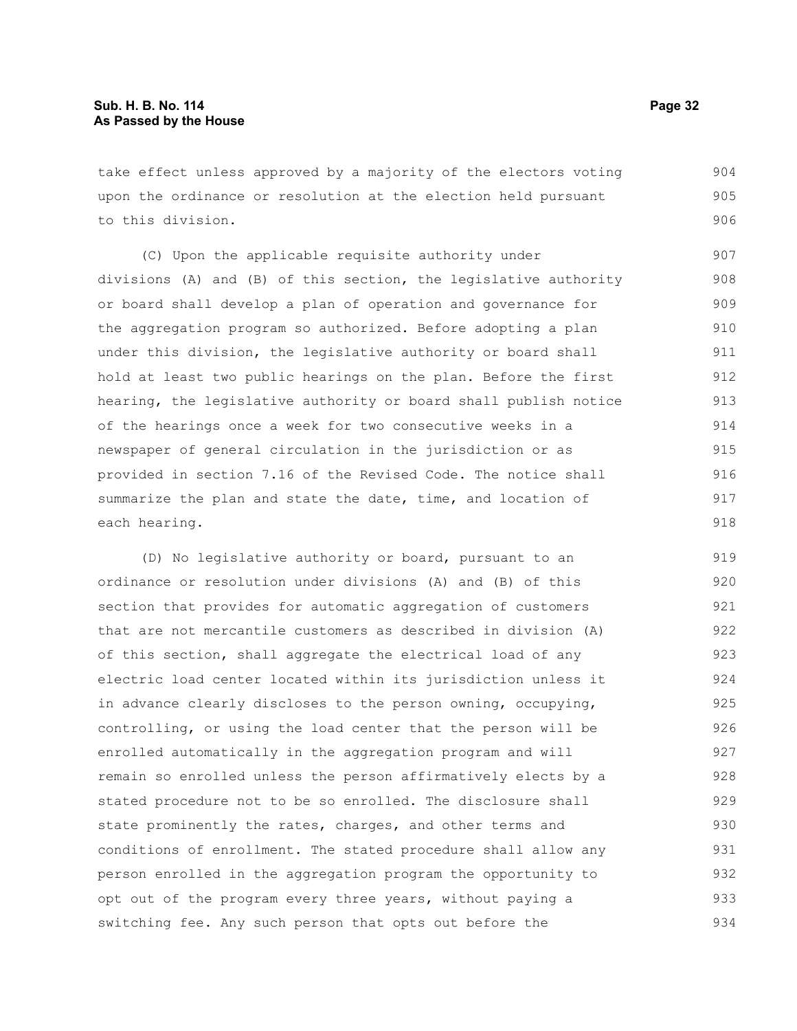take effect unless approved by a majority of the electors voting upon the ordinance or resolution at the election held pursuant to this division.

(C) Upon the applicable requisite authority under divisions (A) and (B) of this section, the legislative authority or board shall develop a plan of operation and governance for the aggregation program so authorized. Before adopting a plan under this division, the legislative authority or board shall hold at least two public hearings on the plan. Before the first hearing, the legislative authority or board shall publish notice of the hearings once a week for two consecutive weeks in a newspaper of general circulation in the jurisdiction or as provided in section 7.16 of the Revised Code. The notice shall summarize the plan and state the date, time, and location of each hearing.

(D) No legislative authority or board, pursuant to an ordinance or resolution under divisions (A) and (B) of this section that provides for automatic aggregation of customers that are not mercantile customers as described in division (A) of this section, shall aggregate the electrical load of any electric load center located within its jurisdiction unless it in advance clearly discloses to the person owning, occupying, controlling, or using the load center that the person will be enrolled automatically in the aggregation program and will remain so enrolled unless the person affirmatively elects by a stated procedure not to be so enrolled. The disclosure shall state prominently the rates, charges, and other terms and conditions of enrollment. The stated procedure shall allow any person enrolled in the aggregation program the opportunity to opt out of the program every three years, without paying a switching fee. Any such person that opts out before the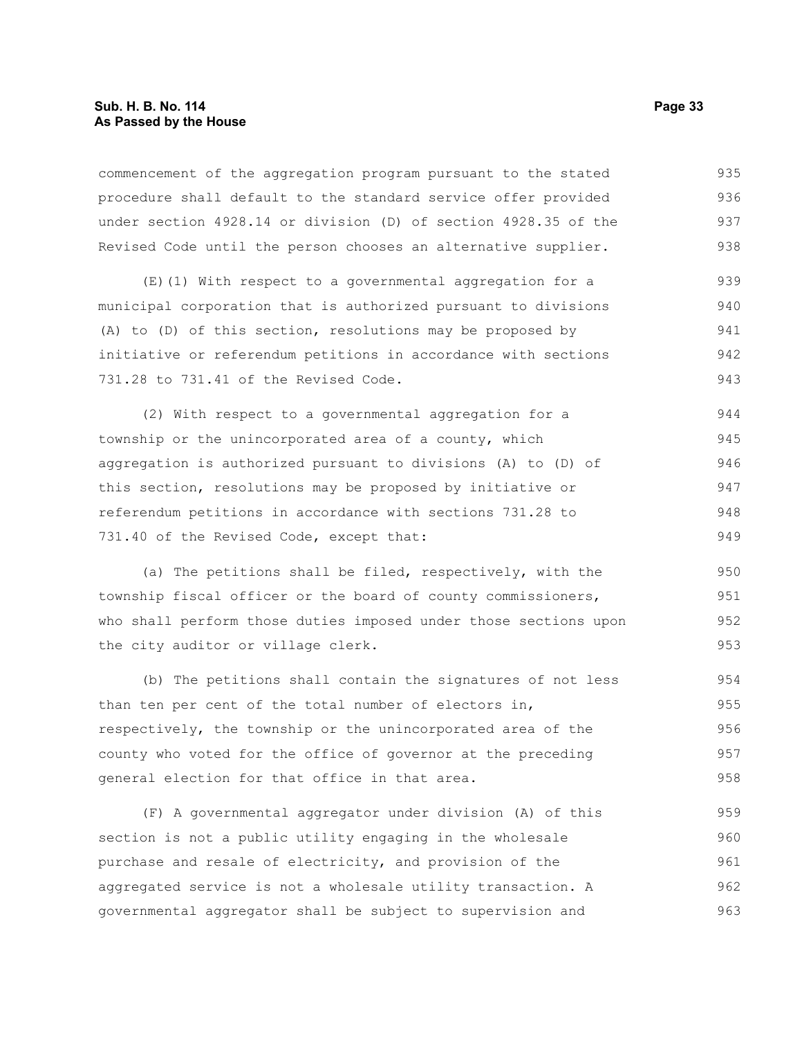commencement of the aggregation program pursuant to the stated procedure shall default to the standard service offer provided under section 4928.14 or division (D) of section 4928.35 of the Revised Code until the person chooses an alternative supplier.

(E)(1) With respect to a governmental aggregation for a municipal corporation that is authorized pursuant to divisions (A) to (D) of this section, resolutions may be proposed by initiative or referendum petitions in accordance with sections 731.28 to 731.41 of the Revised Code.

(2) With respect to a governmental aggregation for a township or the unincorporated area of a county, which aggregation is authorized pursuant to divisions (A) to (D) of this section, resolutions may be proposed by initiative or referendum petitions in accordance with sections 731.28 to 731.40 of the Revised Code, except that:

(a) The petitions shall be filed, respectively, with the township fiscal officer or the board of county commissioners, who shall perform those duties imposed under those sections upon the city auditor or village clerk.

(b) The petitions shall contain the signatures of not less than ten per cent of the total number of electors in, respectively, the township or the unincorporated area of the county who voted for the office of governor at the preceding general election for that office in that area.

(F) A governmental aggregator under division (A) of this section is not a public utility engaging in the wholesale purchase and resale of electricity, and provision of the aggregated service is not a wholesale utility transaction. A governmental aggregator shall be subject to supervision and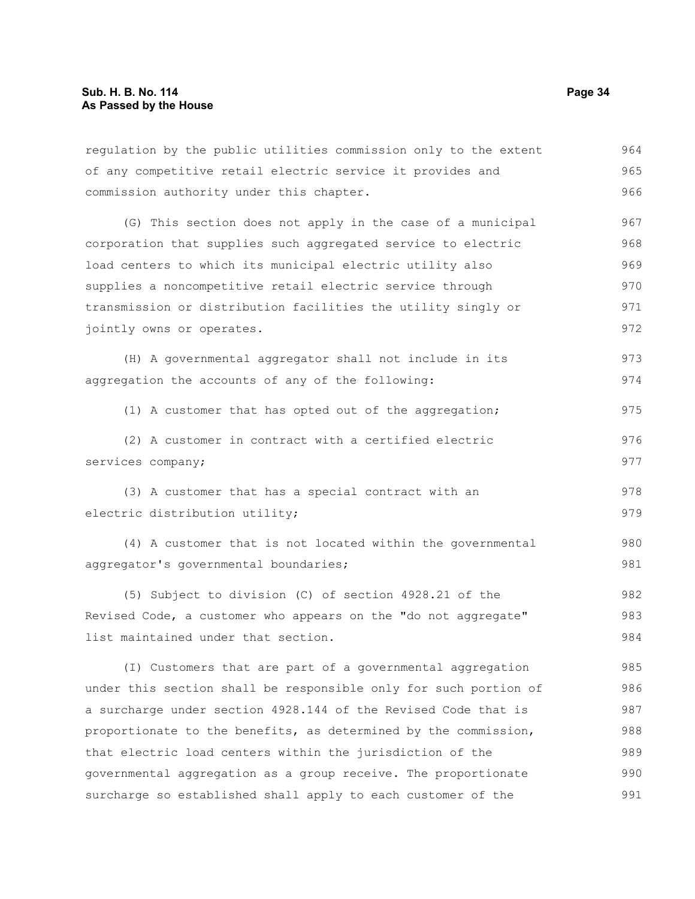regulation by the public utilities commission only to the extent of any competitive retail electric service it provides and commission authority under this chapter.

(G) This section does not apply in the case of a municipal corporation that supplies such aggregated service to electric load centers to which its municipal electric utility also supplies a noncompetitive retail electric service through transmission or distribution facilities the utility singly or jointly owns or operates.

(H) A governmental aggregator shall not include in its aggregation the accounts of any of the following:

(1) A customer that has opted out of the aggregation;

(2) A customer in contract with a certified electric services company;

(3) A customer that has a special contract with an electric distribution utility;

(4) A customer that is not located within the governmental aggregator's governmental boundaries;

(5) Subject to division (C) of section 4928.21 of the Revised Code, a customer who appears on the "do not aggregate" list maintained under that section.

(I) Customers that are part of a governmental aggregation under this section shall be responsible only for such portion of a surcharge under section 4928.144 of the Revised Code that is proportionate to the benefits, as determined by the commission, that electric load centers within the jurisdiction of the governmental aggregation as a group receive. The proportionate surcharge so established shall apply to each customer of the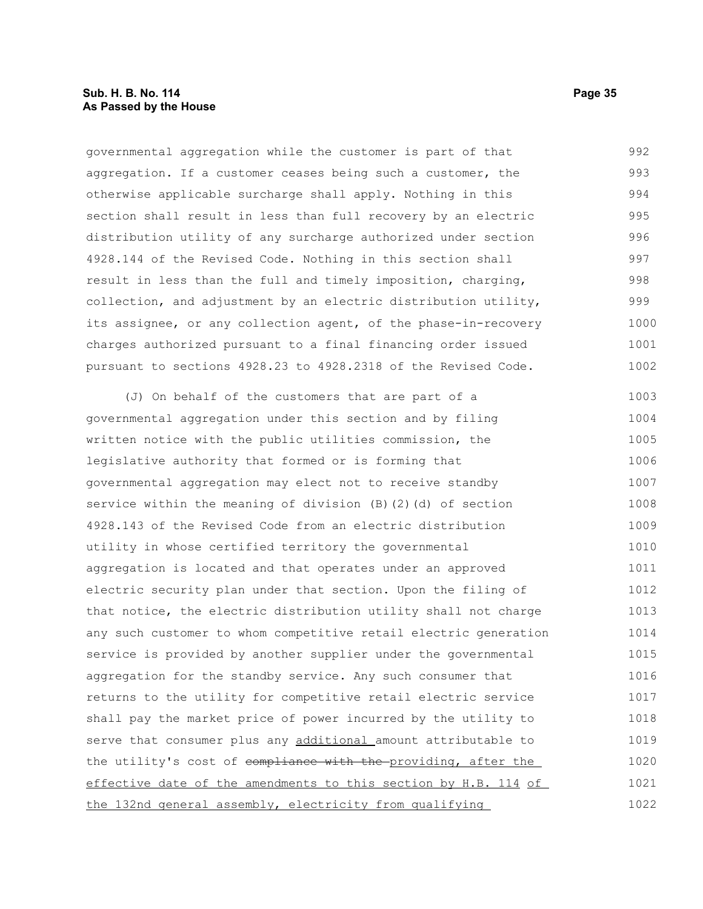governmental aggregation while the customer is part of that aggregation. If a customer ceases being such a customer, the otherwise applicable surcharge shall apply. Nothing in this section shall result in less than full recovery by an electric distribution utility of any surcharge authorized under section 4928.144 of the Revised Code. Nothing in this section shall result in less than the full and timely imposition, charging, collection, and adjustment by an electric distribution utility, its assignee, or any collection agent, of the phase-in-recovery charges authorized pursuant to a final financing order issued pursuant to sections 4928.23 to 4928.2318 of the Revised Code.

(J) On behalf of the customers that are part of a governmental aggregation under this section and by filing written notice with the public utilities commission, the legislative authority that formed or is forming that governmental aggregation may elect not to receive standby service within the meaning of division (B)(2)(d) of section 4928.143 of the Revised Code from an electric distribution utility in whose certified territory the governmental aggregation is located and that operates under an approved electric security plan under that section. Upon the filing of that notice, the electric distribution utility shall not charge any such customer to whom competitive retail electric generation service is provided by another supplier under the governmental aggregation for the standby service. Any such consumer that returns to the utility for competitive retail electric service shall pay the market price of power incurred by the utility to serve that consumer plus any additional amount attributable to the utility's cost of ~~compliance with the~~ providing, after the effective date of the amendments to this section by H.B. 114 of the 132nd general assembly, electricity from qualifying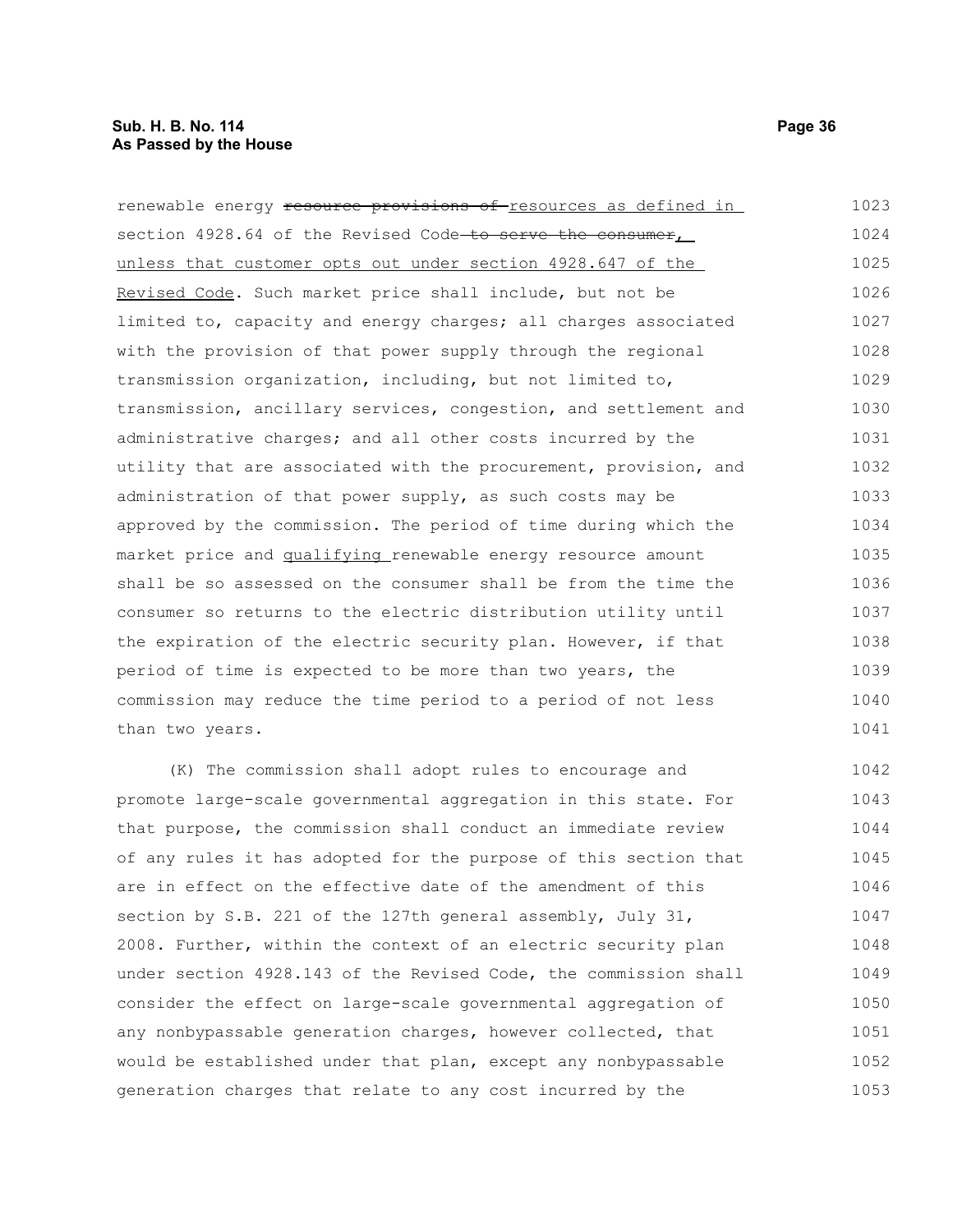renewable energy ~~resource provisions of~~ resources as defined in section 4928.64 of the Revised Code ~~to serve the consumer~~, unless that customer opts out under section 4928.647 of the Revised Code. Such market price shall include, but not be limited to, capacity and energy charges; all charges associated with the provision of that power supply through the regional transmission organization, including, but not limited to, transmission, ancillary services, congestion, and settlement and administrative charges; and all other costs incurred by the utility that are associated with the procurement, provision, and administration of that power supply, as such costs may be approved by the commission. The period of time during which the market price and qualifying renewable energy resource amount shall be so assessed on the consumer shall be from the time the consumer so returns to the electric distribution utility until the expiration of the electric security plan. However, if that period of time is expected to be more than two years, the commission may reduce the time period to a period of not less than two years.

(K) The commission shall adopt rules to encourage and promote large-scale governmental aggregation in this state. For that purpose, the commission shall conduct an immediate review of any rules it has adopted for the purpose of this section that are in effect on the effective date of the amendment of this section by S.B. 221 of the 127th general assembly, July 31, 2008. Further, within the context of an electric security plan under section 4928.143 of the Revised Code, the commission shall consider the effect on large-scale governmental aggregation of any nonbypassable generation charges, however collected, that would be established under that plan, except any nonbypassable generation charges that relate to any cost incurred by the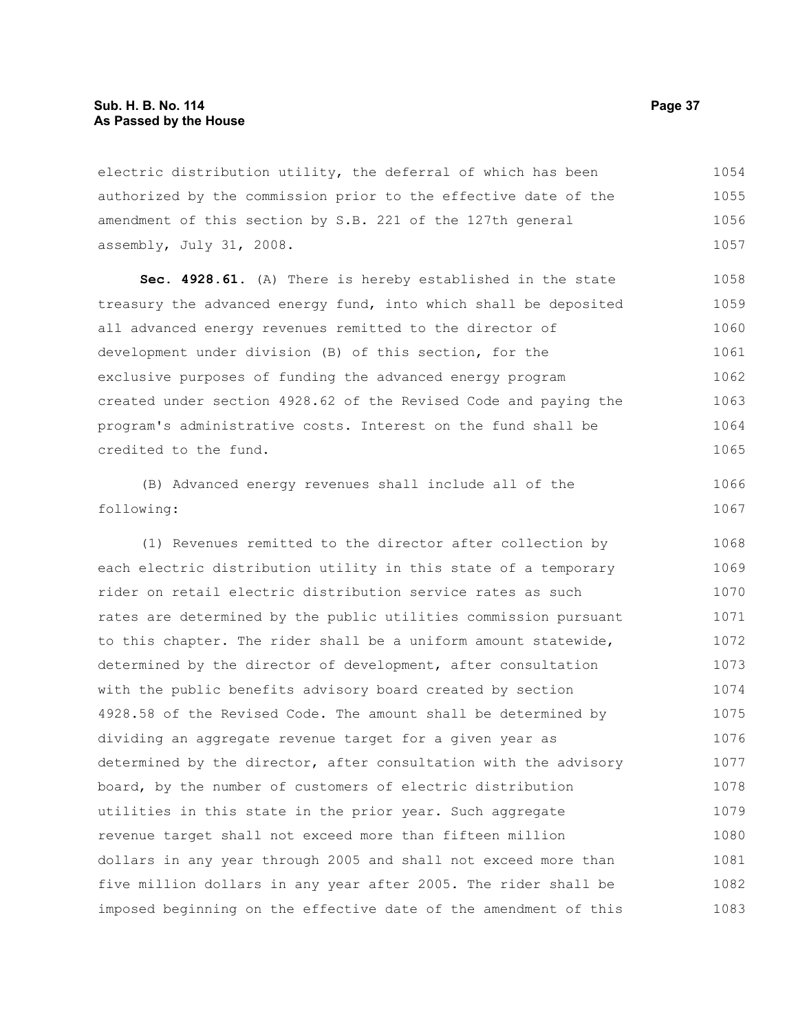electric distribution utility, the deferral of which has been authorized by the commission prior to the effective date of the amendment of this section by S.B. 221 of the 127th general assembly, July 31, 2008.

**Sec. 4928.61.** (A) There is hereby established in the state treasury the advanced energy fund, into which shall be deposited all advanced energy revenues remitted to the director of development under division (B) of this section, for the exclusive purposes of funding the advanced energy program created under section 4928.62 of the Revised Code and paying the program's administrative costs. Interest on the fund shall be credited to the fund.

(B) Advanced energy revenues shall include all of the following:

(1) Revenues remitted to the director after collection by each electric distribution utility in this state of a temporary rider on retail electric distribution service rates as such rates are determined by the public utilities commission pursuant to this chapter. The rider shall be a uniform amount statewide, determined by the director of development, after consultation with the public benefits advisory board created by section 4928.58 of the Revised Code. The amount shall be determined by dividing an aggregate revenue target for a given year as determined by the director, after consultation with the advisory board, by the number of customers of electric distribution utilities in this state in the prior year. Such aggregate revenue target shall not exceed more than fifteen million dollars in any year through 2005 and shall not exceed more than five million dollars in any year after 2005. The rider shall be imposed beginning on the effective date of the amendment of this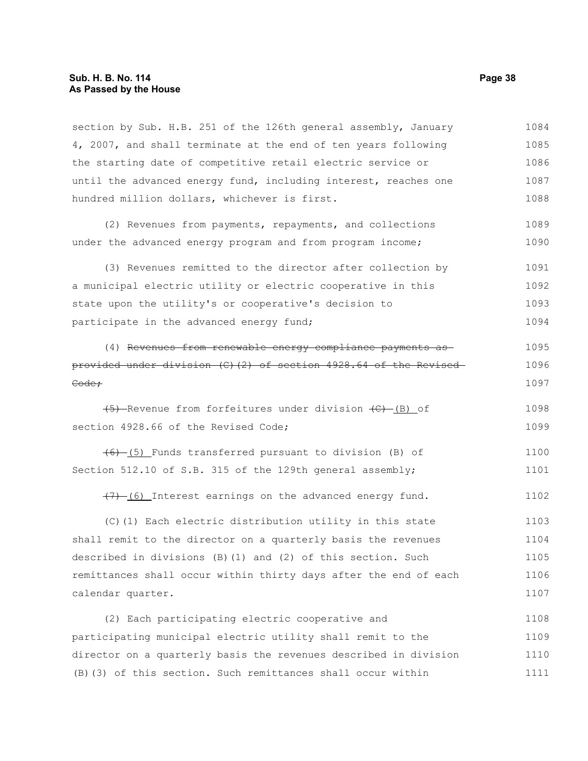section by Sub. H.B. 251 of the 126th general assembly, January 4, 2007, and shall terminate at the end of ten years following the starting date of competitive retail electric service or until the advanced energy fund, including interest, reaches one hundred million dollars, whichever is first.

(2) Revenues from payments, repayments, and collections under the advanced energy program and from program income;

(3) Revenues remitted to the director after collection by a municipal electric utility or electric cooperative in this state upon the utility's or cooperative's decision to participate in the advanced energy fund;

(4) ~~Revenues from renewable energy compliance payments as provided under division (C)(2) of section 4928.64 of the Revised Code;~~

~~(5)~~ Revenue from forfeitures under division ~~(C)~~ (B) of section 4928.66 of the Revised Code;

~~(6)~~ (5) Funds transferred pursuant to division (B) of Section 512.10 of S.B. 315 of the 129th general assembly;

~~(7)~~ (6) Interest earnings on the advanced energy fund.

(C)(1) Each electric distribution utility in this state shall remit to the director on a quarterly basis the revenues described in divisions (B)(1) and (2) of this section. Such remittances shall occur within thirty days after the end of each calendar quarter.

(2) Each participating electric cooperative and participating municipal electric utility shall remit to the director on a quarterly basis the revenues described in division (B)(3) of this section. Such remittances shall occur within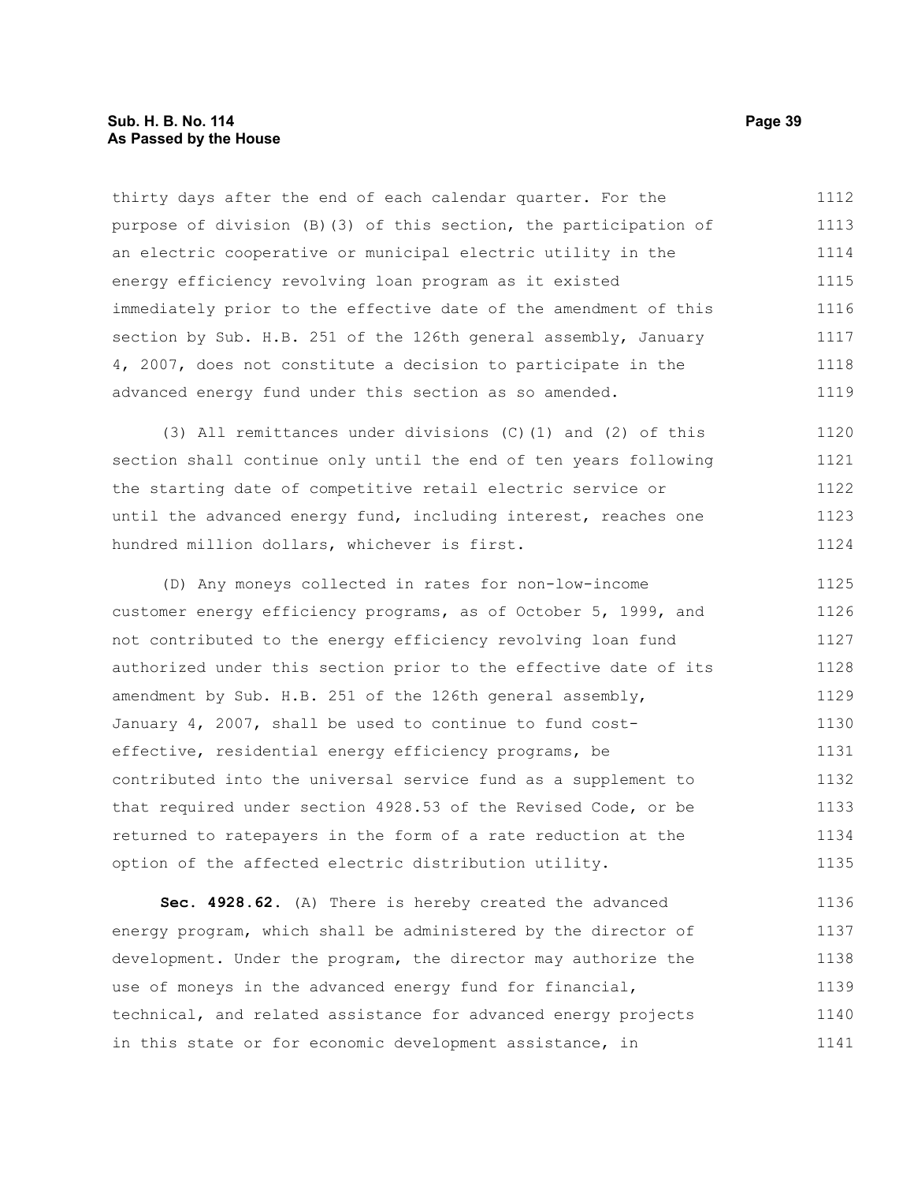thirty days after the end of each calendar quarter. For the purpose of division (B)(3) of this section, the participation of an electric cooperative or municipal electric utility in the energy efficiency revolving loan program as it existed immediately prior to the effective date of the amendment of this section by Sub. H.B. 251 of the 126th general assembly, January 4, 2007, does not constitute a decision to participate in the advanced energy fund under this section as so amended.

(3) All remittances under divisions (C)(1) and (2) of this section shall continue only until the end of ten years following the starting date of competitive retail electric service or until the advanced energy fund, including interest, reaches one hundred million dollars, whichever is first.

(D) Any moneys collected in rates for non-low-income customer energy efficiency programs, as of October 5, 1999, and not contributed to the energy efficiency revolving loan fund authorized under this section prior to the effective date of its amendment by Sub. H.B. 251 of the 126th general assembly, January 4, 2007, shall be used to continue to fund cost-effective, residential energy efficiency programs, be contributed into the universal service fund as a supplement to that required under section 4928.53 of the Revised Code, or be returned to ratepayers in the form of a rate reduction at the option of the affected electric distribution utility.

**Sec. 4928.62.** (A) There is hereby created the advanced energy program, which shall be administered by the director of development. Under the program, the director may authorize the use of moneys in the advanced energy fund for financial, technical, and related assistance for advanced energy projects in this state or for economic development assistance, in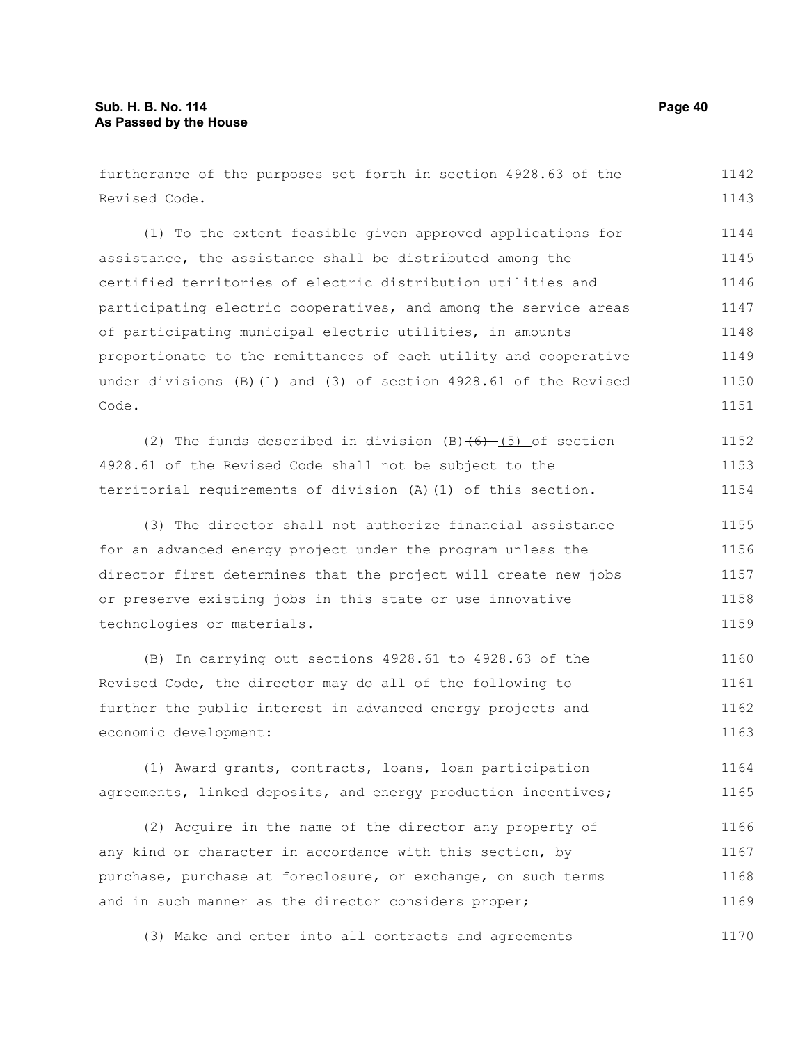furtherance of the purposes set forth in section 4928.63 of the Revised Code.

(1) To the extent feasible given approved applications for assistance, the assistance shall be distributed among the certified territories of electric distribution utilities and participating electric cooperatives, and among the service areas of participating municipal electric utilities, in amounts proportionate to the remittances of each utility and cooperative under divisions (B)(1) and (3) of section 4928.61 of the Revised Code.

(2) The funds described in division (B) ~~(6)~~ (5) of section 4928.61 of the Revised Code shall not be subject to the territorial requirements of division (A)(1) of this section.

(3) The director shall not authorize financial assistance for an advanced energy project under the program unless the director first determines that the project will create new jobs or preserve existing jobs in this state or use innovative technologies or materials.

(B) In carrying out sections 4928.61 to 4928.63 of the Revised Code, the director may do all of the following to further the public interest in advanced energy projects and economic development:

(1) Award grants, contracts, loans, loan participation agreements, linked deposits, and energy production incentives;

(2) Acquire in the name of the director any property of any kind or character in accordance with this section, by purchase, purchase at foreclosure, or exchange, on such terms and in such manner as the director considers proper;

(3) Make and enter into all contracts and agreements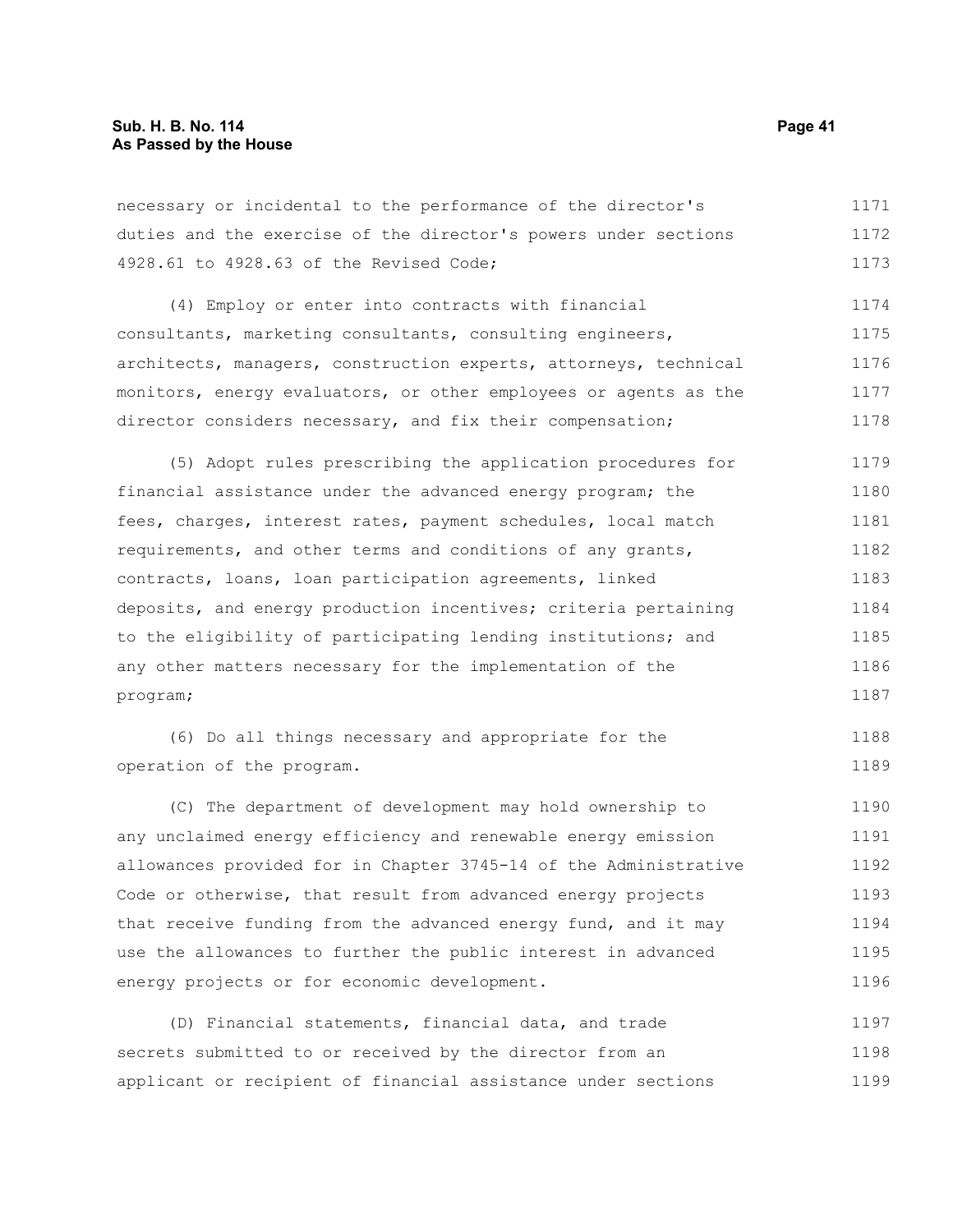necessary or incidental to the performance of the director's duties and the exercise of the director's powers under sections 4928.61 to 4928.63 of the Revised Code;

(4) Employ or enter into contracts with financial consultants, marketing consultants, consulting engineers, architects, managers, construction experts, attorneys, technical monitors, energy evaluators, or other employees or agents as the director considers necessary, and fix their compensation;

(5) Adopt rules prescribing the application procedures for financial assistance under the advanced energy program; the fees, charges, interest rates, payment schedules, local match requirements, and other terms and conditions of any grants, contracts, loans, loan participation agreements, linked deposits, and energy production incentives; criteria pertaining to the eligibility of participating lending institutions; and any other matters necessary for the implementation of the program;

(6) Do all things necessary and appropriate for the operation of the program.

(C) The department of development may hold ownership to any unclaimed energy efficiency and renewable energy emission allowances provided for in Chapter 3745-14 of the Administrative Code or otherwise, that result from advanced energy projects that receive funding from the advanced energy fund, and it may use the allowances to further the public interest in advanced energy projects or for economic development.

(D) Financial statements, financial data, and trade secrets submitted to or received by the director from an applicant or recipient of financial assistance under sections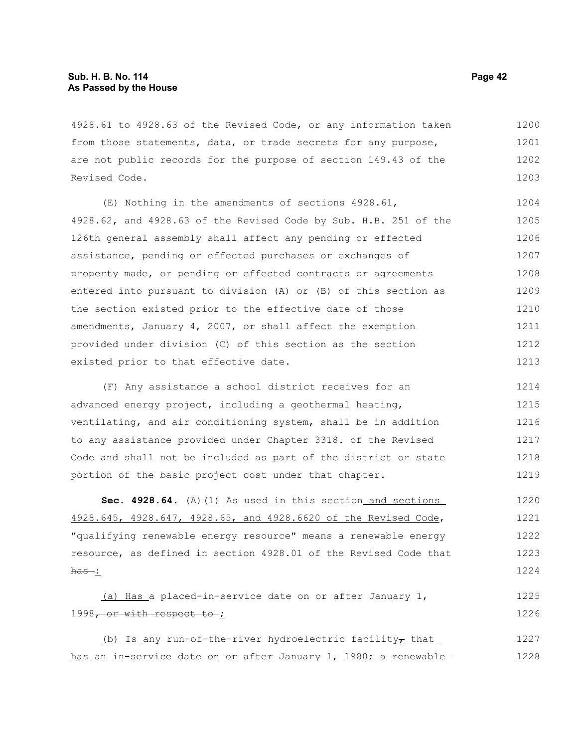4928.61 to 4928.63 of the Revised Code, or any information taken from those statements, data, or trade secrets for any purpose, are not public records for the purpose of section 149.43 of the Revised Code.

(E) Nothing in the amendments of sections 4928.61, 4928.62, and 4928.63 of the Revised Code by Sub. H.B. 251 of the 126th general assembly shall affect any pending or effected assistance, pending or effected purchases or exchanges of property made, or pending or effected contracts or agreements entered into pursuant to division (A) or (B) of this section as the section existed prior to the effective date of those amendments, January 4, 2007, or shall affect the exemption provided under division (C) of this section as the section existed prior to that effective date.

(F) Any assistance a school district receives for an advanced energy project, including a geothermal heating, ventilating, and air conditioning system, shall be in addition to any assistance provided under Chapter 3318. of the Revised Code and shall not be included as part of the district or state portion of the basic project cost under that chapter.

**Sec. 4928.64.** (A)(1) As used in this section and sections 4928.645, 4928.647, 4928.65, and 4928.6620 of the Revised Code, "qualifying renewable energy resource" means a renewable energy resource, as defined in section 4928.01 of the Revised Code that ~~has~~ :

(a) Has a placed-in-service date on or after January 1, 1998~~, or with respect to~~ ;

(b) Is any run-of-the-river hydroelectric facility~~,~~ that has an in-service date on or after January 1, 1980; ~~a renewable~~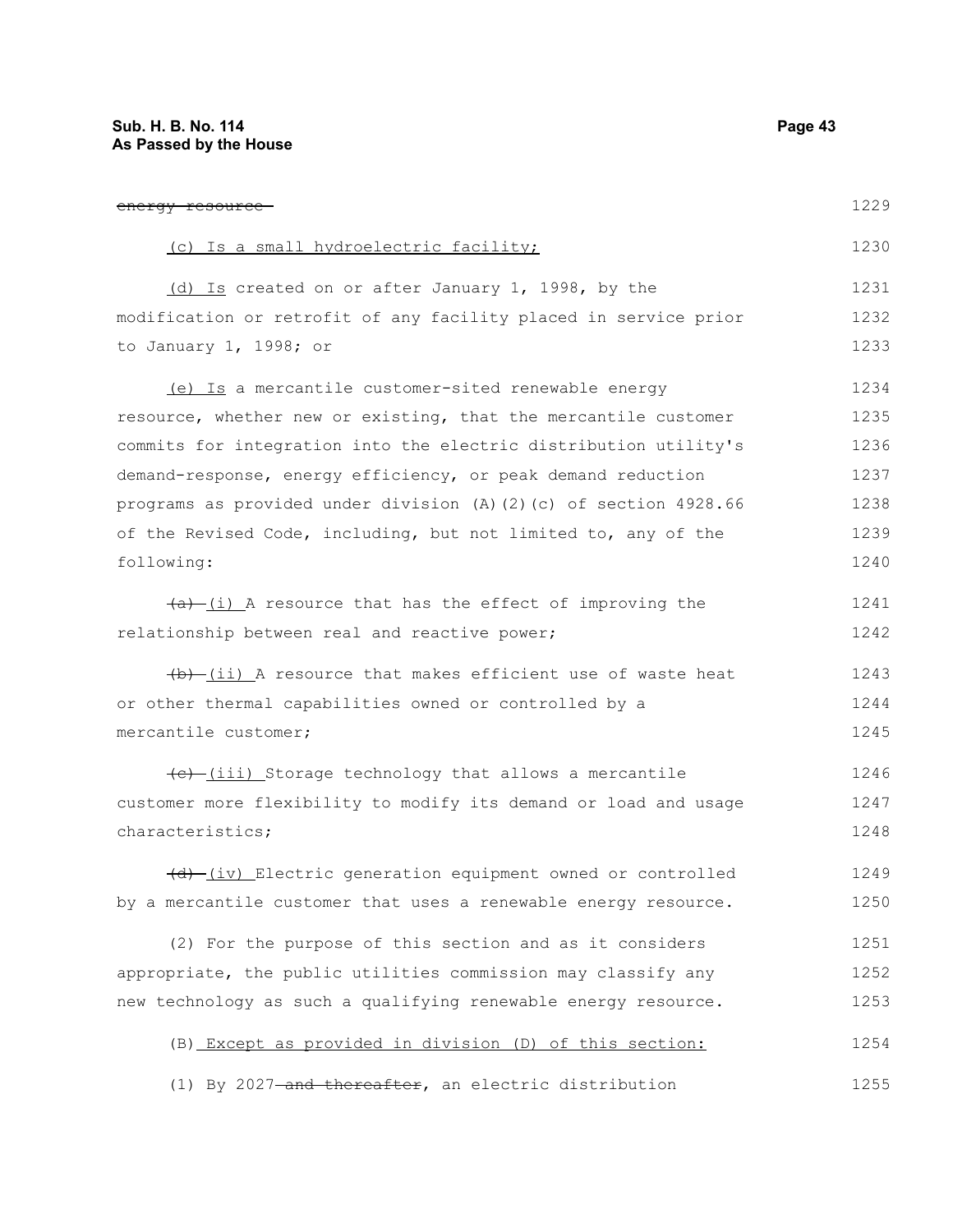~~energy resource~~

(c) Is a small hydroelectric facility;

(d) Is created on or after January 1, 1998, by the modification or retrofit of any facility placed in service prior to January 1, 1998; or

(e) Is a mercantile customer-sited renewable energy resource, whether new or existing, that the mercantile customer commits for integration into the electric distribution utility's demand-response, energy efficiency, or peak demand reduction programs as provided under division (A)(2)(c) of section 4928.66 of the Revised Code, including, but not limited to, any of the following:

~~(a)~~ (i) A resource that has the effect of improving the relationship between real and reactive power;

~~(b)~~ (ii) A resource that makes efficient use of waste heat or other thermal capabilities owned or controlled by a mercantile customer;

~~(c)~~ (iii) Storage technology that allows a mercantile customer more flexibility to modify its demand or load and usage characteristics;

~~(d)~~ (iv) Electric generation equipment owned or controlled by a mercantile customer that uses a renewable energy resource.

(2) For the purpose of this section and as it considers appropriate, the public utilities commission may classify any new technology as such a qualifying renewable energy resource.

(B) Except as provided in division (D) of this section:

(1) By 2027 ~~and thereafter~~, an electric distribution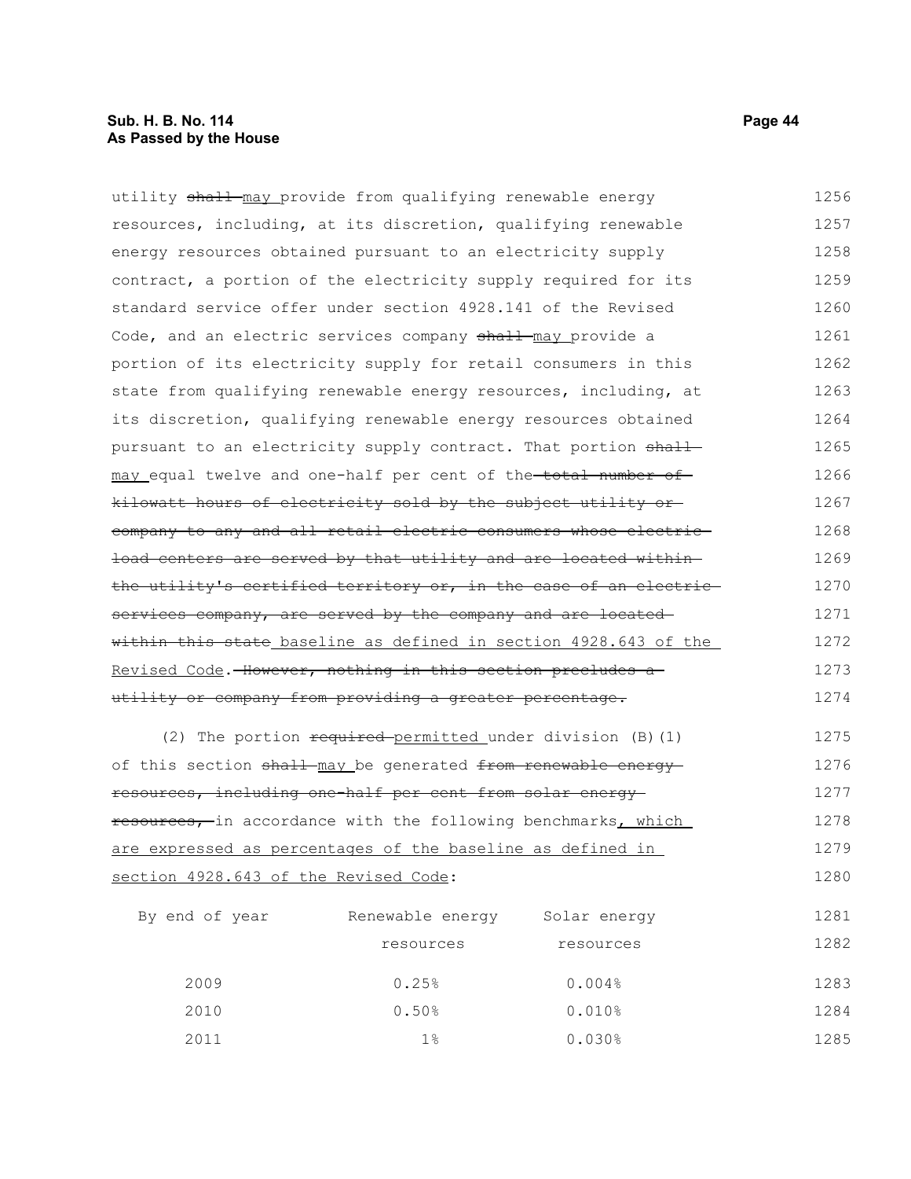utility ~~shall~~ may provide from qualifying renewable energy resources, including, at its discretion, qualifying renewable energy resources obtained pursuant to an electricity supply contract, a portion of the electricity supply required for its standard service offer under section 4928.141 of the Revised Code, and an electric services company ~~shall~~ may provide a portion of its electricity supply for retail consumers in this state from qualifying renewable energy resources, including, at its discretion, qualifying renewable energy resources obtained pursuant to an electricity supply contract. That portion ~~shall~~ may equal twelve and one-half per cent of the ~~total number of kilowatt hours of electricity sold by the subject utility or company to any and all retail electric consumers whose electric load centers are served by that utility and are located within the utility's certified territory or, in the case of an electric services company, are served by the company and are located within this state~~ baseline as defined in section 4928.643 of the Revised Code. ~~However, nothing in this section precludes a utility or company from providing a greater percentage.~~

(2) The portion ~~required~~ permitted under division (B)(1) of this section ~~shall~~ may be generated ~~from renewable energy resources, including one-half per cent from solar energy resources,~~ in accordance with the following benchmarks, which are expressed as percentages of the baseline as defined in section 4928.643 of the Revised Code:

| By end of year | Renewable energy resources | Solar energy resources |
|---|---|---|
| 2009 | 0.25% | 0.004% |
| 2010 | 0.50% | 0.010% |
| 2011 | 1% | 0.030% |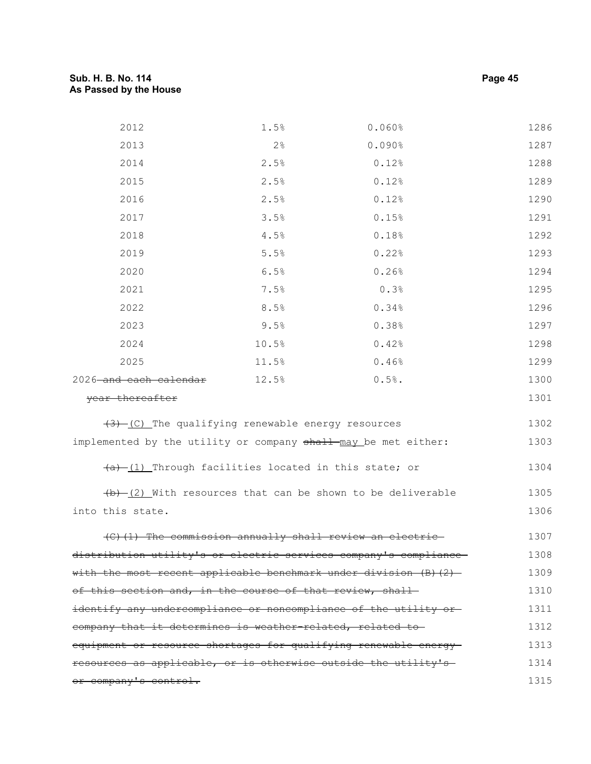| | | | |
|---|---|---|---|
| 2012 | 1.5% | 0.060% | 1286 |
| 2013 | 2% | 0.090% | 1287 |
| 2014 | 2.5% | 0.12% | 1288 |
| 2015 | 2.5% | 0.12% | 1289 |
| 2016 | 2.5% | 0.12% | 1290 |
| 2017 | 3.5% | 0.15% | 1291 |
| 2018 | 4.5% | 0.18% | 1292 |
| 2019 | 5.5% | 0.22% | 1293 |
| 2020 | 6.5% | 0.26% | 1294 |
| 2021 | 7.5% | 0.3% | 1295 |
| 2022 | 8.5% | 0.34% | 1296 |
| 2023 | 9.5% | 0.38% | 1297 |
| 2024 | 10.5% | 0.42% | 1298 |
| 2025 | 11.5% | 0.46% | 1299 |
| 2026 ~~and each calendar year thereafter~~ | 12.5% | 0.5%. | 1300<br>1301 |

~~(3)~~ <u>(C)</u> The qualifying renewable energy resources implemented by the utility or company ~~shall~~ <u>may</u> be met either: 1302 1303

~~(a)~~ <u>(1)</u> Through facilities located in this state; or 1304

~~(b)~~ <u>(2)</u> With resources that can be shown to be deliverable into this state. 1305 1306

~~(C)(1) The commission annually shall review an electric distribution utility's or electric services company's compliance with the most recent applicable benchmark under division (B)(2) of this section and, in the course of that review, shall identify any undercompliance or noncompliance of the utility or company that it determines is weather-related, related to equipment or resource shortages for qualifying renewable energy resources as applicable, or is otherwise outside the utility's or company's control.~~ 1307 1308 1309 1310 1311 1312 1313 1314 1315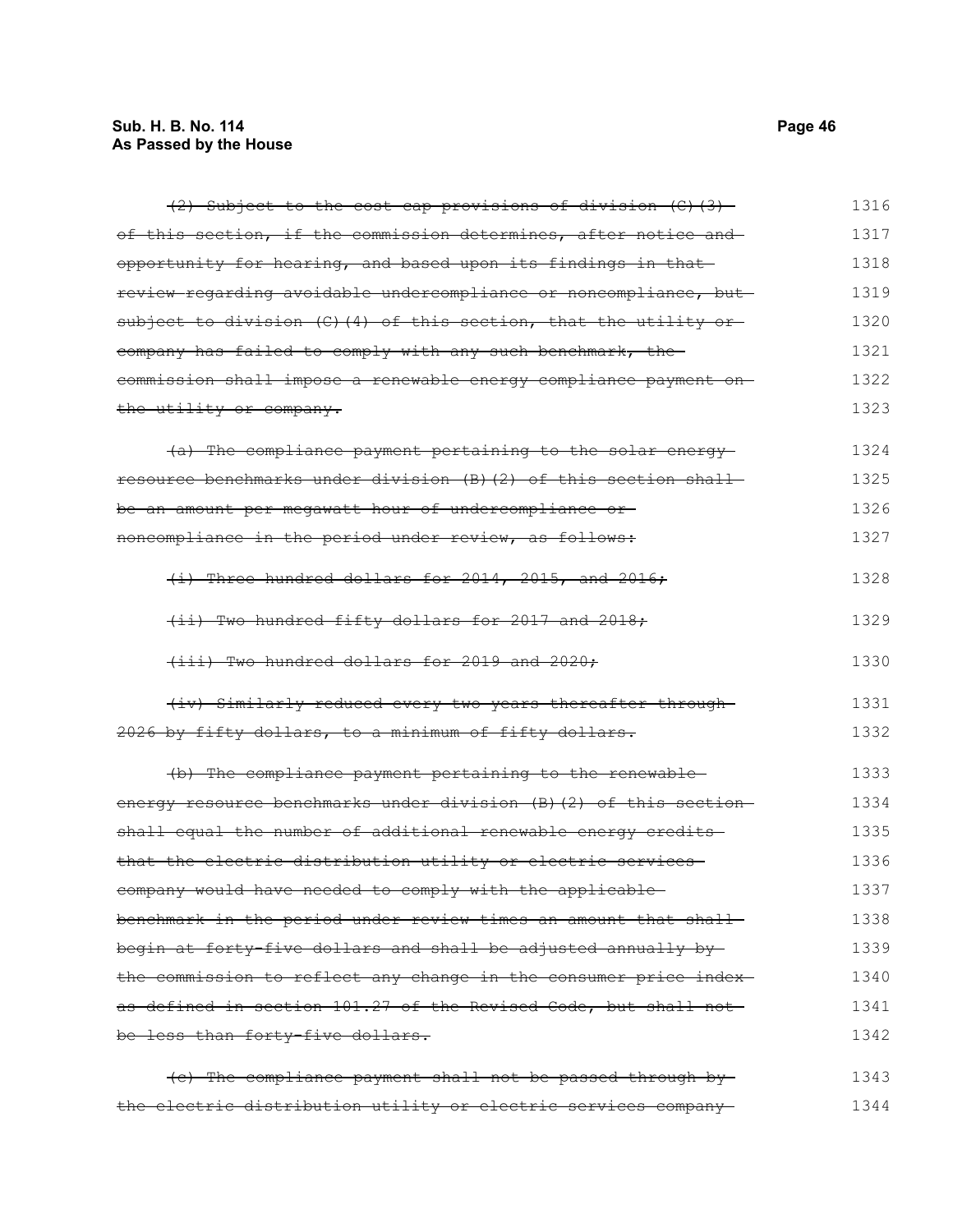~~(2) Subject to the cost cap provisions of division (C)(3) of this section, if the commission determines, after notice and opportunity for hearing, and based upon its findings in that review regarding avoidable undercompliance or noncompliance, but subject to division (C)(4) of this section, that the utility or company has failed to comply with any such benchmark, the commission shall impose a renewable energy compliance payment on the utility or company.~~

~~(a) The compliance payment pertaining to the solar energy resource benchmarks under division (B)(2) of this section shall be an amount per megawatt hour of undercompliance or noncompliance in the period under review, as follows:~~

~~(i) Three hundred dollars for 2014, 2015, and 2016;~~

~~(ii) Two hundred fifty dollars for 2017 and 2018;~~

~~(iii) Two hundred dollars for 2019 and 2020;~~

~~(iv) Similarly reduced every two years thereafter through 2026 by fifty dollars, to a minimum of fifty dollars.~~

~~(b) The compliance payment pertaining to the renewable energy resource benchmarks under division (B)(2) of this section shall equal the number of additional renewable energy credits that the electric distribution utility or electric services company would have needed to comply with the applicable benchmark in the period under review times an amount that shall begin at forty-five dollars and shall be adjusted annually by the commission to reflect any change in the consumer price index as defined in section 101.27 of the Revised Code, but shall not be less than forty-five dollars.~~

~~(c) The compliance payment shall not be passed through by the electric distribution utility or electric services company~~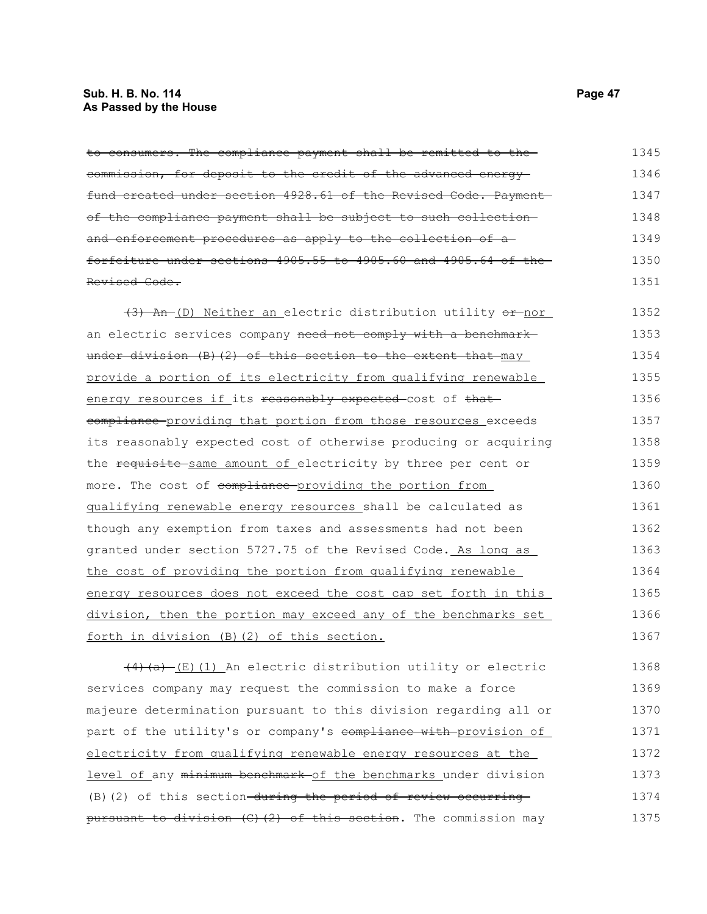~~to consumers. The compliance payment shall be remitted to the commission, for deposit to the credit of the advanced energy fund created under section 4928.61 of the Revised Code. Payment of the compliance payment shall be subject to such collection and enforcement procedures as apply to the collection of a forfeiture under sections 4905.55 to 4905.60 and 4905.64 of the Revised Code.~~

~~(3) An~~ <u>(D) Neither an</u> electric distribution utility ~~or~~ <u>nor</u> an electric services company ~~need not comply with a benchmark under division (B)(2) of this section to the extent that~~ <u>may provide a portion of its electricity from qualifying renewable energy resources if</u> its ~~reasonably expected~~ cost of ~~that compliance~~ <u>providing that portion from those resources</u> exceeds its reasonably expected cost of otherwise producing or acquiring the ~~requisite~~ <u>same amount of</u> electricity by three per cent or more. The cost of ~~compliance~~ <u>providing the portion from qualifying renewable energy resources</u> shall be calculated as though any exemption from taxes and assessments had not been granted under section 5727.75 of the Revised Code. <u>As long as the cost of providing the portion from qualifying renewable energy resources does not exceed the cost cap set forth in this division, then the portion may exceed any of the benchmarks set forth in division (B)(2) of this section.</u>

~~(4)(a)~~ <u>(E)(1)</u> An electric distribution utility or electric services company may request the commission to make a force majeure determination pursuant to this division regarding all or part of the utility's or company's ~~compliance with~~ <u>provision of electricity from qualifying renewable energy resources at the level of</u> any ~~minimum benchmark~~ <u>of the benchmarks</u> under division (B)(2) of this section ~~during the period of review occurring pursuant to division (C)(2) of this section~~. The commission may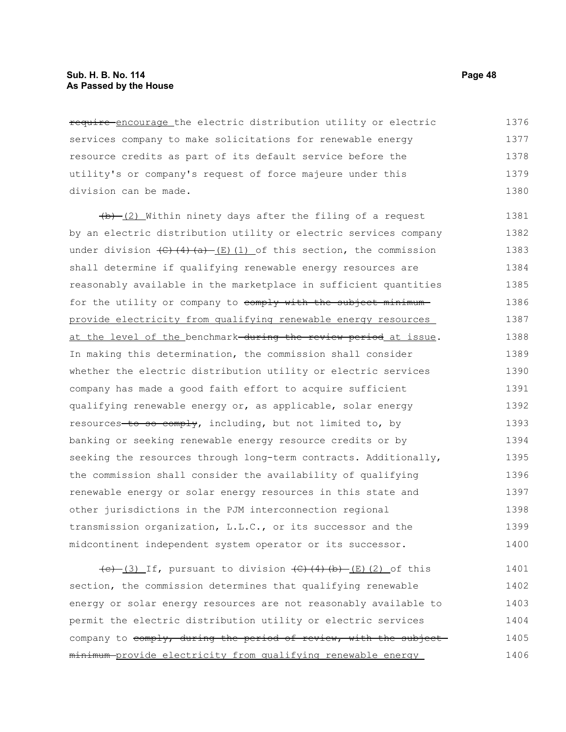~~require~~ encourage the electric distribution utility or electric services company to make solicitations for renewable energy resource credits as part of its default service before the utility's or company's request of force majeure under this division can be made.

~~(b)~~ (2) Within ninety days after the filing of a request by an electric distribution utility or electric services company under division ~~(C)(4)(a)~~ (E)(1) of this section, the commission shall determine if qualifying renewable energy resources are reasonably available in the marketplace in sufficient quantities for the utility or company to ~~comply with the subject minimum~~ provide electricity from qualifying renewable energy resources at the level of the benchmark ~~during the review period~~ at issue. In making this determination, the commission shall consider whether the electric distribution utility or electric services company has made a good faith effort to acquire sufficient qualifying renewable energy or, as applicable, solar energy resources ~~to so comply~~, including, but not limited to, by banking or seeking renewable energy resource credits or by seeking the resources through long-term contracts. Additionally, the commission shall consider the availability of qualifying renewable energy or solar energy resources in this state and other jurisdictions in the PJM interconnection regional transmission organization, L.L.C., or its successor and the midcontinent independent system operator or its successor.

~~(c)~~ (3) If, pursuant to division ~~(C)(4)(b)~~ (E)(2) of this section, the commission determines that qualifying renewable energy or solar energy resources are not reasonably available to permit the electric distribution utility or electric services company to ~~comply, during the period of review, with the subject minimum~~ provide electricity from qualifying renewable energy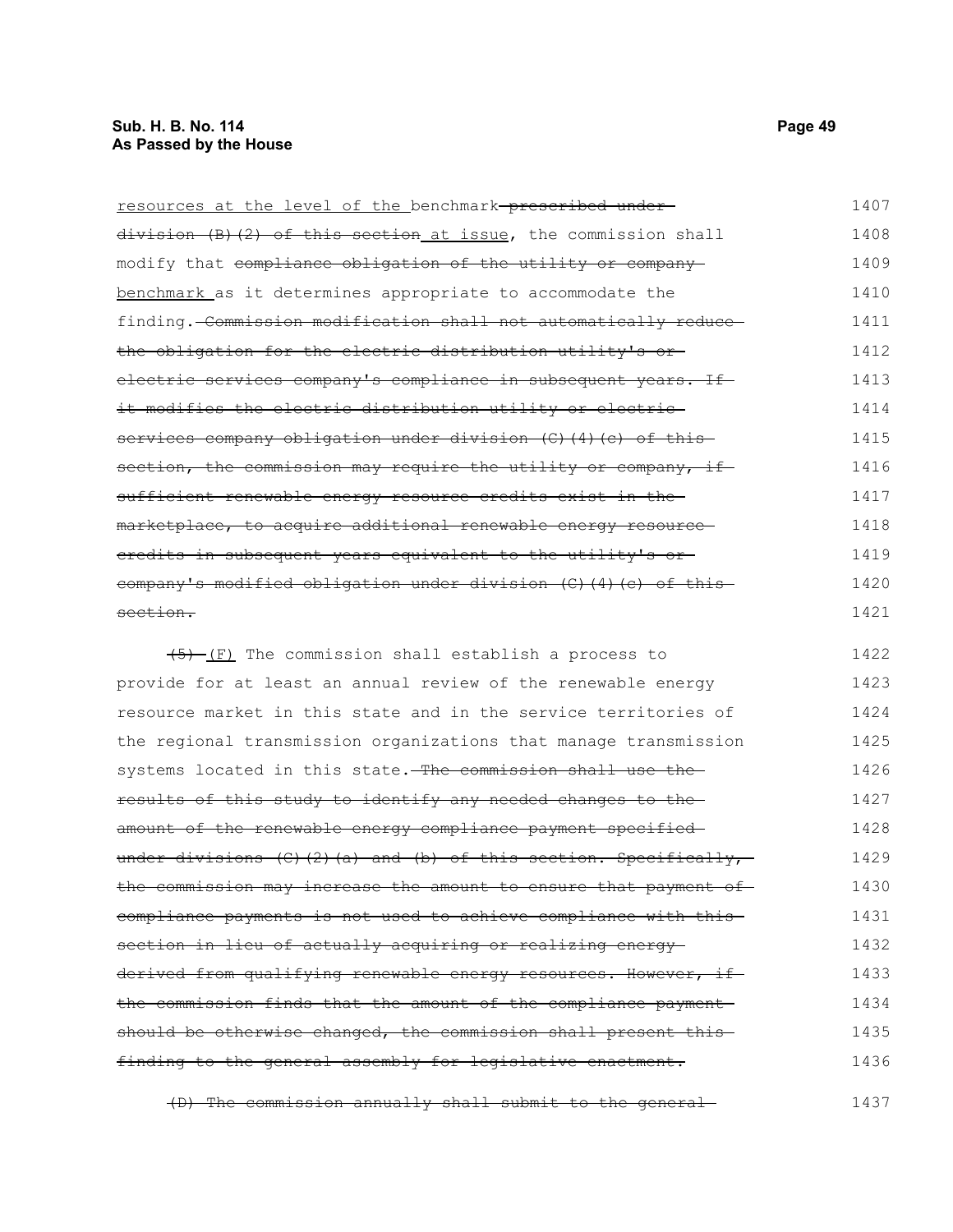resources at the level of the benchmark ~~prescribed under division (B)(2) of this section~~ at issue, the commission shall modify that ~~compliance obligation of the utility or company~~ benchmark as it determines appropriate to accommodate the finding. ~~Commission modification shall not automatically reduce the obligation for the electric distribution utility's or electric services company's compliance in subsequent years. If it modifies the electric distribution utility or electric services company obligation under division (C)(4)(c) of this section, the commission may require the utility or company, if sufficient renewable energy resource credits exist in the marketplace, to acquire additional renewable energy resource credits in subsequent years equivalent to the utility's or company's modified obligation under division (C)(4)(c) of this section.~~

~~(5)~~ (F) The commission shall establish a process to provide for at least an annual review of the renewable energy resource market in this state and in the service territories of the regional transmission organizations that manage transmission systems located in this state. ~~The commission shall use the results of this study to identify any needed changes to the amount of the renewable energy compliance payment specified under divisions (C)(2)(a) and (b) of this section. Specifically, the commission may increase the amount to ensure that payment of compliance payments is not used to achieve compliance with this section in lieu of actually acquiring or realizing energy derived from qualifying renewable energy resources. However, if the commission finds that the amount of the compliance payment should be otherwise changed, the commission shall present this finding to the general assembly for legislative enactment.~~

~~(D) The commission annually shall submit to the general~~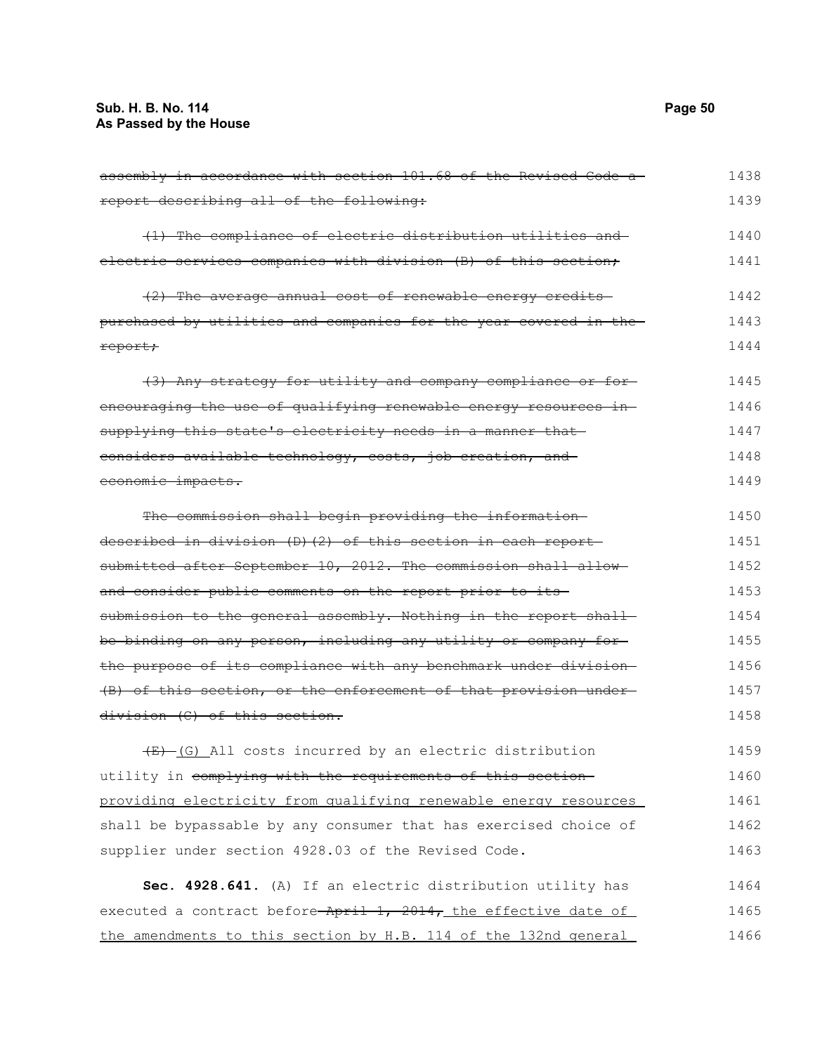~~assembly in accordance with section 101.68 of the Revised Code a report describing all of the following:~~

~~(1) The compliance of electric distribution utilities and electric services companies with division (B) of this section;~~

~~(2) The average annual cost of renewable energy credits purchased by utilities and companies for the year covered in the report;~~

~~(3) Any strategy for utility and company compliance or for encouraging the use of qualifying renewable energy resources in supplying this state's electricity needs in a manner that considers available technology, costs, job creation, and economic impacts.~~

~~The commission shall begin providing the information described in division (D)(2) of this section in each report submitted after September 10, 2012. The commission shall allow and consider public comments on the report prior to its submission to the general assembly. Nothing in the report shall be binding on any person, including any utility or company for the purpose of its compliance with any benchmark under division (B) of this section, or the enforcement of that provision under division (C) of this section.~~

~~(E)~~ <u>(G)</u> All costs incurred by an electric distribution utility in ~~complying with the requirements of this section~~ <u>providing electricity from qualifying renewable energy resources</u> shall be bypassable by any consumer that has exercised choice of supplier under section 4928.03 of the Revised Code.

**Sec. 4928.641.** (A) If an electric distribution utility has executed a contract before ~~April 1, 2014,~~ <u>the effective date of the amendments to this section by H.B. 114 of the 132nd general</u>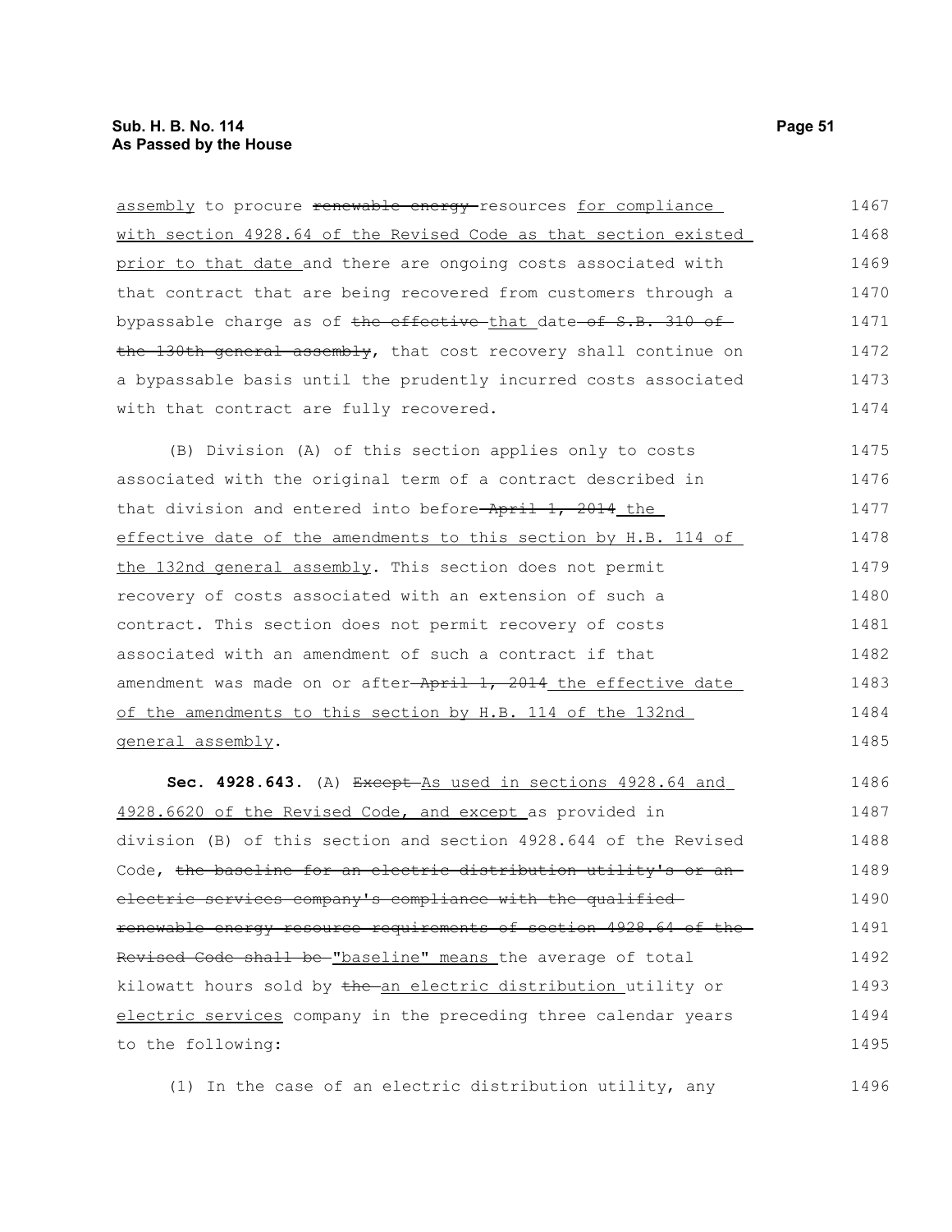assembly to procure ~~renewable energy~~ resources for compliance with section 4928.64 of the Revised Code as that section existed prior to that date and there are ongoing costs associated with that contract that are being recovered from customers through a bypassable charge as of ~~the effective~~ that date ~~of S.B. 310 of the 130th general assembly~~, that cost recovery shall continue on a bypassable basis until the prudently incurred costs associated with that contract are fully recovered.

(B) Division (A) of this section applies only to costs associated with the original term of a contract described in that division and entered into before ~~April 1, 2014~~ the effective date of the amendments to this section by H.B. 114 of the 132nd general assembly. This section does not permit recovery of costs associated with an extension of such a contract. This section does not permit recovery of costs associated with an amendment of such a contract if that amendment was made on or after ~~April 1, 2014~~ the effective date of the amendments to this section by H.B. 114 of the 132nd general assembly.

**Sec. 4928.643.** (A) ~~Except~~ As used in sections 4928.64 and 4928.6620 of the Revised Code, and except as provided in division (B) of this section and section 4928.644 of the Revised Code, ~~the baseline for an electric distribution utility's or an electric services company's compliance with the qualified renewable energy resource requirements of section 4928.64 of the Revised Code shall be~~ "baseline" means the average of total kilowatt hours sold by ~~the~~ an electric distribution utility or electric services company in the preceding three calendar years to the following:

(1) In the case of an electric distribution utility, any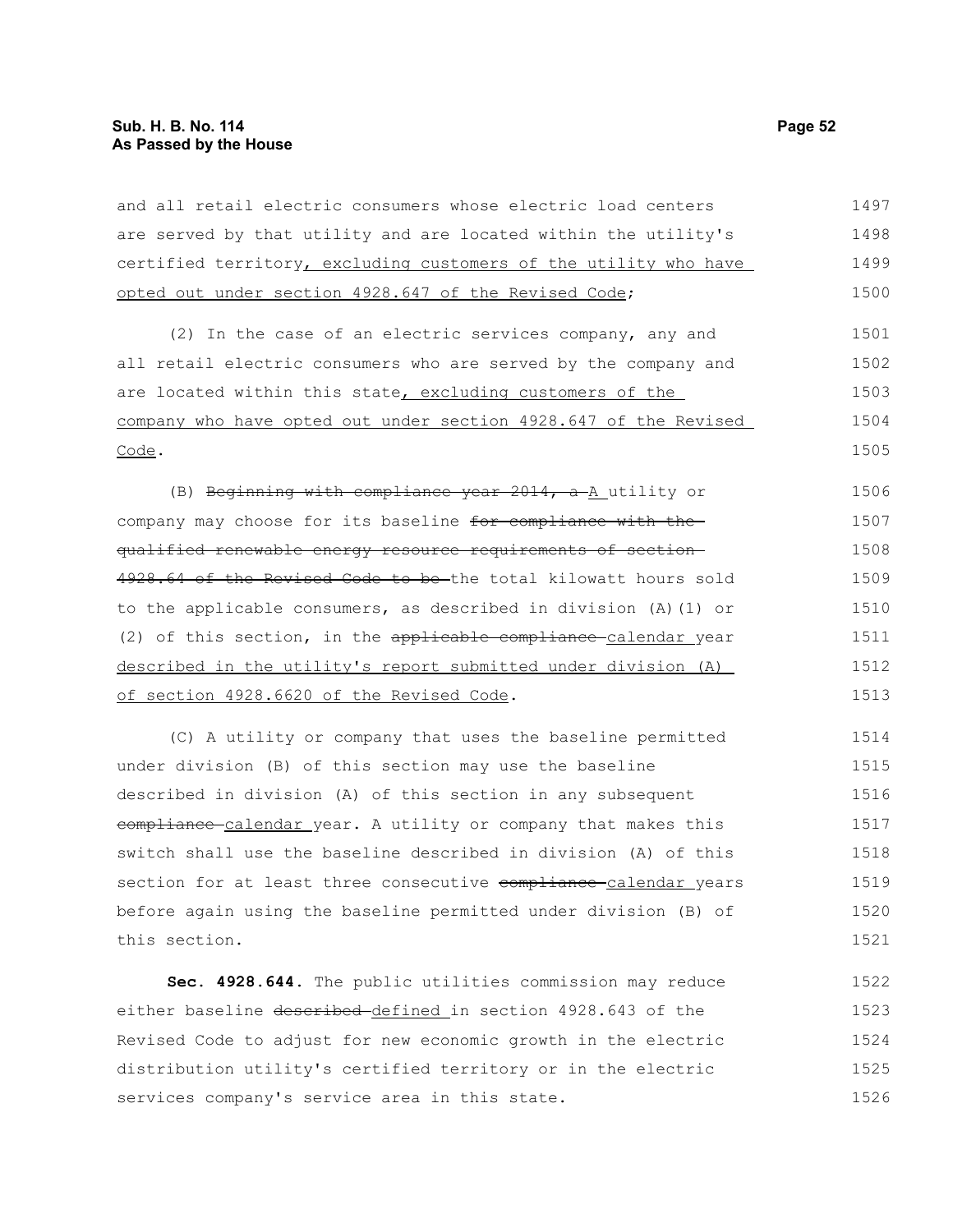and all retail electric consumers whose electric load centers are served by that utility and are located within the utility's certified territory, excluding customers of the utility who have opted out under section 4928.647 of the Revised Code;

(2) In the case of an electric services company, any and all retail electric consumers who are served by the company and are located within this state, excluding customers of the company who have opted out under section 4928.647 of the Revised Code.

(B) ~~Beginning with compliance year 2014, a~~ A utility or company may choose for its baseline ~~for compliance with the qualified renewable energy resource requirements of section 4928.64 of the Revised Code to be~~ the total kilowatt hours sold to the applicable consumers, as described in division (A)(1) or (2) of this section, in the ~~applicable compliance~~ calendar year described in the utility's report submitted under division (A) of section 4928.6620 of the Revised Code.

(C) A utility or company that uses the baseline permitted under division (B) of this section may use the baseline described in division (A) of this section in any subsequent ~~compliance~~ calendar year. A utility or company that makes this switch shall use the baseline described in division (A) of this section for at least three consecutive ~~compliance~~ calendar years before again using the baseline permitted under division (B) of this section.

**Sec. 4928.644.** The public utilities commission may reduce either baseline ~~described~~ defined in section 4928.643 of the Revised Code to adjust for new economic growth in the electric distribution utility's certified territory or in the electric services company's service area in this state.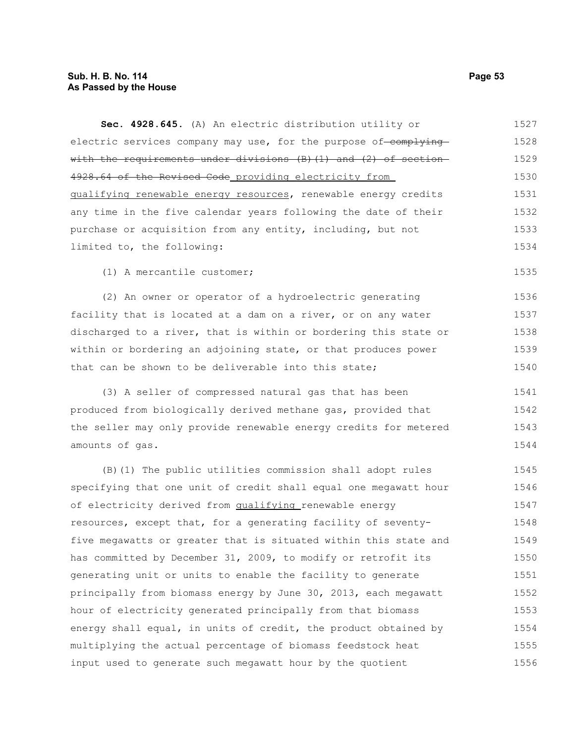**Sec. 4928.645.** (A) An electric distribution utility or electric services company may use, for the purpose of ~~complying with the requirements under divisions (B)(1) and (2) of section 4928.64 of the Revised Code~~ providing electricity from qualifying renewable energy resources, renewable energy credits any time in the five calendar years following the date of their purchase or acquisition from any entity, including, but not limited to, the following:

(1) A mercantile customer;

(2) An owner or operator of a hydroelectric generating facility that is located at a dam on a river, or on any water discharged to a river, that is within or bordering this state or within or bordering an adjoining state, or that produces power that can be shown to be deliverable into this state;

(3) A seller of compressed natural gas that has been produced from biologically derived methane gas, provided that the seller may only provide renewable energy credits for metered amounts of gas.

(B)(1) The public utilities commission shall adopt rules specifying that one unit of credit shall equal one megawatt hour of electricity derived from qualifying renewable energy resources, except that, for a generating facility of seventy-five megawatts or greater that is situated within this state and has committed by December 31, 2009, to modify or retrofit its generating unit or units to enable the facility to generate principally from biomass energy by June 30, 2013, each megawatt hour of electricity generated principally from that biomass energy shall equal, in units of credit, the product obtained by multiplying the actual percentage of biomass feedstock heat input used to generate such megawatt hour by the quotient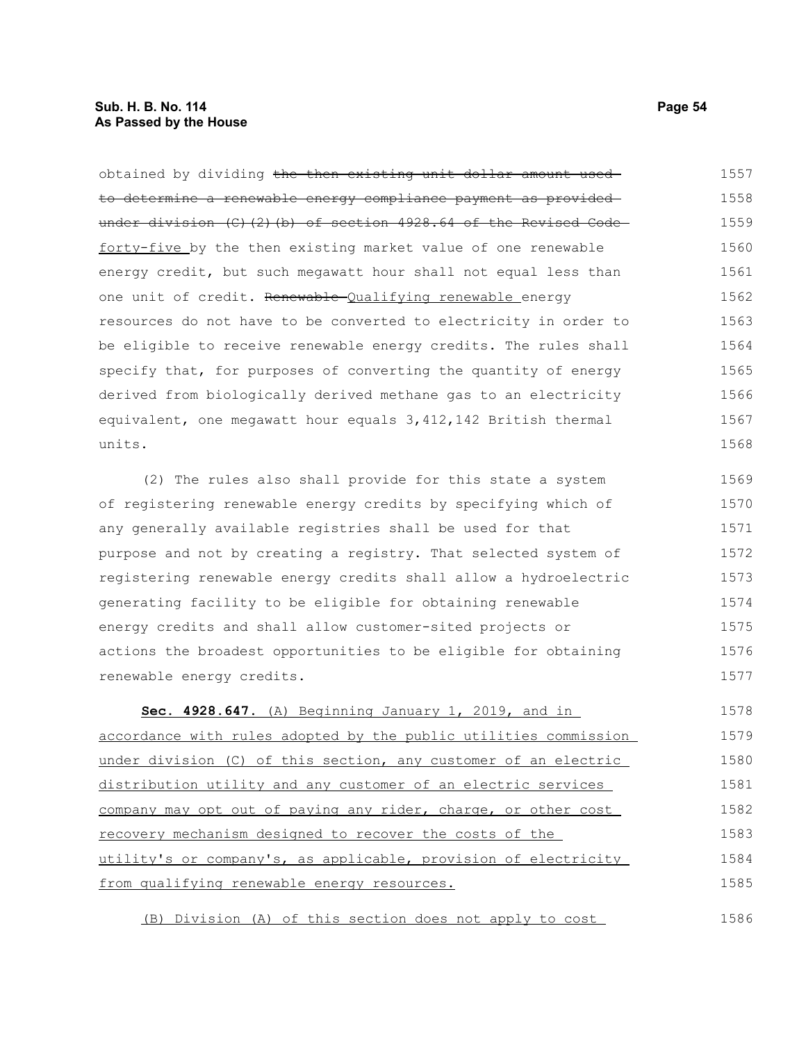obtained by dividing ~~the then existing unit dollar amount used to determine a renewable energy compliance payment as provided under division (C)(2)(b) of section 4928.64 of the Revised Code~~ forty-five by the then existing market value of one renewable energy credit, but such megawatt hour shall not equal less than one unit of credit. ~~Renewable~~ Qualifying renewable energy resources do not have to be converted to electricity in order to be eligible to receive renewable energy credits. The rules shall specify that, for purposes of converting the quantity of energy derived from biologically derived methane gas to an electricity equivalent, one megawatt hour equals 3,412,142 British thermal units.

(2) The rules also shall provide for this state a system of registering renewable energy credits by specifying which of any generally available registries shall be used for that purpose and not by creating a registry. That selected system of registering renewable energy credits shall allow a hydroelectric generating facility to be eligible for obtaining renewable energy credits and shall allow customer-sited projects or actions the broadest opportunities to be eligible for obtaining renewable energy credits.

**Sec. 4928.647.** (A) Beginning January 1, 2019, and in accordance with rules adopted by the public utilities commission under division (C) of this section, any customer of an electric distribution utility and any customer of an electric services company may opt out of paying any rider, charge, or other cost recovery mechanism designed to recover the costs of the utility's or company's, as applicable, provision of electricity from qualifying renewable energy resources.

(B) Division (A) of this section does not apply to cost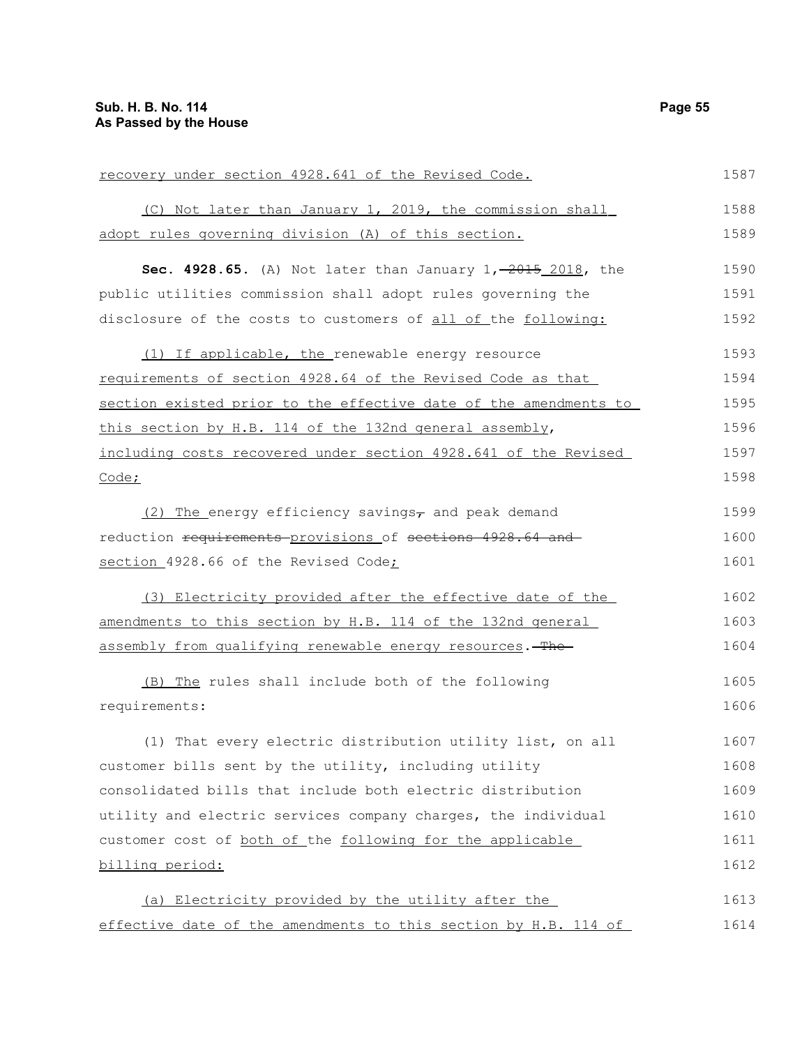recovery under section 4928.641 of the Revised Code.

(C) Not later than January 1, 2019, the commission shall adopt rules governing division (A) of this section.

**Sec. 4928.65.** (A) Not later than January 1, ~~2015~~ 2018, the public utilities commission shall adopt rules governing the disclosure of the costs to customers of all of the following:

(1) If applicable, the renewable energy resource requirements of section 4928.64 of the Revised Code as that section existed prior to the effective date of the amendments to this section by H.B. 114 of the 132nd general assembly, including costs recovered under section 4928.641 of the Revised Code;

(2) The energy efficiency savings~~,~~ and peak demand reduction ~~requirements~~ provisions of ~~sections 4928.64 and~~ section 4928.66 of the Revised Code;

(3) Electricity provided after the effective date of the amendments to this section by H.B. 114 of the 132nd general assembly from qualifying renewable energy resources. ~~The~~

(B) The rules shall include both of the following requirements:

(1) That every electric distribution utility list, on all customer bills sent by the utility, including utility consolidated bills that include both electric distribution utility and electric services company charges, the individual customer cost of both of the following for the applicable billing period:

(a) Electricity provided by the utility after the effective date of the amendments to this section by H.B. 114 of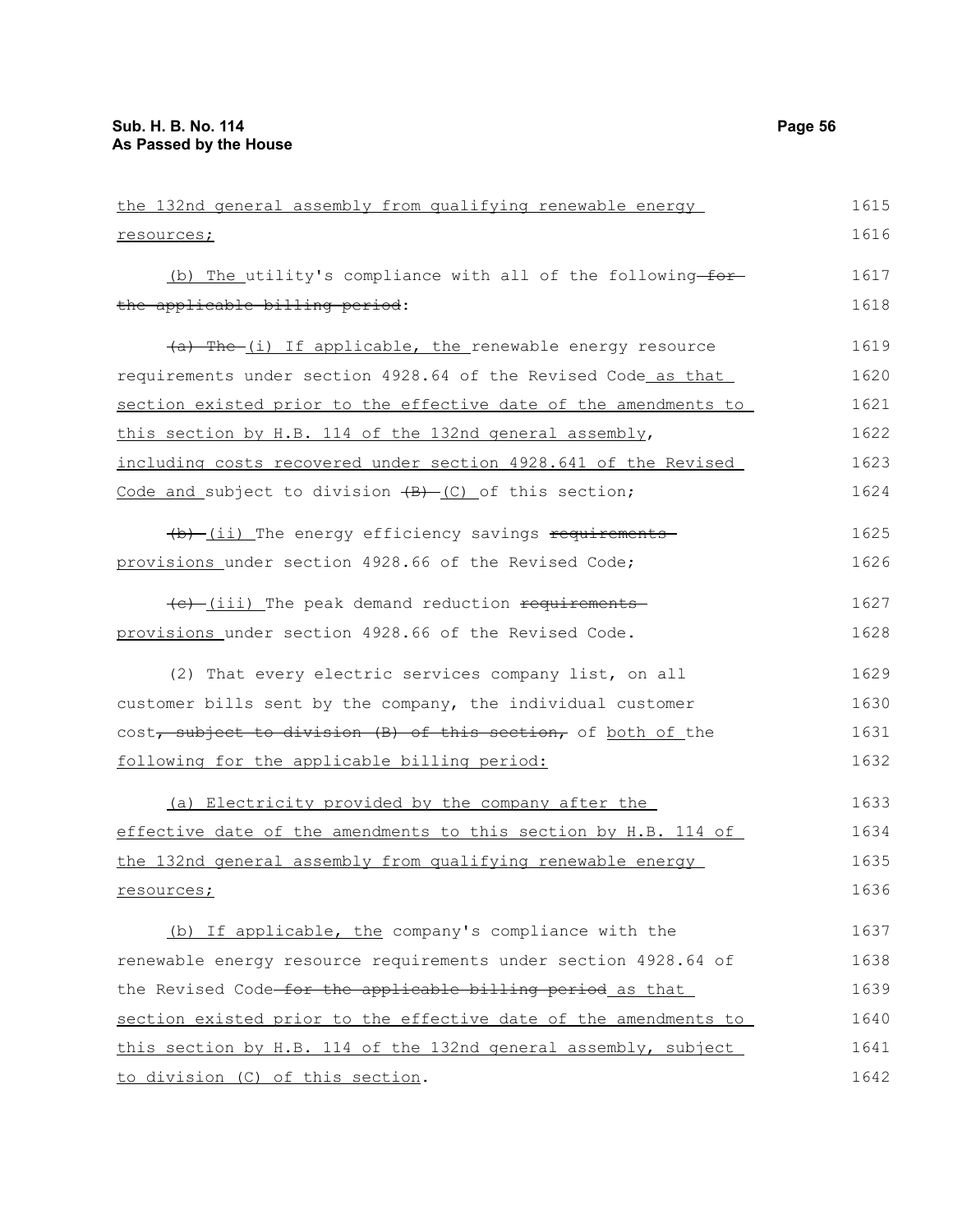the 132nd general assembly from qualifying renewable energy resources;

(b) The utility's compliance with all of the following ~~for the applicable billing period~~:

~~(a) The~~ (i) If applicable, the renewable energy resource requirements under section 4928.64 of the Revised Code as that section existed prior to the effective date of the amendments to this section by H.B. 114 of the 132nd general assembly, including costs recovered under section 4928.641 of the Revised Code and subject to division ~~(B)~~ (C) of this section;

~~(b)~~ (ii) The energy efficiency savings ~~requirements~~ provisions under section 4928.66 of the Revised Code;

~~(c)~~ (iii) The peak demand reduction ~~requirements~~ provisions under section 4928.66 of the Revised Code.

(2) That every electric services company list, on all customer bills sent by the company, the individual customer cost~~, subject to division (B) of this section,~~ of both of the following for the applicable billing period:

(a) Electricity provided by the company after the effective date of the amendments to this section by H.B. 114 of the 132nd general assembly from qualifying renewable energy resources;

(b) If applicable, the company's compliance with the renewable energy resource requirements under section 4928.64 of the Revised Code ~~for the applicable billing period~~ as that section existed prior to the effective date of the amendments to this section by H.B. 114 of the 132nd general assembly, subject to division (C) of this section.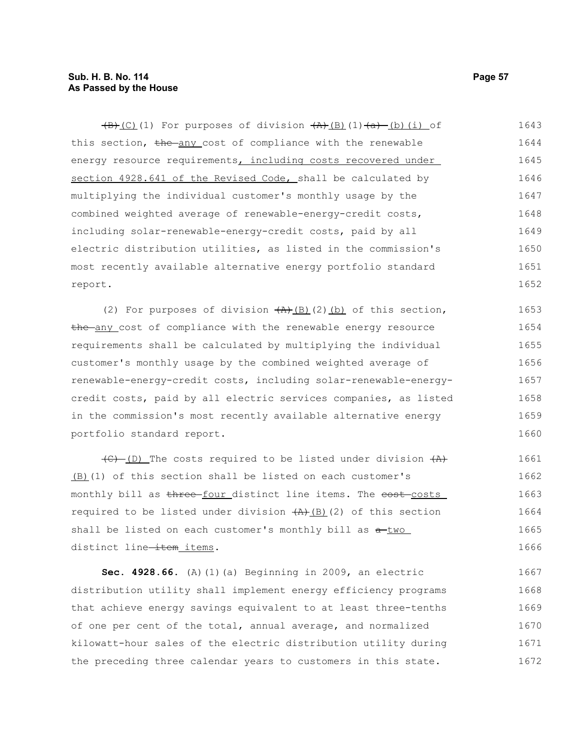~~(B)~~ <u>(C)</u>(1) For purposes of division ~~(A)~~ <u>(B)</u>(1)~~(a)~~ <u>(b)(i)</u> of this section, ~~the~~ <u>any</u> cost of compliance with the renewable energy resource requirements<u>, including costs recovered under section 4928.641 of the Revised Code,</u> shall be calculated by multiplying the individual customer's monthly usage by the combined weighted average of renewable-energy-credit costs, including solar-renewable-energy-credit costs, paid by all electric distribution utilities, as listed in the commission's most recently available alternative energy portfolio standard report.

(2) For purposes of division ~~(A)~~ <u>(B)</u>(2)<u>(b)</u> of this section, ~~the~~ <u>any</u> cost of compliance with the renewable energy resource requirements shall be calculated by multiplying the individual customer's monthly usage by the combined weighted average of renewable-energy-credit costs, including solar-renewable-energy-credit costs, paid by all electric services companies, as listed in the commission's most recently available alternative energy portfolio standard report.

~~(C)~~ <u>(D)</u> The costs required to be listed under division ~~(A)~~ <u>(B)</u>(1) of this section shall be listed on each customer's monthly bill as ~~three~~ <u>four</u> distinct line items. The ~~cost~~ <u>costs</u> required to be listed under division ~~(A)~~ <u>(B)</u>(2) of this section shall be listed on each customer's monthly bill as ~~a~~ <u>two</u> distinct line ~~item~~ <u>items</u>.

**Sec. 4928.66.** (A)(1)(a) Beginning in 2009, an electric distribution utility shall implement energy efficiency programs that achieve energy savings equivalent to at least three-tenths of one per cent of the total, annual average, and normalized kilowatt-hour sales of the electric distribution utility during the preceding three calendar years to customers in this state.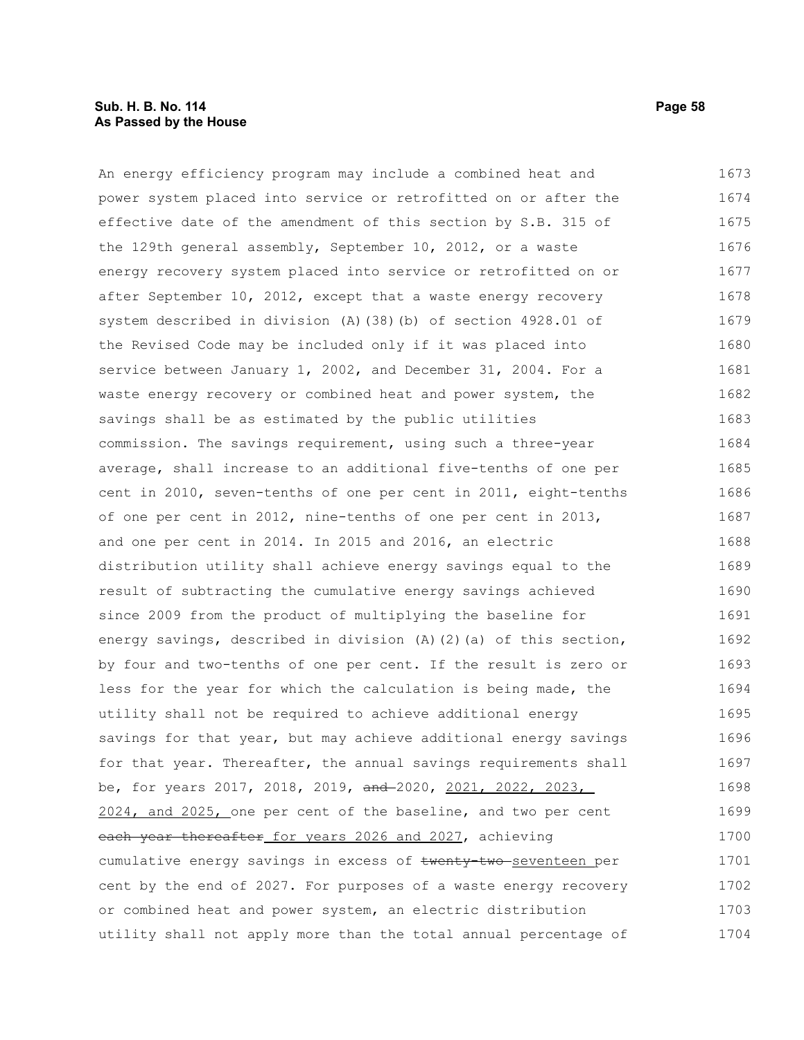An energy efficiency program may include a combined heat and power system placed into service or retrofitted on or after the effective date of the amendment of this section by S.B. 315 of the 129th general assembly, September 10, 2012, or a waste energy recovery system placed into service or retrofitted on or after September 10, 2012, except that a waste energy recovery system described in division (A)(38)(b) of section 4928.01 of the Revised Code may be included only if it was placed into service between January 1, 2002, and December 31, 2004. For a waste energy recovery or combined heat and power system, the savings shall be as estimated by the public utilities commission. The savings requirement, using such a three-year average, shall increase to an additional five-tenths of one per cent in 2010, seven-tenths of one per cent in 2011, eight-tenths of one per cent in 2012, nine-tenths of one per cent in 2013, and one per cent in 2014. In 2015 and 2016, an electric distribution utility shall achieve energy savings equal to the result of subtracting the cumulative energy savings achieved since 2009 from the product of multiplying the baseline for energy savings, described in division (A)(2)(a) of this section, by four and two-tenths of one per cent. If the result is zero or less for the year for which the calculation is being made, the utility shall not be required to achieve additional energy savings for that year, but may achieve additional energy savings for that year. Thereafter, the annual savings requirements shall be, for years 2017, 2018, 2019, ~~and~~ 2020, <u>2021, 2022, 2023, 2024, and 2025,</u> one per cent of the baseline, and two per cent ~~each year thereafter~~ <u>for years 2026 and 2027</u>, achieving cumulative energy savings in excess of ~~twenty-two~~ <u>seventeen</u> per cent by the end of 2027. For purposes of a waste energy recovery or combined heat and power system, an electric distribution utility shall not apply more than the total annual percentage of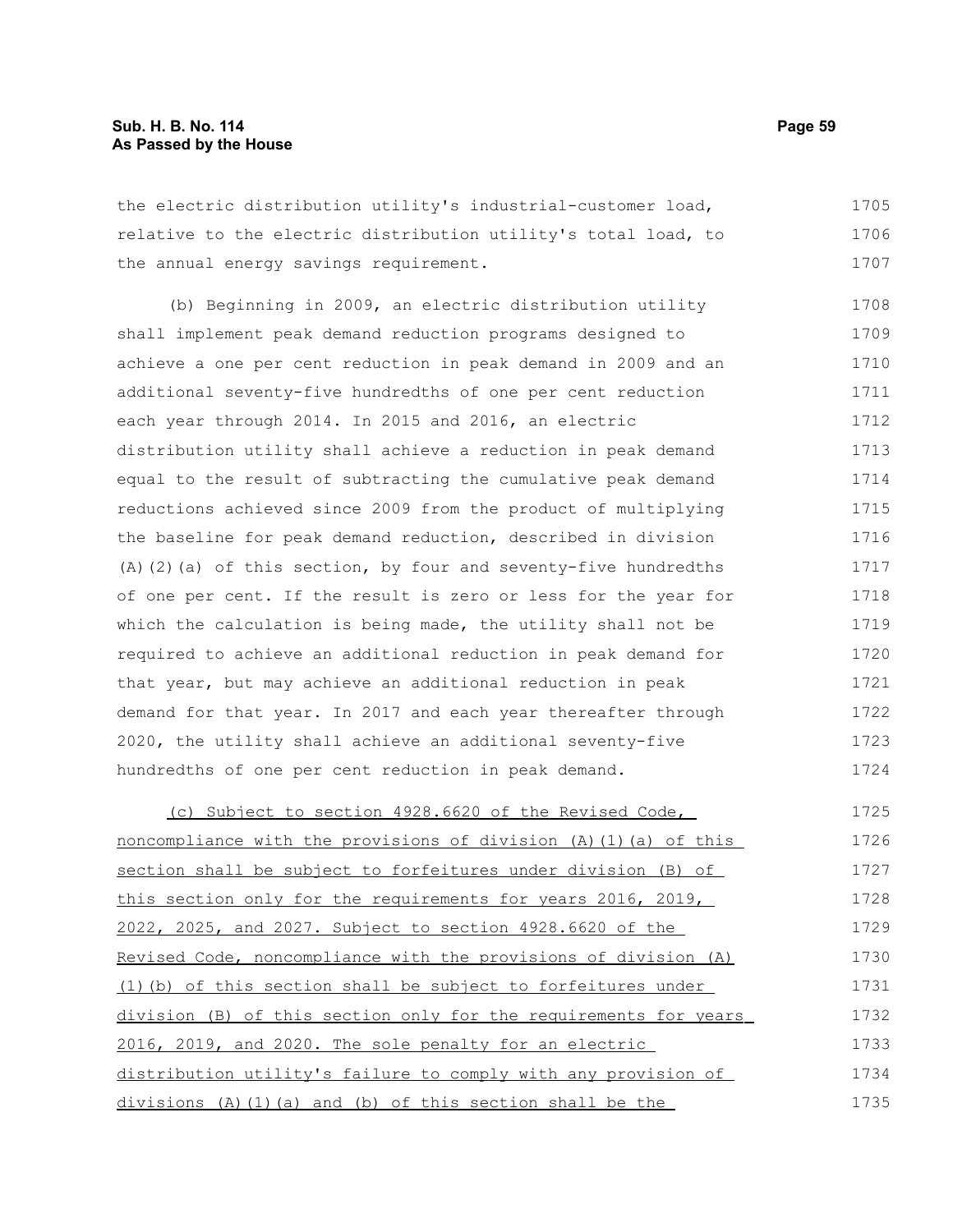the electric distribution utility's industrial-customer load, relative to the electric distribution utility's total load, to the annual energy savings requirement.

(b) Beginning in 2009, an electric distribution utility shall implement peak demand reduction programs designed to achieve a one per cent reduction in peak demand in 2009 and an additional seventy-five hundredths of one per cent reduction each year through 2014. In 2015 and 2016, an electric distribution utility shall achieve a reduction in peak demand equal to the result of subtracting the cumulative peak demand reductions achieved since 2009 from the product of multiplying the baseline for peak demand reduction, described in division (A)(2)(a) of this section, by four and seventy-five hundredths of one per cent. If the result is zero or less for the year for which the calculation is being made, the utility shall not be required to achieve an additional reduction in peak demand for that year, but may achieve an additional reduction in peak demand for that year. In 2017 and each year thereafter through 2020, the utility shall achieve an additional seventy-five hundredths of one per cent reduction in peak demand.

<u>(c) Subject to section 4928.6620 of the Revised Code, noncompliance with the provisions of division (A)(1)(a) of this section shall be subject to forfeitures under division (B) of this section only for the requirements for years 2016, 2019, 2022, 2025, and 2027. Subject to section 4928.6620 of the Revised Code, noncompliance with the provisions of division (A)(1)(b) of this section shall be subject to forfeitures under division (B) of this section only for the requirements for years 2016, 2019, and 2020. The sole penalty for an electric distribution utility's failure to comply with any provision of divisions (A)(1)(a) and (b) of this section shall be the</u>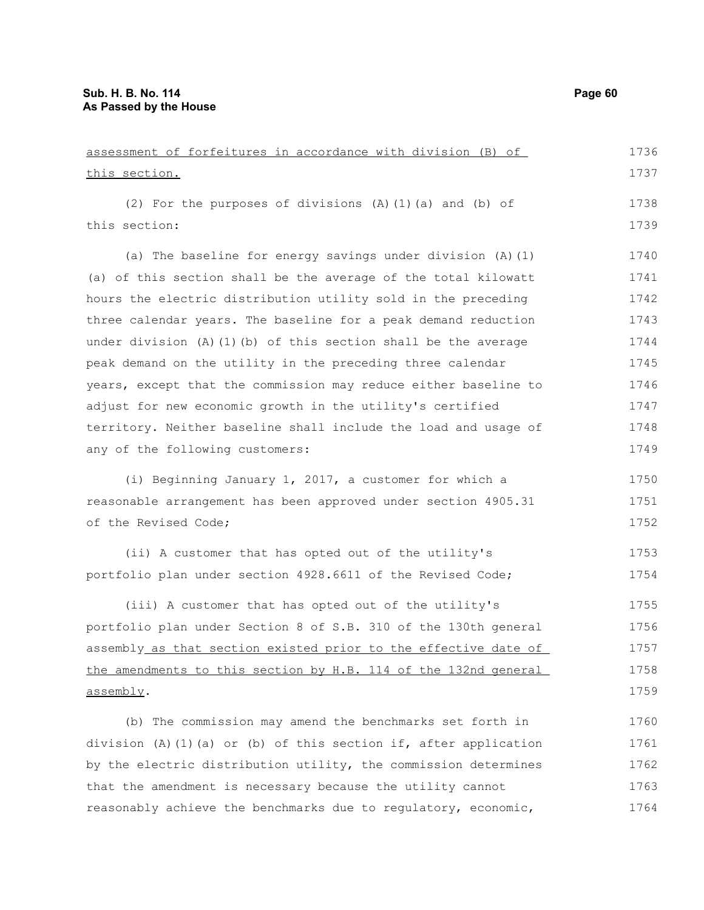assessment of forfeitures in accordance with division (B) of this section.

(2) For the purposes of divisions (A)(1)(a) and (b) of this section:

(a) The baseline for energy savings under division (A)(1)(a) of this section shall be the average of the total kilowatt hours the electric distribution utility sold in the preceding three calendar years. The baseline for a peak demand reduction under division (A)(1)(b) of this section shall be the average peak demand on the utility in the preceding three calendar years, except that the commission may reduce either baseline to adjust for new economic growth in the utility's certified territory. Neither baseline shall include the load and usage of any of the following customers:

(i) Beginning January 1, 2017, a customer for which a reasonable arrangement has been approved under section 4905.31 of the Revised Code;

(ii) A customer that has opted out of the utility's portfolio plan under section 4928.6611 of the Revised Code;

(iii) A customer that has opted out of the utility's portfolio plan under Section 8 of S.B. 310 of the 130th general assembly as that section existed prior to the effective date of the amendments to this section by H.B. 114 of the 132nd general assembly.

(b) The commission may amend the benchmarks set forth in division (A)(1)(a) or (b) of this section if, after application by the electric distribution utility, the commission determines that the amendment is necessary because the utility cannot reasonably achieve the benchmarks due to regulatory, economic,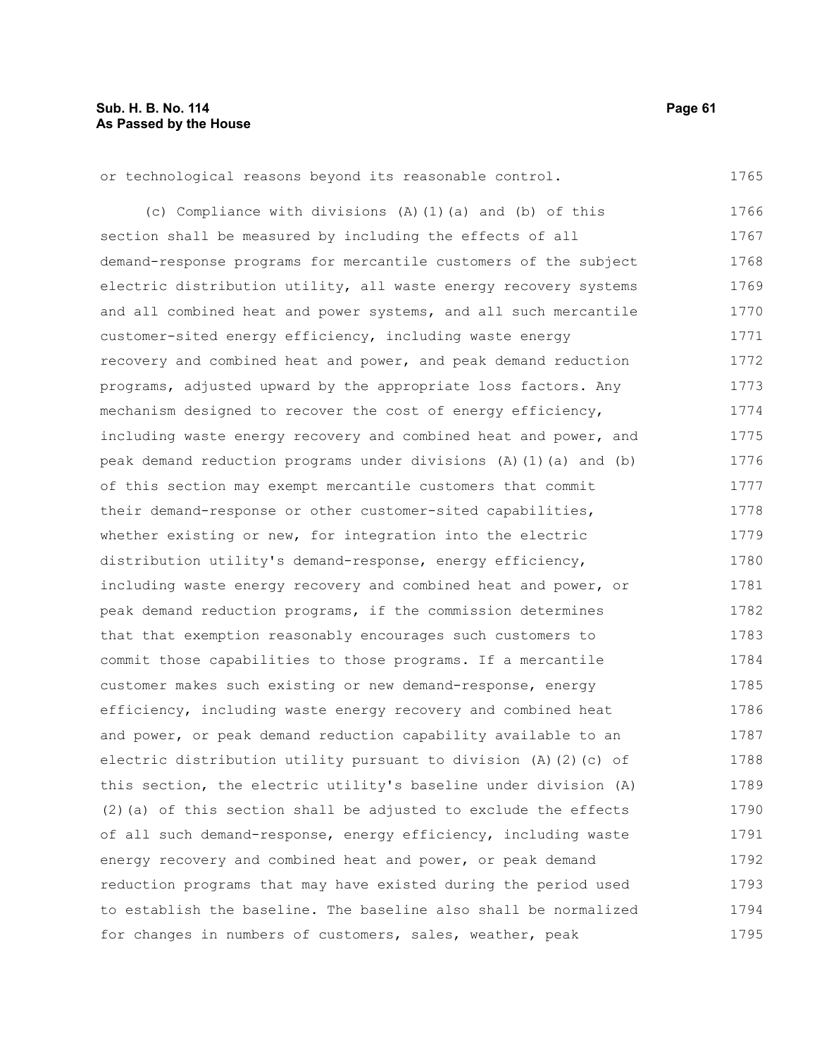or technological reasons beyond its reasonable control.

(c) Compliance with divisions (A)(1)(a) and (b) of this section shall be measured by including the effects of all demand-response programs for mercantile customers of the subject electric distribution utility, all waste energy recovery systems and all combined heat and power systems, and all such mercantile customer-sited energy efficiency, including waste energy recovery and combined heat and power, and peak demand reduction programs, adjusted upward by the appropriate loss factors. Any mechanism designed to recover the cost of energy efficiency, including waste energy recovery and combined heat and power, and peak demand reduction programs under divisions (A)(1)(a) and (b) of this section may exempt mercantile customers that commit their demand-response or other customer-sited capabilities, whether existing or new, for integration into the electric distribution utility's demand-response, energy efficiency, including waste energy recovery and combined heat and power, or peak demand reduction programs, if the commission determines that that exemption reasonably encourages such customers to commit those capabilities to those programs. If a mercantile customer makes such existing or new demand-response, energy efficiency, including waste energy recovery and combined heat and power, or peak demand reduction capability available to an electric distribution utility pursuant to division (A)(2)(c) of this section, the electric utility's baseline under division (A)(2)(a) of this section shall be adjusted to exclude the effects of all such demand-response, energy efficiency, including waste energy recovery and combined heat and power, or peak demand reduction programs that may have existed during the period used to establish the baseline. The baseline also shall be normalized for changes in numbers of customers, sales, weather, peak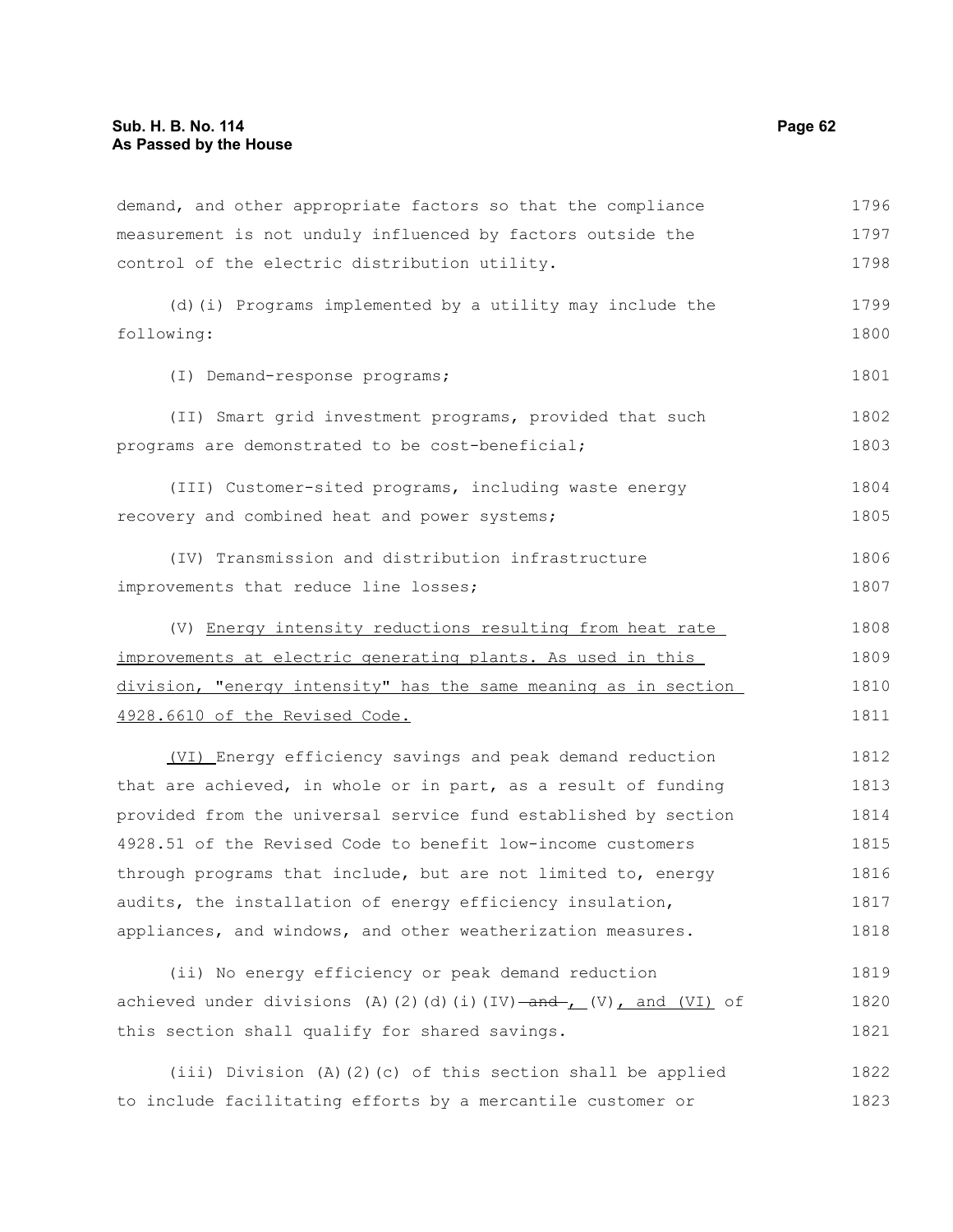demand, and other appropriate factors so that the compliance measurement is not unduly influenced by factors outside the control of the electric distribution utility.

(d)(i) Programs implemented by a utility may include the following:

(I) Demand-response programs;

(II) Smart grid investment programs, provided that such programs are demonstrated to be cost-beneficial;

(III) Customer-sited programs, including waste energy recovery and combined heat and power systems;

(IV) Transmission and distribution infrastructure improvements that reduce line losses;

(V) Energy intensity reductions resulting from heat rate improvements at electric generating plants. As used in this division, "energy intensity" has the same meaning as in section 4928.6610 of the Revised Code.

(VI) Energy efficiency savings and peak demand reduction that are achieved, in whole or in part, as a result of funding provided from the universal service fund established by section 4928.51 of the Revised Code to benefit low-income customers through programs that include, but are not limited to, energy audits, the installation of energy efficiency insulation, appliances, and windows, and other weatherization measures.

(ii) No energy efficiency or peak demand reduction achieved under divisions (A)(2)(d)(i)(IV) ~~and~~ , (V), and (VI) of this section shall qualify for shared savings.

(iii) Division (A)(2)(c) of this section shall be applied to include facilitating efforts by a mercantile customer or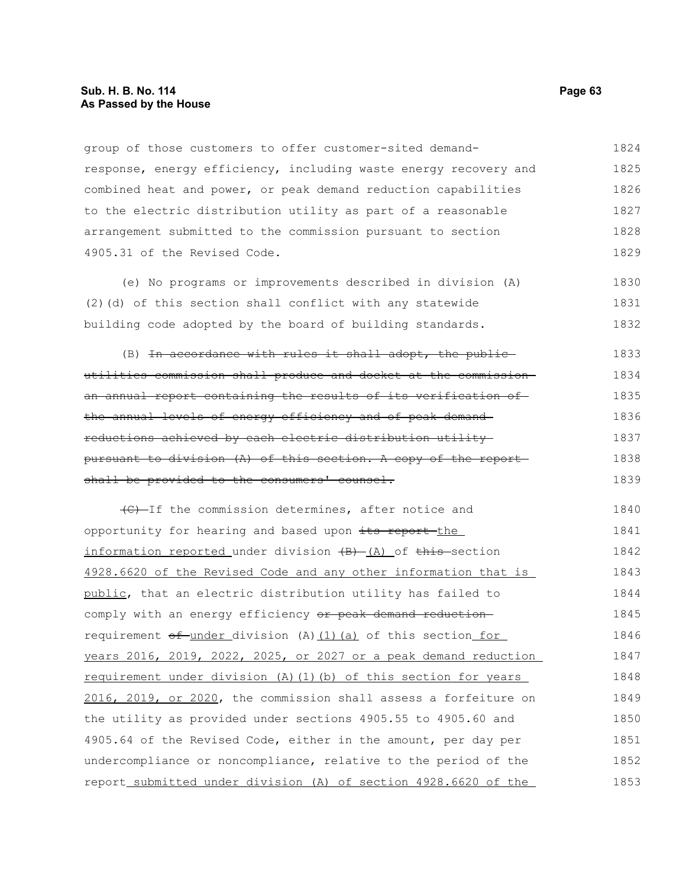group of those customers to offer customer-sited demand-response, energy efficiency, including waste energy recovery and combined heat and power, or peak demand reduction capabilities to the electric distribution utility as part of a reasonable arrangement submitted to the commission pursuant to section 4905.31 of the Revised Code.

(e) No programs or improvements described in division (A)(2)(d) of this section shall conflict with any statewide building code adopted by the board of building standards.

(B) ~~In accordance with rules it shall adopt, the public utilities commission shall produce and docket at the commission an annual report containing the results of its verification of the annual levels of energy efficiency and of peak demand reductions achieved by each electric distribution utility pursuant to division (A) of this section. A copy of the report shall be provided to the consumers' counsel.~~

~~(C)~~ If the commission determines, after notice and opportunity for hearing and based upon ~~its report~~ <u>the information reported</u> under division ~~(B)~~ <u>(A)</u> of ~~this~~ section <u>4928.6620 of the Revised Code and any other information that is public</u>, that an electric distribution utility has failed to comply with an energy efficiency ~~or peak demand reduction~~ requirement ~~of~~ <u>under</u> division (A)<u>(1)(a)</u> of this section <u>for years 2016, 2019, 2022, 2025, or 2027 or a peak demand reduction requirement under division (A)(1)(b) of this section for years 2016, 2019, or 2020</u>, the commission shall assess a forfeiture on the utility as provided under sections 4905.55 to 4905.60 and 4905.64 of the Revised Code, either in the amount, per day per undercompliance or noncompliance, relative to the period of the report <u>submitted under division (A) of section 4928.6620 of the</u>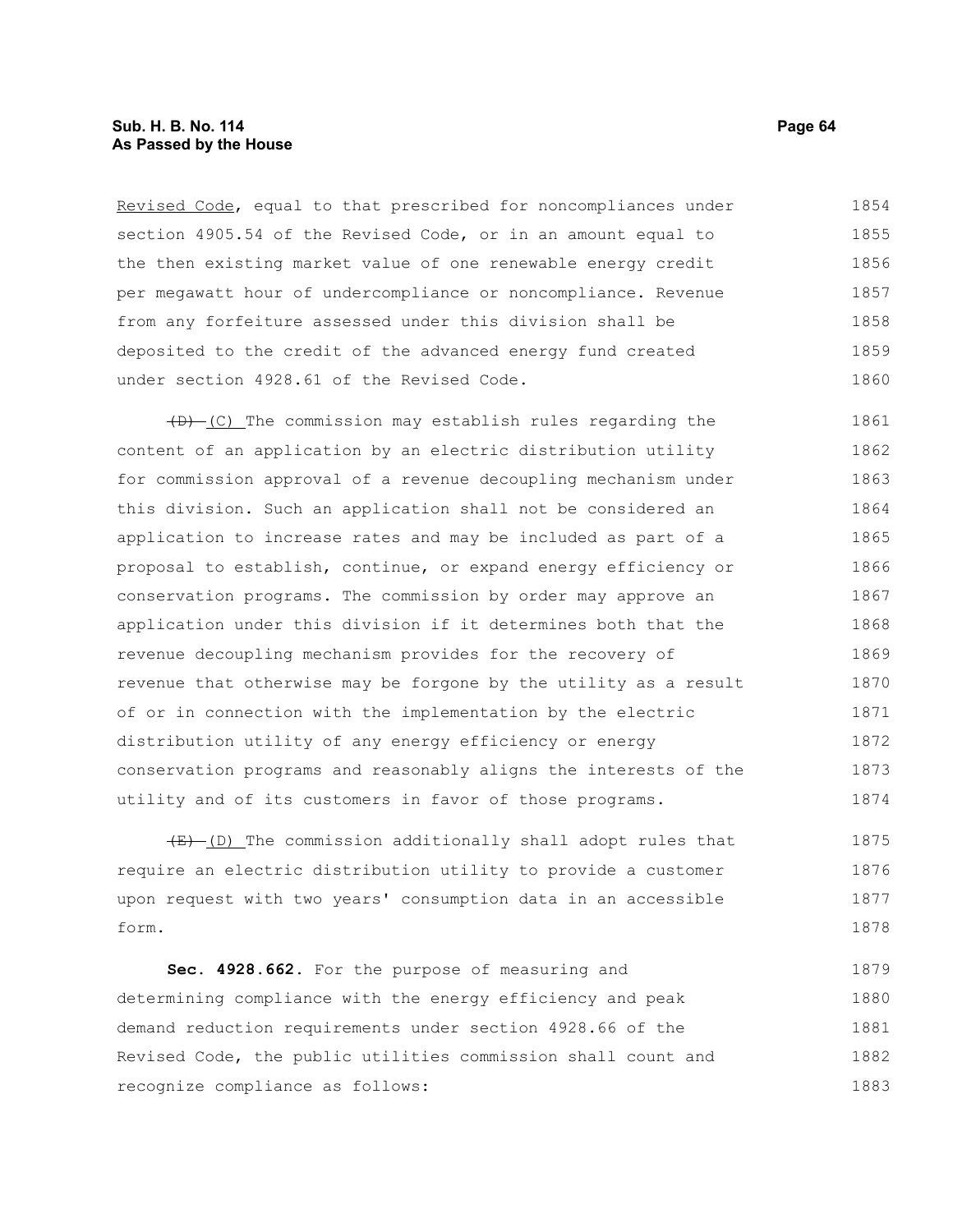Revised Code, equal to that prescribed for noncompliances under section 4905.54 of the Revised Code, or in an amount equal to the then existing market value of one renewable energy credit per megawatt hour of undercompliance or noncompliance. Revenue from any forfeiture assessed under this division shall be deposited to the credit of the advanced energy fund created under section 4928.61 of the Revised Code.

~~(D)~~ (C) The commission may establish rules regarding the content of an application by an electric distribution utility for commission approval of a revenue decoupling mechanism under this division. Such an application shall not be considered an application to increase rates and may be included as part of a proposal to establish, continue, or expand energy efficiency or conservation programs. The commission by order may approve an application under this division if it determines both that the revenue decoupling mechanism provides for the recovery of revenue that otherwise may be forgone by the utility as a result of or in connection with the implementation by the electric distribution utility of any energy efficiency or energy conservation programs and reasonably aligns the interests of the utility and of its customers in favor of those programs.

~~(E)~~ (D) The commission additionally shall adopt rules that require an electric distribution utility to provide a customer upon request with two years' consumption data in an accessible form.

**Sec. 4928.662.** For the purpose of measuring and determining compliance with the energy efficiency and peak demand reduction requirements under section 4928.66 of the Revised Code, the public utilities commission shall count and recognize compliance as follows: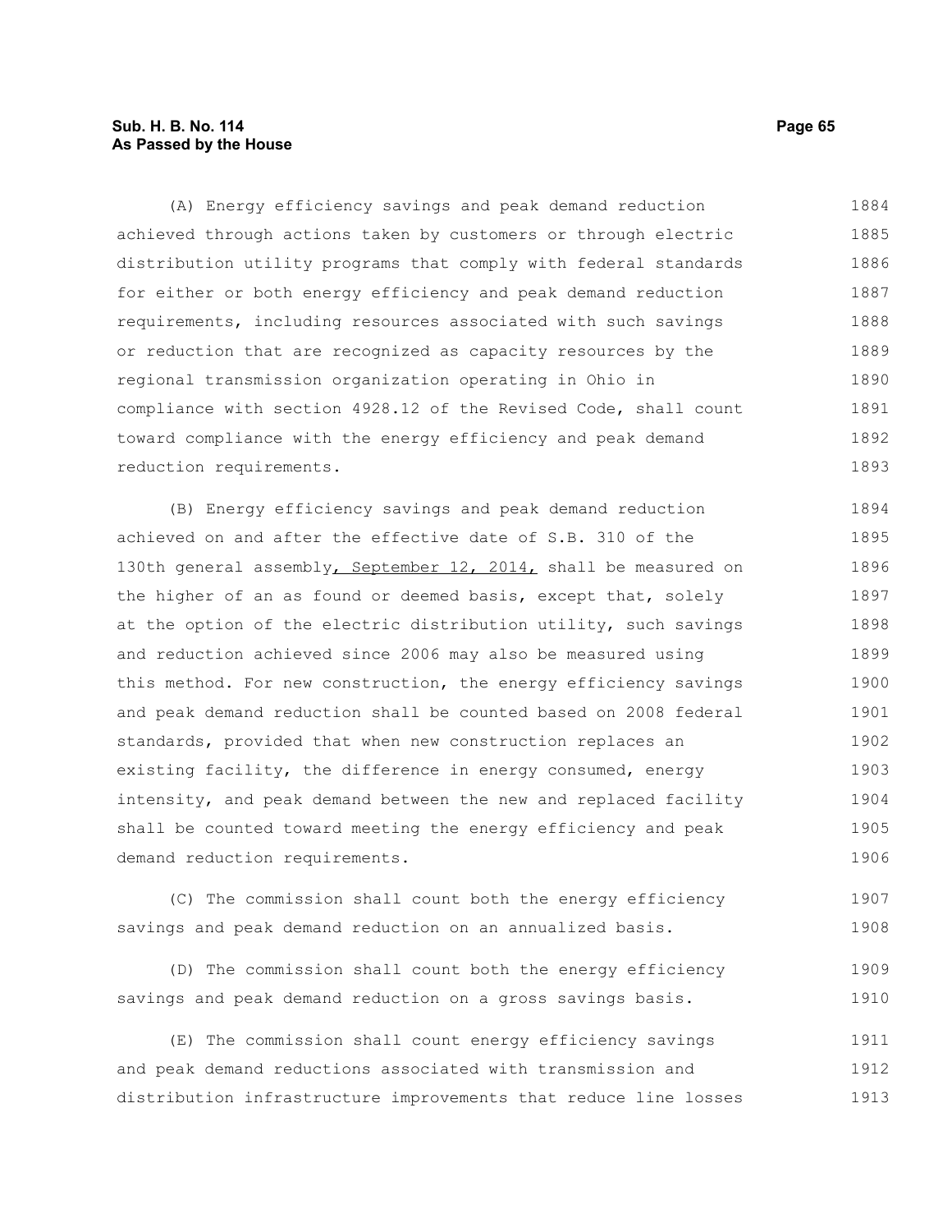(A) Energy efficiency savings and peak demand reduction achieved through actions taken by customers or through electric distribution utility programs that comply with federal standards for either or both energy efficiency and peak demand reduction requirements, including resources associated with such savings or reduction that are recognized as capacity resources by the regional transmission organization operating in Ohio in compliance with section 4928.12 of the Revised Code, shall count toward compliance with the energy efficiency and peak demand reduction requirements.

(B) Energy efficiency savings and peak demand reduction achieved on and after the effective date of S.B. 310 of the 130th general assembly, September 12, 2014, shall be measured on the higher of an as found or deemed basis, except that, solely at the option of the electric distribution utility, such savings and reduction achieved since 2006 may also be measured using this method. For new construction, the energy efficiency savings and peak demand reduction shall be counted based on 2008 federal standards, provided that when new construction replaces an existing facility, the difference in energy consumed, energy intensity, and peak demand between the new and replaced facility shall be counted toward meeting the energy efficiency and peak demand reduction requirements.

(C) The commission shall count both the energy efficiency savings and peak demand reduction on an annualized basis.

(D) The commission shall count both the energy efficiency savings and peak demand reduction on a gross savings basis.

(E) The commission shall count energy efficiency savings and peak demand reductions associated with transmission and distribution infrastructure improvements that reduce line losses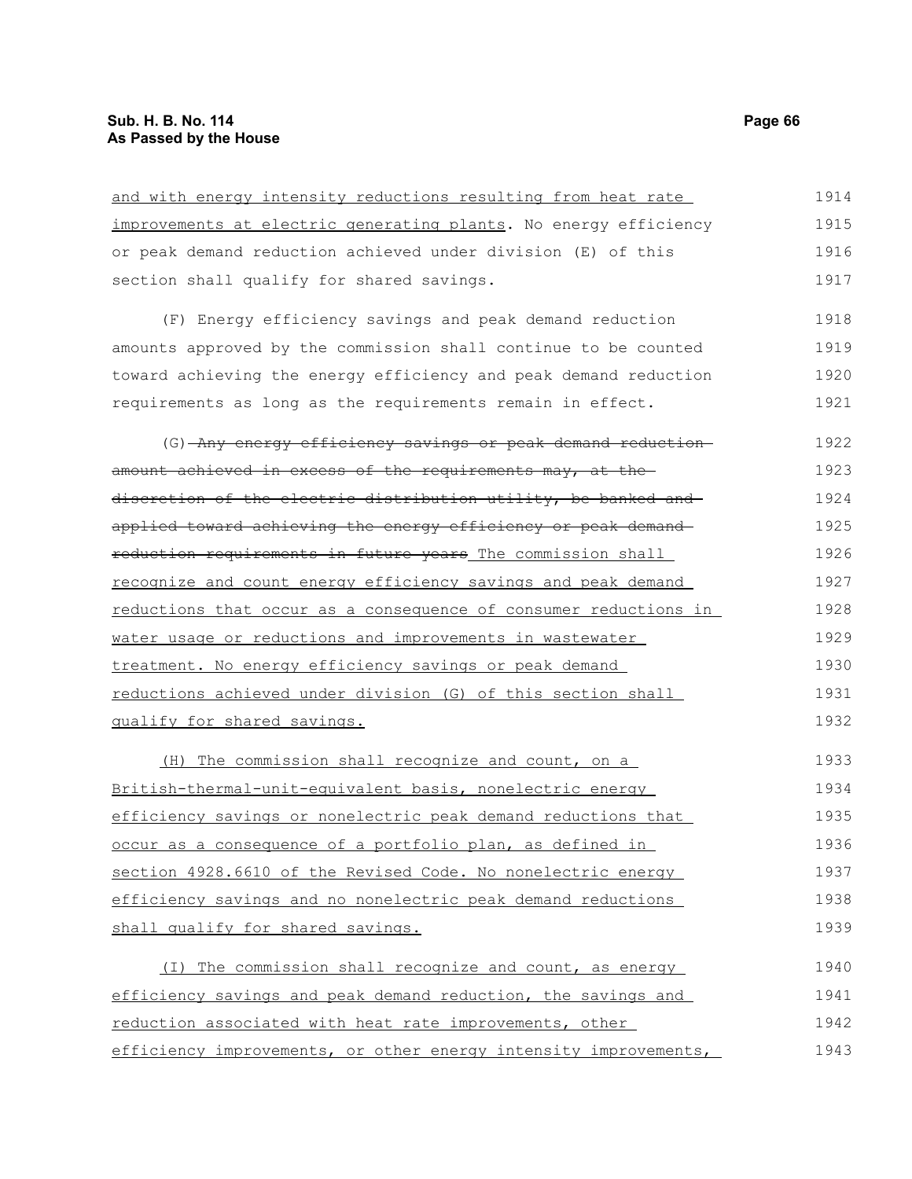and with energy intensity reductions resulting from heat rate improvements at electric generating plants. No energy efficiency or peak demand reduction achieved under division (E) of this section shall qualify for shared savings.

(F) Energy efficiency savings and peak demand reduction amounts approved by the commission shall continue to be counted toward achieving the energy efficiency and peak demand reduction requirements as long as the requirements remain in effect.

(G) ~~Any energy efficiency savings or peak demand reduction amount achieved in excess of the requirements may, at the discretion of the electric distribution utility, be banked and applied toward achieving the energy efficiency or peak demand reduction requirements in future years~~ The commission shall recognize and count energy efficiency savings and peak demand reductions that occur as a consequence of consumer reductions in water usage or reductions and improvements in wastewater treatment. No energy efficiency savings or peak demand reductions achieved under division (G) of this section shall qualify for shared savings.

(H) The commission shall recognize and count, on a British-thermal-unit-equivalent basis, nonelectric energy efficiency savings or nonelectric peak demand reductions that occur as a consequence of a portfolio plan, as defined in section 4928.6610 of the Revised Code. No nonelectric energy efficiency savings and no nonelectric peak demand reductions shall qualify for shared savings.

(I) The commission shall recognize and count, as energy efficiency savings and peak demand reduction, the savings and reduction associated with heat rate improvements, other efficiency improvements, or other energy intensity improvements,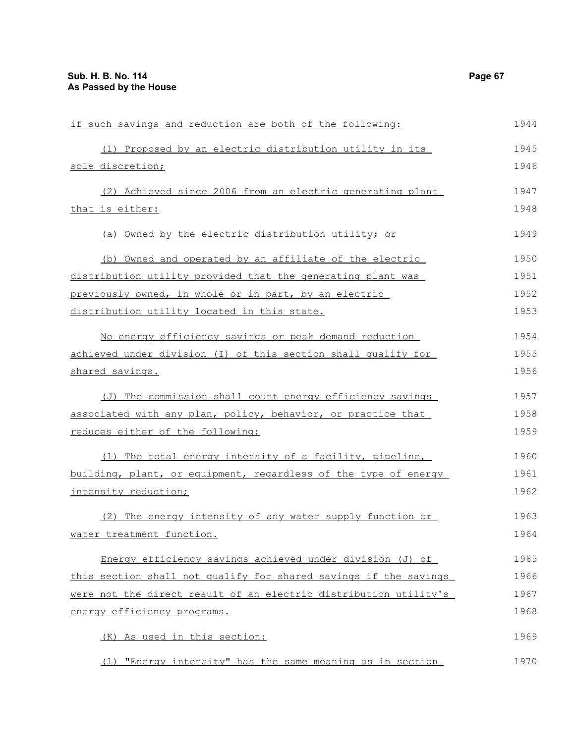if such savings and reduction are both of the following:

(1) Proposed by an electric distribution utility in its sole discretion;

(2) Achieved since 2006 from an electric generating plant that is either:

(a) Owned by the electric distribution utility; or

(b) Owned and operated by an affiliate of the electric distribution utility provided that the generating plant was previously owned, in whole or in part, by an electric distribution utility located in this state.

No energy efficiency savings or peak demand reduction achieved under division (I) of this section shall qualify for shared savings.

(J) The commission shall count energy efficiency savings associated with any plan, policy, behavior, or practice that reduces either of the following:

(1) The total energy intensity of a facility, pipeline, building, plant, or equipment, regardless of the type of energy intensity reduction;

(2) The energy intensity of any water supply function or water treatment function.

Energy efficiency savings achieved under division (J) of this section shall not qualify for shared savings if the savings were not the direct result of an electric distribution utility's energy efficiency programs.

(K) As used in this section:

(1) "Energy intensity" has the same meaning as in section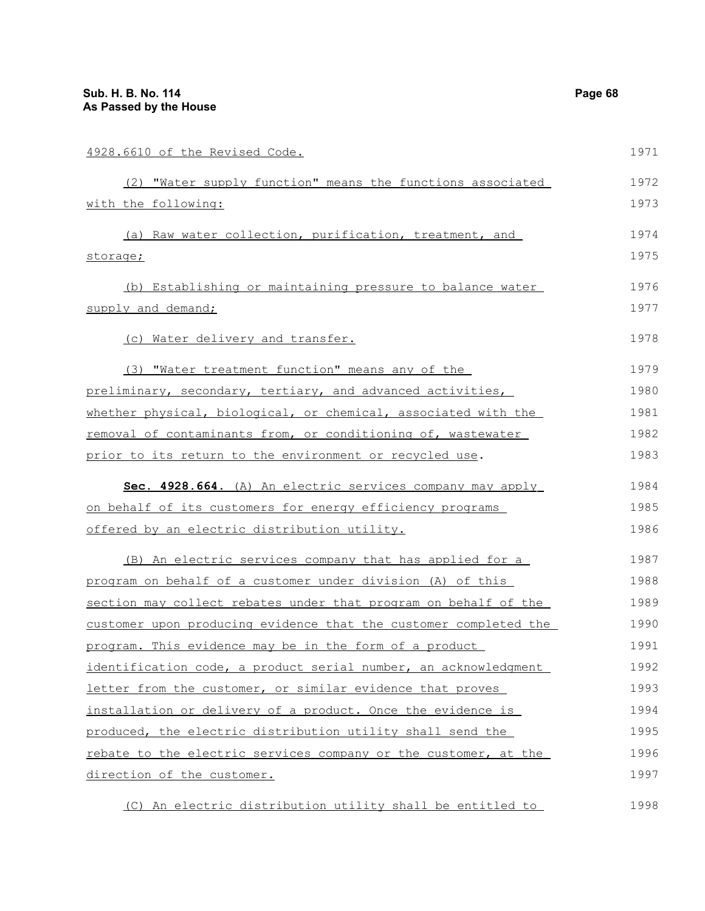4928.6610 of the Revised Code.

(2) "Water supply function" means the functions associated with the following:

(a) Raw water collection, purification, treatment, and storage;

(b) Establishing or maintaining pressure to balance water supply and demand;

(c) Water delivery and transfer.

(3) "Water treatment function" means any of the preliminary, secondary, tertiary, and advanced activities, whether physical, biological, or chemical, associated with the removal of contaminants from, or conditioning of, wastewater prior to its return to the environment or recycled use.

**Sec. 4928.664.** (A) An electric services company may apply on behalf of its customers for energy efficiency programs offered by an electric distribution utility.

(B) An electric services company that has applied for a program on behalf of a customer under division (A) of this section may collect rebates under that program on behalf of the customer upon producing evidence that the customer completed the program. This evidence may be in the form of a product identification code, a product serial number, an acknowledgment letter from the customer, or similar evidence that proves installation or delivery of a product. Once the evidence is produced, the electric distribution utility shall send the rebate to the electric services company or the customer, at the direction of the customer.

(C) An electric distribution utility shall be entitled to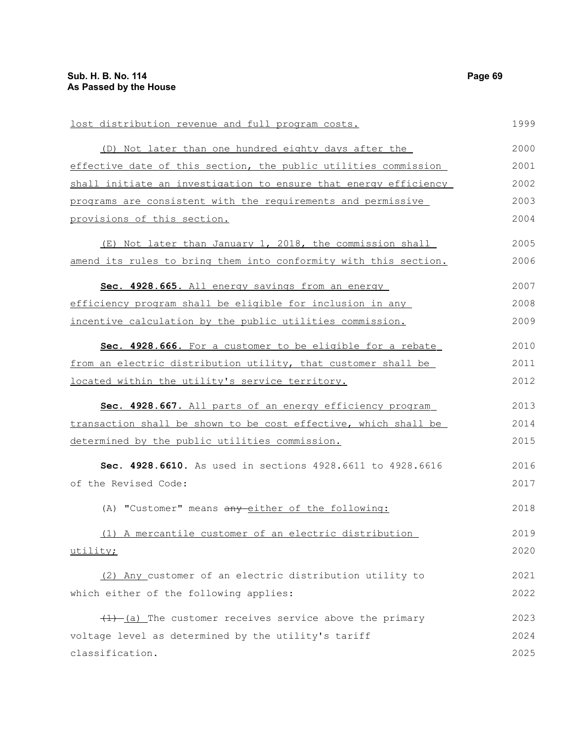lost distribution revenue and full program costs.

(D) Not later than one hundred eighty days after the effective date of this section, the public utilities commission shall initiate an investigation to ensure that energy efficiency programs are consistent with the requirements and permissive provisions of this section.

(E) Not later than January 1, 2018, the commission shall amend its rules to bring them into conformity with this section.

**Sec. 4928.665.** All energy savings from an energy efficiency program shall be eligible for inclusion in any incentive calculation by the public utilities commission.

**Sec. 4928.666.** For a customer to be eligible for a rebate from an electric distribution utility, that customer shall be located within the utility's service territory.

**Sec. 4928.667.** All parts of an energy efficiency program transaction shall be shown to be cost effective, which shall be determined by the public utilities commission.

**Sec. 4928.6610.** As used in sections 4928.6611 to 4928.6616 of the Revised Code:

(A) "Customer" means ~~any~~ either of the following:

(1) A mercantile customer of an electric distribution utility;

(2) Any customer of an electric distribution utility to which either of the following applies:

~~(1)~~ (a) The customer receives service above the primary voltage level as determined by the utility's tariff classification.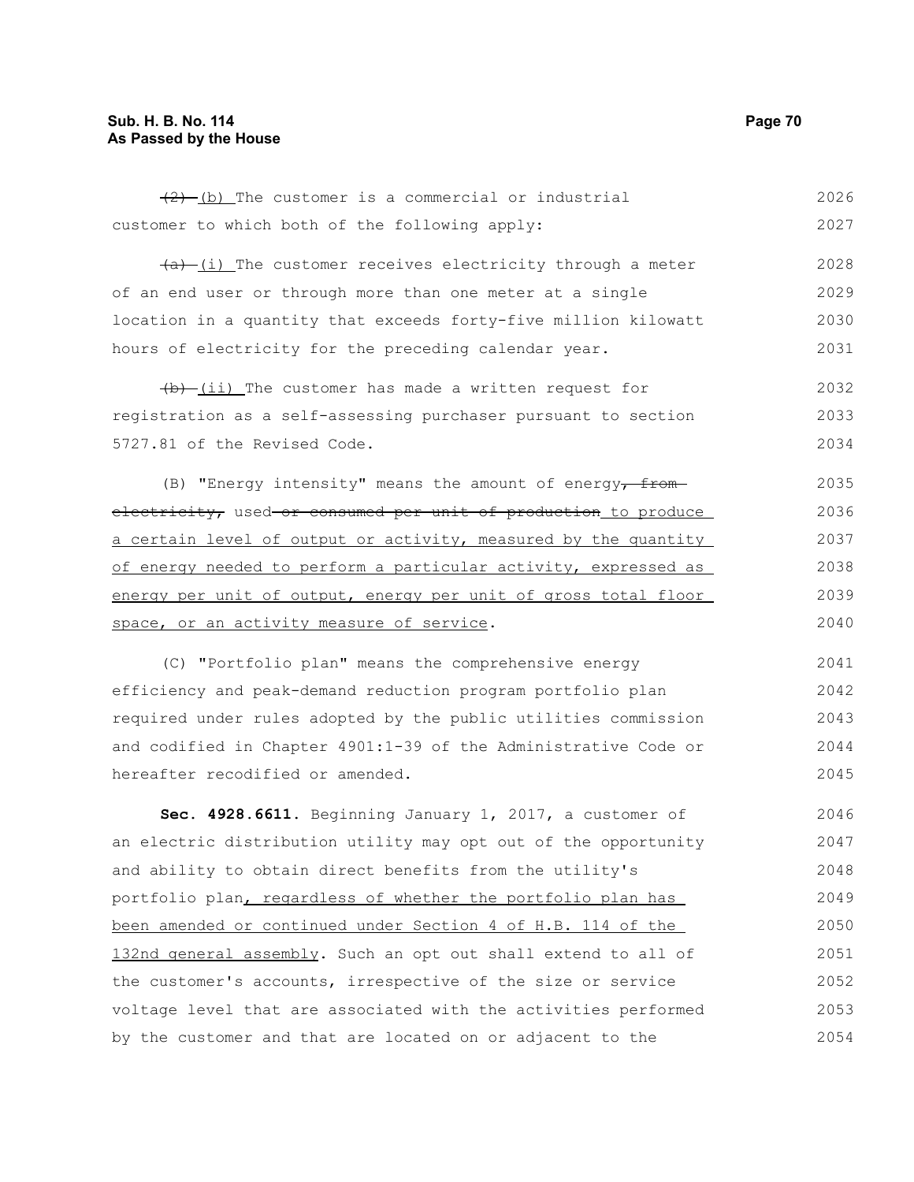~~(2)~~ (b) The customer is a commercial or industrial customer to which both of the following apply:

~~(a)~~ (i) The customer receives electricity through a meter of an end user or through more than one meter at a single location in a quantity that exceeds forty-five million kilowatt hours of electricity for the preceding calendar year.

~~(b)~~ (ii) The customer has made a written request for registration as a self-assessing purchaser pursuant to section 5727.81 of the Revised Code.

(B) "Energy intensity" means the amount of energy~~, from electricity,~~ used ~~or consumed per unit of production~~ <u>to produce a certain level of output or activity, measured by the quantity of energy needed to perform a particular activity, expressed as energy per unit of output, energy per unit of gross total floor space, or an activity measure of service</u>.

(C) "Portfolio plan" means the comprehensive energy efficiency and peak-demand reduction program portfolio plan required under rules adopted by the public utilities commission and codified in Chapter 4901:1-39 of the Administrative Code or hereafter recodified or amended.

**Sec. 4928.6611.** Beginning January 1, 2017, a customer of an electric distribution utility may opt out of the opportunity and ability to obtain direct benefits from the utility's portfolio plan<u>, regardless of whether the portfolio plan has been amended or continued under Section 4 of H.B. 114 of the 132nd general assembly</u>. Such an opt out shall extend to all of the customer's accounts, irrespective of the size or service voltage level that are associated with the activities performed by the customer and that are located on or adjacent to the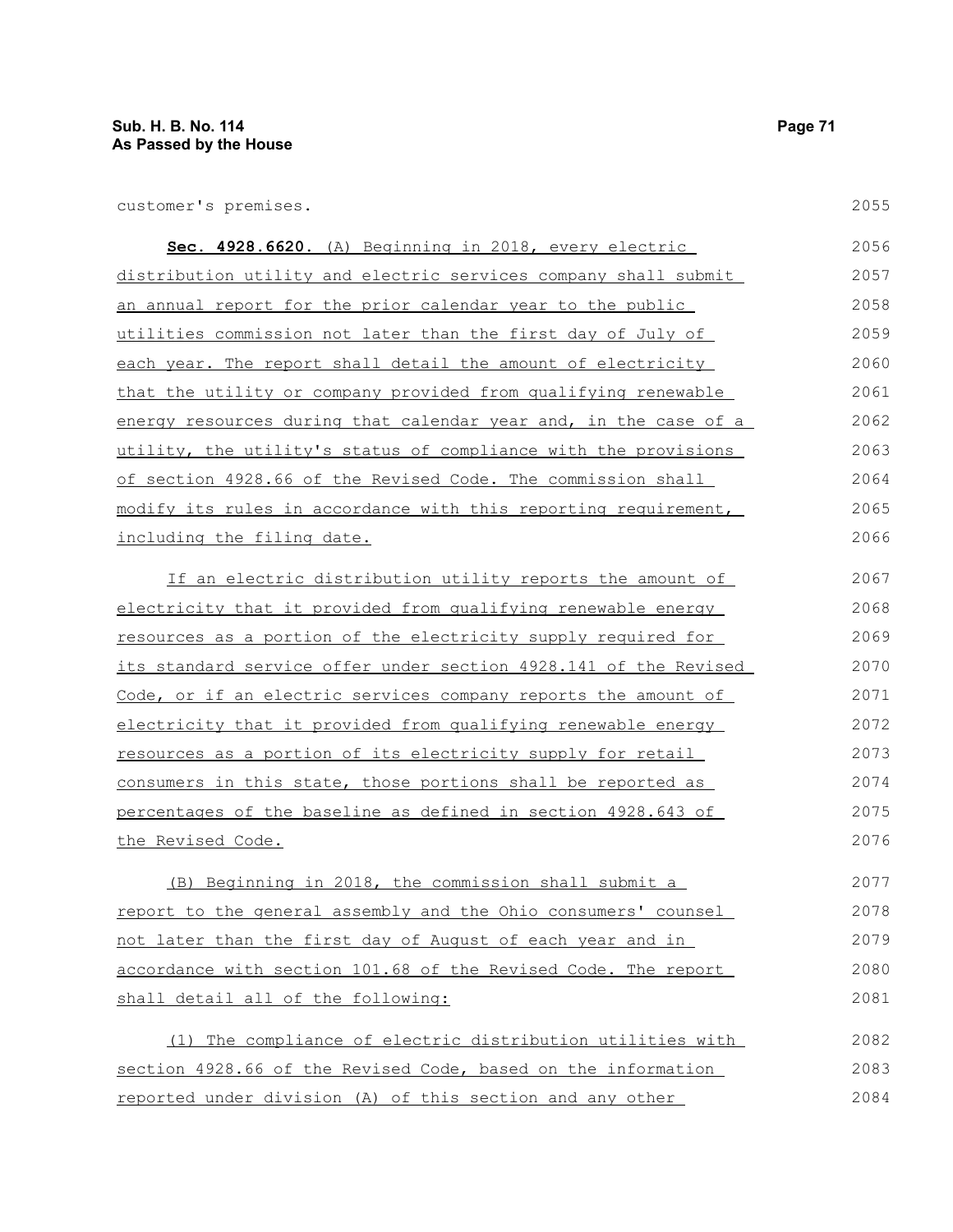customer's premises.

**Sec. 4928.6620.** (A) Beginning in 2018, every electric distribution utility and electric services company shall submit an annual report for the prior calendar year to the public utilities commission not later than the first day of July of each year. The report shall detail the amount of electricity that the utility or company provided from qualifying renewable energy resources during that calendar year and, in the case of a utility, the utility's status of compliance with the provisions of section 4928.66 of the Revised Code. The commission shall modify its rules in accordance with this reporting requirement, including the filing date.

If an electric distribution utility reports the amount of electricity that it provided from qualifying renewable energy resources as a portion of the electricity supply required for its standard service offer under section 4928.141 of the Revised Code, or if an electric services company reports the amount of electricity that it provided from qualifying renewable energy resources as a portion of its electricity supply for retail consumers in this state, those portions shall be reported as percentages of the baseline as defined in section 4928.643 of the Revised Code.

(B) Beginning in 2018, the commission shall submit a report to the general assembly and the Ohio consumers' counsel not later than the first day of August of each year and in accordance with section 101.68 of the Revised Code. The report shall detail all of the following:

(1) The compliance of electric distribution utilities with section 4928.66 of the Revised Code, based on the information reported under division (A) of this section and any other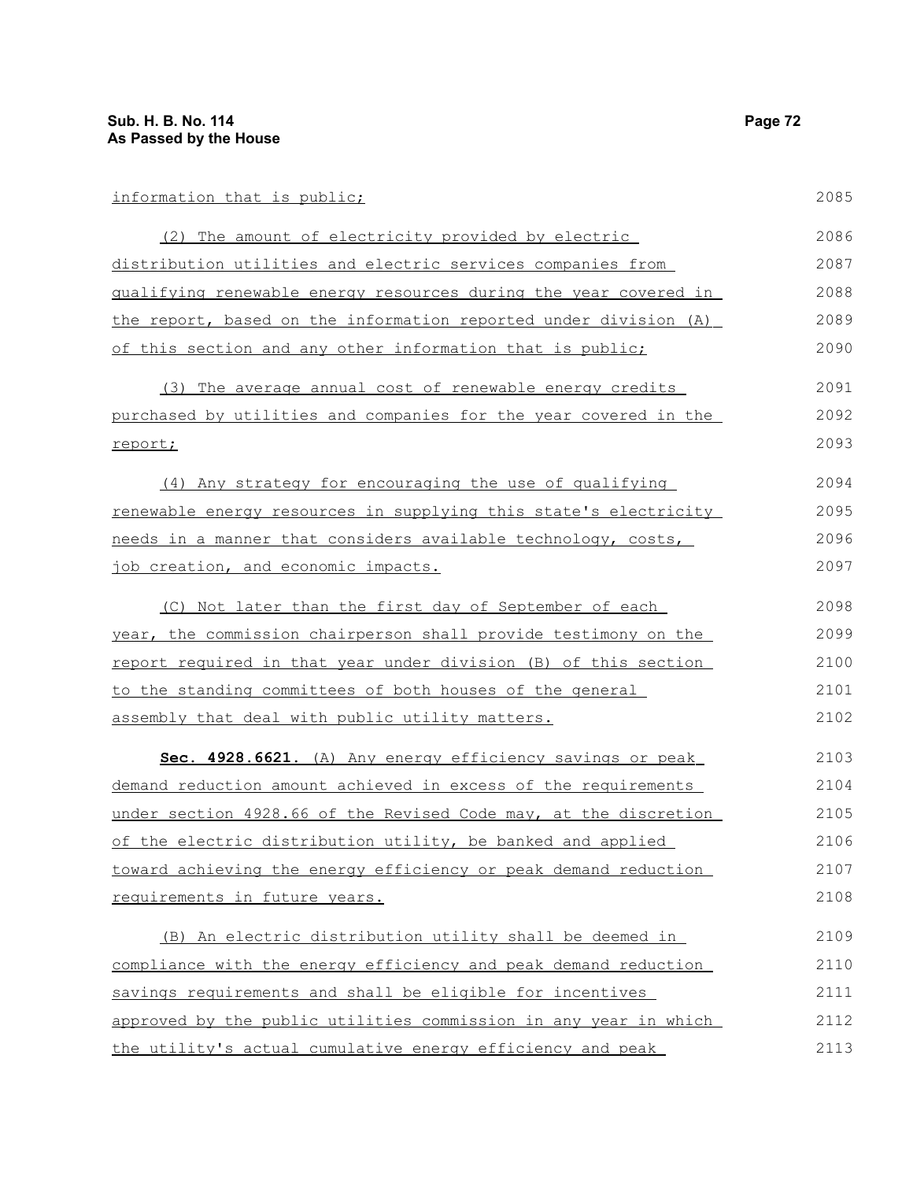information that is public;

(2) The amount of electricity provided by electric distribution utilities and electric services companies from qualifying renewable energy resources during the year covered in the report, based on the information reported under division (A) of this section and any other information that is public;

(3) The average annual cost of renewable energy credits purchased by utilities and companies for the year covered in the report;

(4) Any strategy for encouraging the use of qualifying renewable energy resources in supplying this state's electricity needs in a manner that considers available technology, costs, job creation, and economic impacts.

(C) Not later than the first day of September of each year, the commission chairperson shall provide testimony on the report required in that year under division (B) of this section to the standing committees of both houses of the general assembly that deal with public utility matters.

**Sec. 4928.6621.** (A) Any energy efficiency savings or peak demand reduction amount achieved in excess of the requirements under section 4928.66 of the Revised Code may, at the discretion of the electric distribution utility, be banked and applied toward achieving the energy efficiency or peak demand reduction requirements in future years.

(B) An electric distribution utility shall be deemed in compliance with the energy efficiency and peak demand reduction savings requirements and shall be eligible for incentives approved by the public utilities commission in any year in which the utility's actual cumulative energy efficiency and peak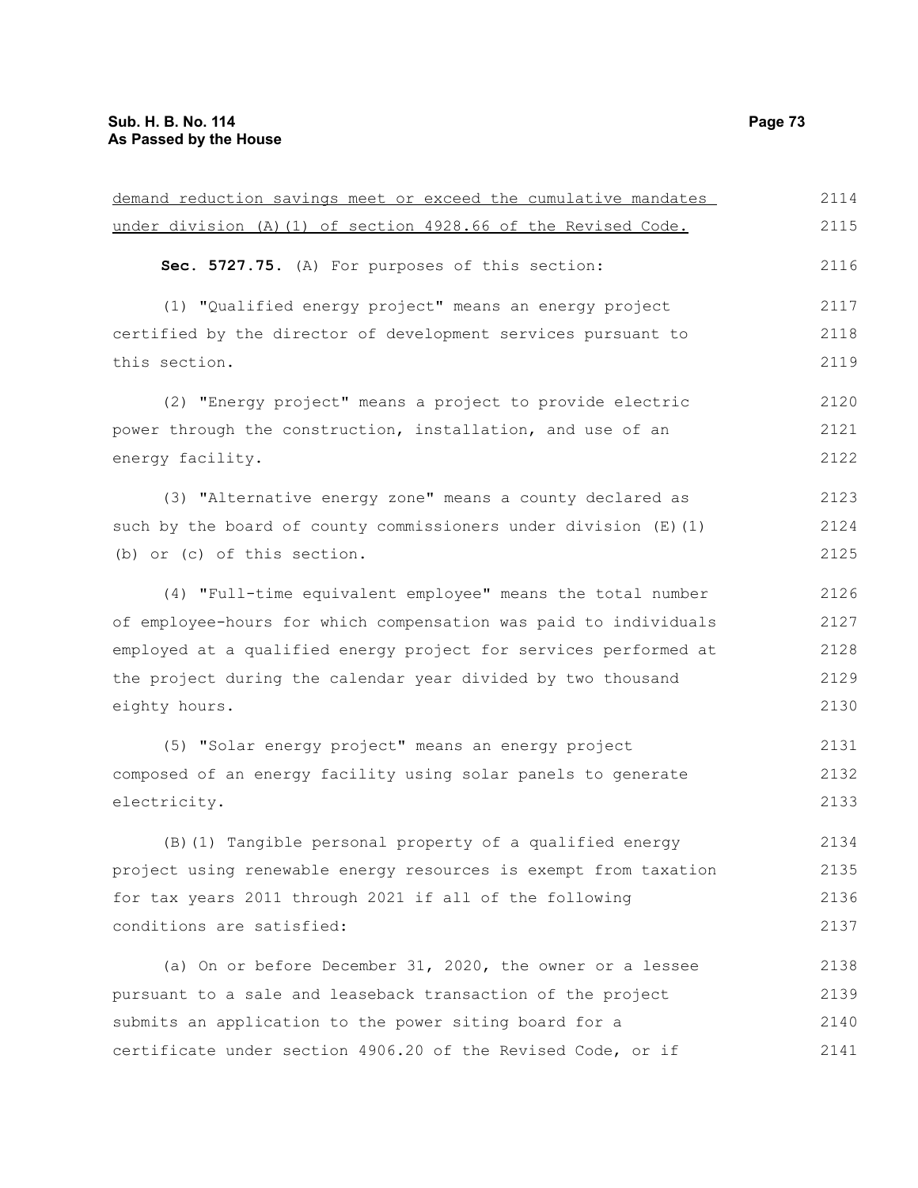demand reduction savings meet or exceed the cumulative mandates under division (A)(1) of section 4928.66 of the Revised Code.

**Sec. 5727.75.** (A) For purposes of this section:

(1) "Qualified energy project" means an energy project certified by the director of development services pursuant to this section.

(2) "Energy project" means a project to provide electric power through the construction, installation, and use of an energy facility.

(3) "Alternative energy zone" means a county declared as such by the board of county commissioners under division (E)(1)(b) or (c) of this section.

(4) "Full-time equivalent employee" means the total number of employee-hours for which compensation was paid to individuals employed at a qualified energy project for services performed at the project during the calendar year divided by two thousand eighty hours.

(5) "Solar energy project" means an energy project composed of an energy facility using solar panels to generate electricity.

(B)(1) Tangible personal property of a qualified energy project using renewable energy resources is exempt from taxation for tax years 2011 through 2021 if all of the following conditions are satisfied:

(a) On or before December 31, 2020, the owner or a lessee pursuant to a sale and leaseback transaction of the project submits an application to the power siting board for a certificate under section 4906.20 of the Revised Code, or if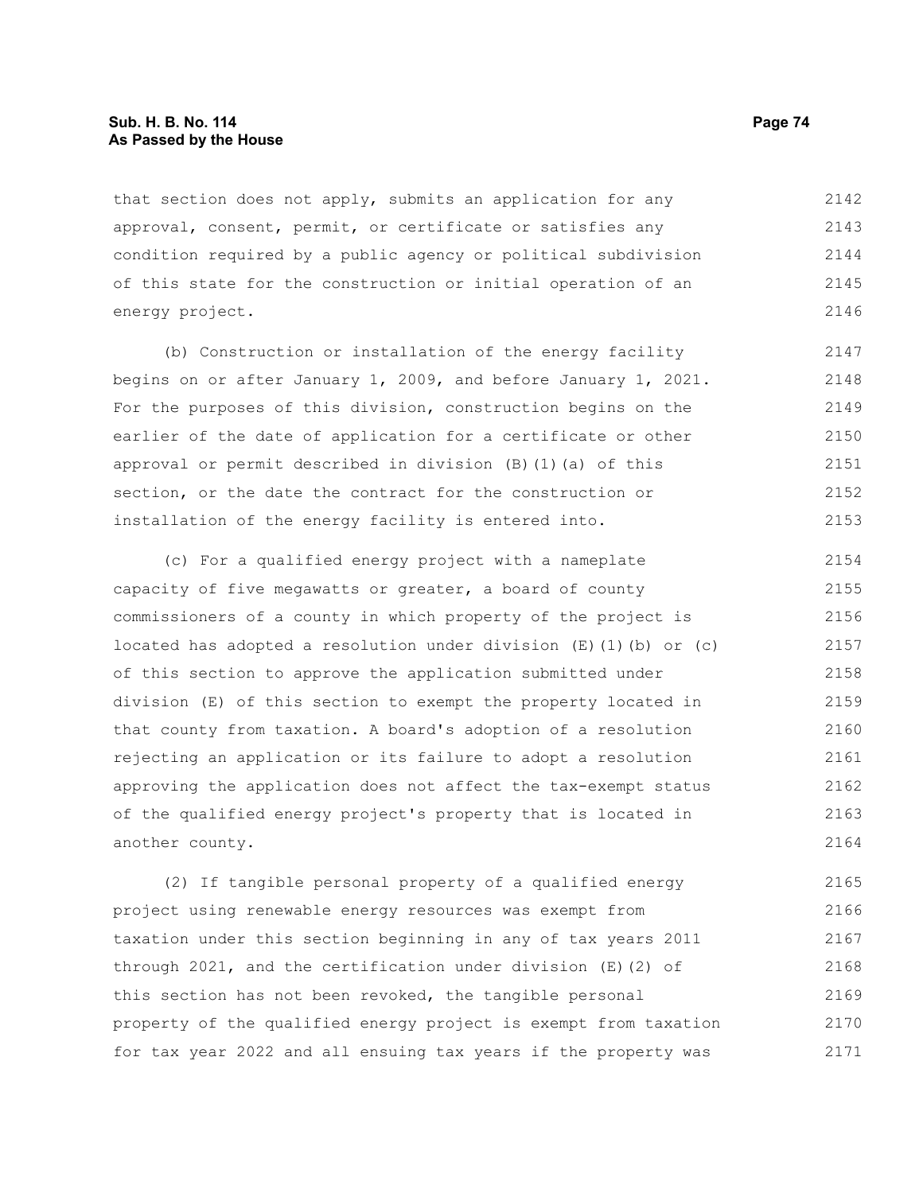that section does not apply, submits an application for any approval, consent, permit, or certificate or satisfies any condition required by a public agency or political subdivision of this state for the construction or initial operation of an energy project.

(b) Construction or installation of the energy facility begins on or after January 1, 2009, and before January 1, 2021. For the purposes of this division, construction begins on the earlier of the date of application for a certificate or other approval or permit described in division (B)(1)(a) of this section, or the date the contract for the construction or installation of the energy facility is entered into.

(c) For a qualified energy project with a nameplate capacity of five megawatts or greater, a board of county commissioners of a county in which property of the project is located has adopted a resolution under division (E)(1)(b) or (c) of this section to approve the application submitted under division (E) of this section to exempt the property located in that county from taxation. A board's adoption of a resolution rejecting an application or its failure to adopt a resolution approving the application does not affect the tax-exempt status of the qualified energy project's property that is located in another county.

(2) If tangible personal property of a qualified energy project using renewable energy resources was exempt from taxation under this section beginning in any of tax years 2011 through 2021, and the certification under division (E)(2) of this section has not been revoked, the tangible personal property of the qualified energy project is exempt from taxation for tax year 2022 and all ensuing tax years if the property was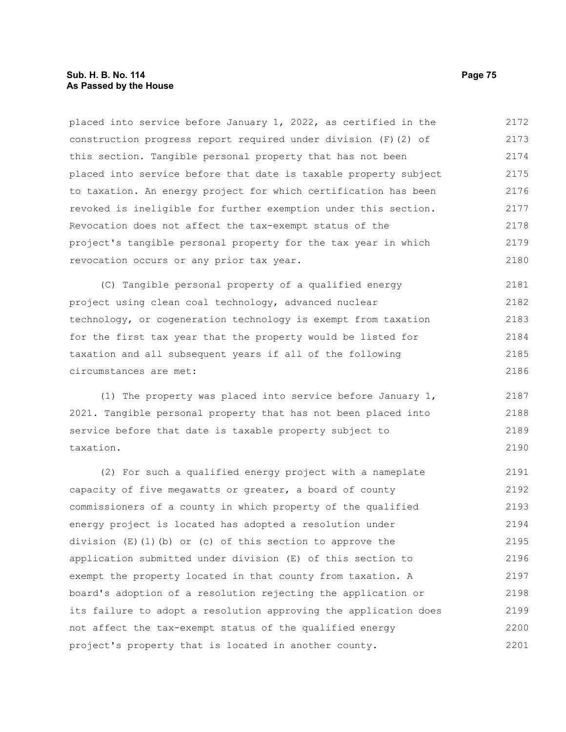placed into service before January 1, 2022, as certified in the construction progress report required under division (F)(2) of this section. Tangible personal property that has not been placed into service before that date is taxable property subject to taxation. An energy project for which certification has been revoked is ineligible for further exemption under this section. Revocation does not affect the tax-exempt status of the project's tangible personal property for the tax year in which revocation occurs or any prior tax year.

(C) Tangible personal property of a qualified energy project using clean coal technology, advanced nuclear technology, or cogeneration technology is exempt from taxation for the first tax year that the property would be listed for taxation and all subsequent years if all of the following circumstances are met:

(1) The property was placed into service before January 1, 2021. Tangible personal property that has not been placed into service before that date is taxable property subject to taxation.

(2) For such a qualified energy project with a nameplate capacity of five megawatts or greater, a board of county commissioners of a county in which property of the qualified energy project is located has adopted a resolution under division (E)(1)(b) or (c) of this section to approve the application submitted under division (E) of this section to exempt the property located in that county from taxation. A board's adoption of a resolution rejecting the application or its failure to adopt a resolution approving the application does not affect the tax-exempt status of the qualified energy project's property that is located in another county.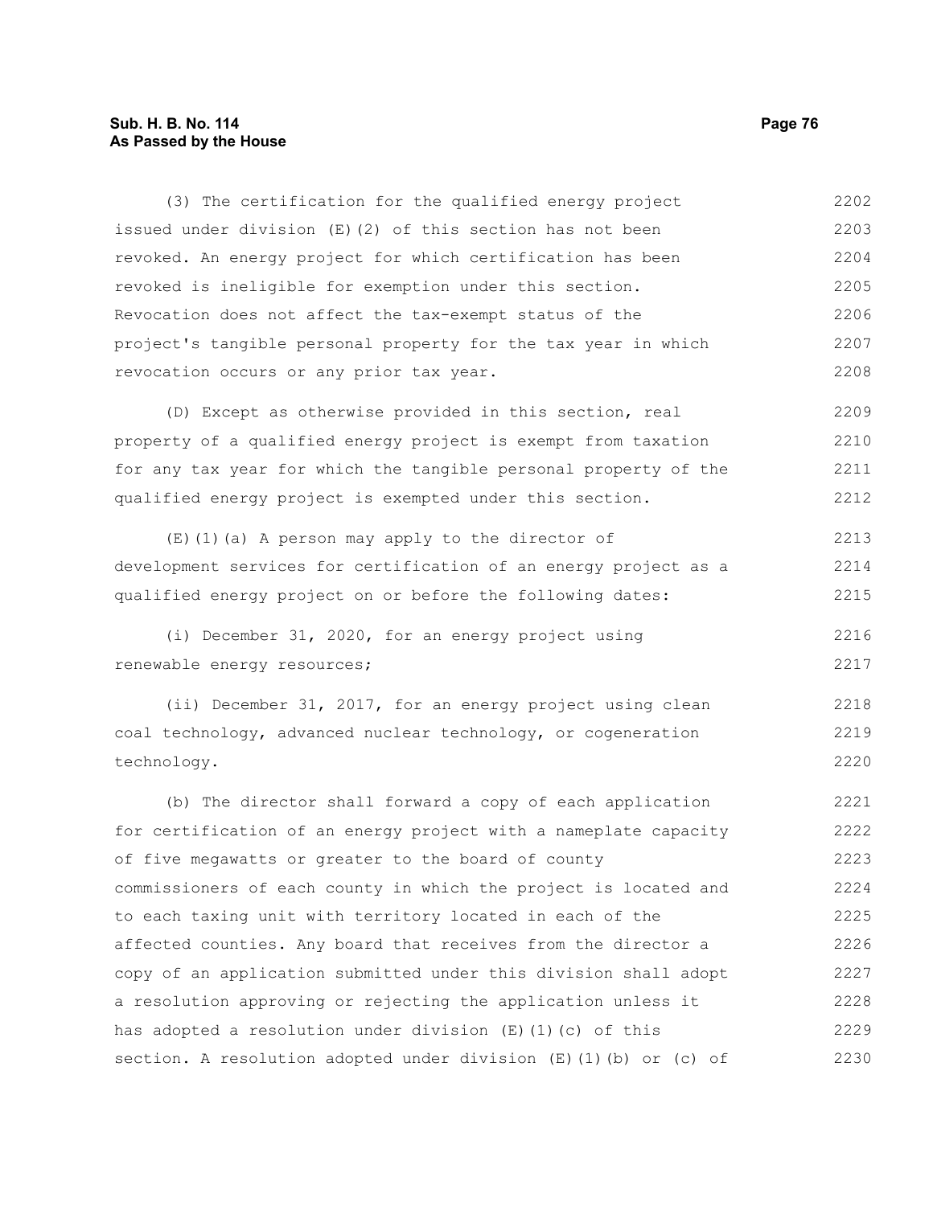(3) The certification for the qualified energy project issued under division (E)(2) of this section has not been revoked. An energy project for which certification has been revoked is ineligible for exemption under this section. Revocation does not affect the tax-exempt status of the project's tangible personal property for the tax year in which revocation occurs or any prior tax year.

(D) Except as otherwise provided in this section, real property of a qualified energy project is exempt from taxation for any tax year for which the tangible personal property of the qualified energy project is exempted under this section.

(E)(1)(a) A person may apply to the director of development services for certification of an energy project as a qualified energy project on or before the following dates:

(i) December 31, 2020, for an energy project using renewable energy resources;

(ii) December 31, 2017, for an energy project using clean coal technology, advanced nuclear technology, or cogeneration technology.

(b) The director shall forward a copy of each application for certification of an energy project with a nameplate capacity of five megawatts or greater to the board of county commissioners of each county in which the project is located and to each taxing unit with territory located in each of the affected counties. Any board that receives from the director a copy of an application submitted under this division shall adopt a resolution approving or rejecting the application unless it has adopted a resolution under division (E)(1)(c) of this section. A resolution adopted under division (E)(1)(b) or (c) of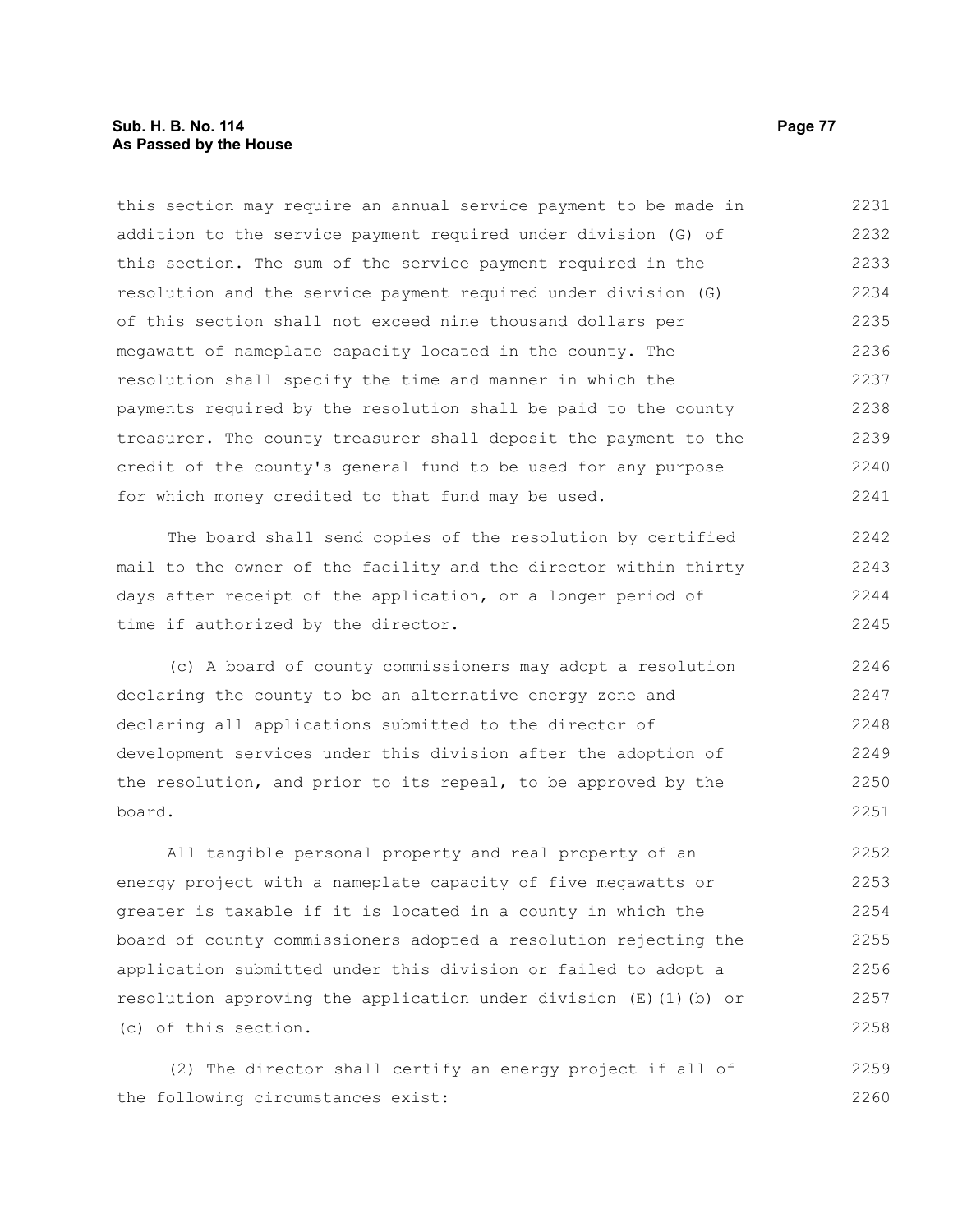this section may require an annual service payment to be made in addition to the service payment required under division (G) of this section. The sum of the service payment required in the resolution and the service payment required under division (G) of this section shall not exceed nine thousand dollars per megawatt of nameplate capacity located in the county. The resolution shall specify the time and manner in which the payments required by the resolution shall be paid to the county treasurer. The county treasurer shall deposit the payment to the credit of the county's general fund to be used for any purpose for which money credited to that fund may be used.

The board shall send copies of the resolution by certified mail to the owner of the facility and the director within thirty days after receipt of the application, or a longer period of time if authorized by the director.

(c) A board of county commissioners may adopt a resolution declaring the county to be an alternative energy zone and declaring all applications submitted to the director of development services under this division after the adoption of the resolution, and prior to its repeal, to be approved by the board.

All tangible personal property and real property of an energy project with a nameplate capacity of five megawatts or greater is taxable if it is located in a county in which the board of county commissioners adopted a resolution rejecting the application submitted under this division or failed to adopt a resolution approving the application under division (E)(1)(b) or (c) of this section.

(2) The director shall certify an energy project if all of the following circumstances exist: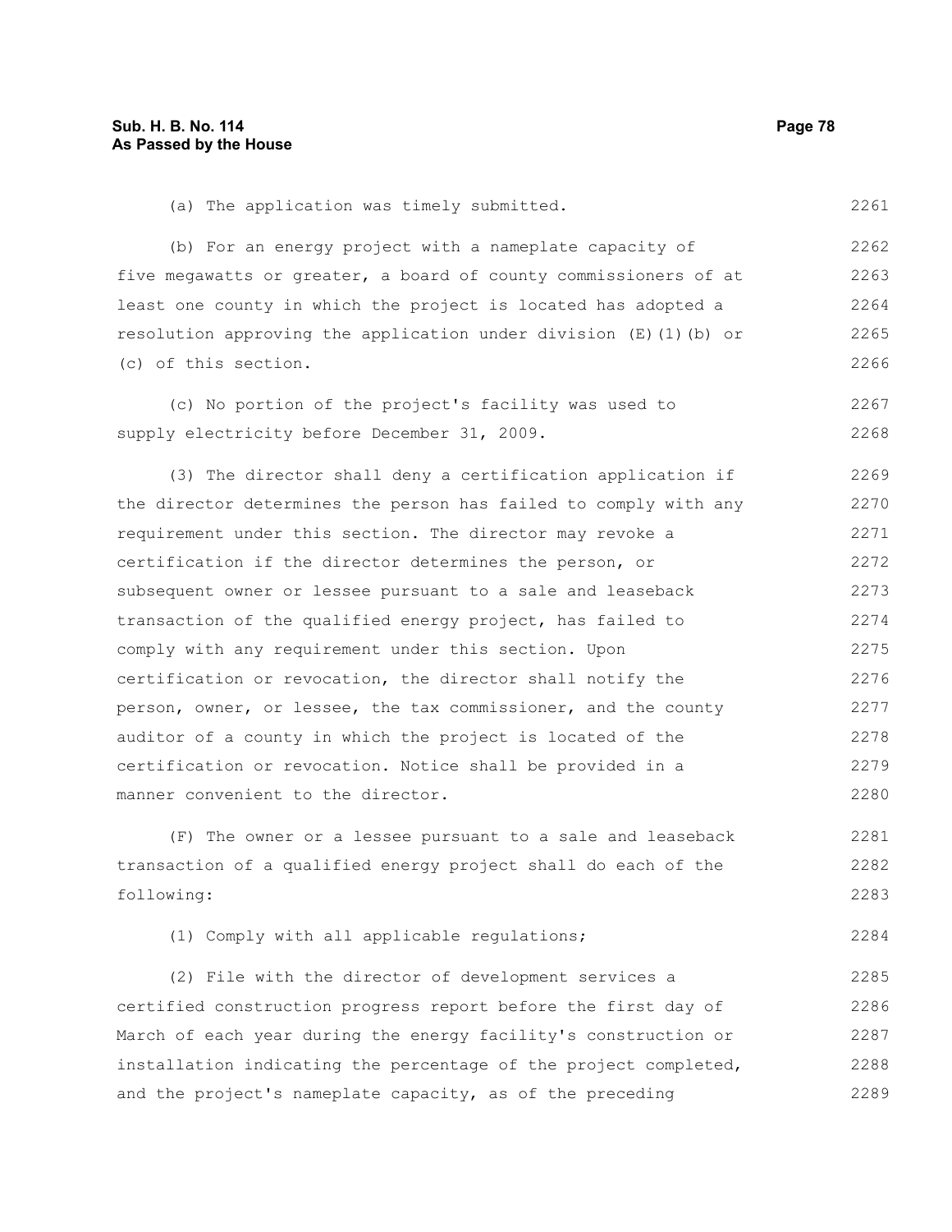(a) The application was timely submitted.

(b) For an energy project with a nameplate capacity of five megawatts or greater, a board of county commissioners of at least one county in which the project is located has adopted a resolution approving the application under division (E)(1)(b) or (c) of this section.

(c) No portion of the project's facility was used to supply electricity before December 31, 2009.

(3) The director shall deny a certification application if the director determines the person has failed to comply with any requirement under this section. The director may revoke a certification if the director determines the person, or subsequent owner or lessee pursuant to a sale and leaseback transaction of the qualified energy project, has failed to comply with any requirement under this section. Upon certification or revocation, the director shall notify the person, owner, or lessee, the tax commissioner, and the county auditor of a county in which the project is located of the certification or revocation. Notice shall be provided in a manner convenient to the director.

(F) The owner or a lessee pursuant to a sale and leaseback transaction of a qualified energy project shall do each of the following:

(1) Comply with all applicable regulations;

(2) File with the director of development services a certified construction progress report before the first day of March of each year during the energy facility's construction or installation indicating the percentage of the project completed, and the project's nameplate capacity, as of the preceding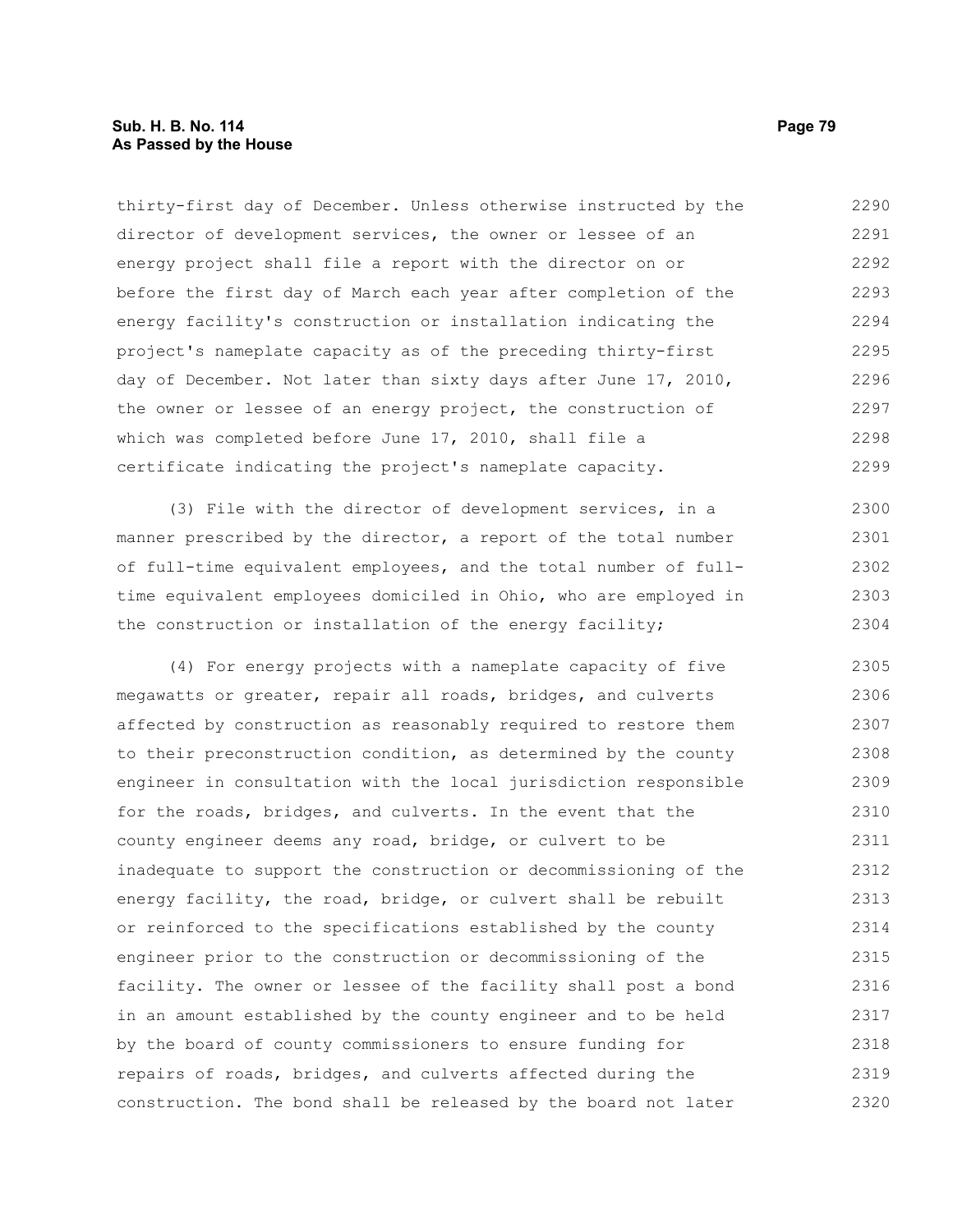thirty-first day of December. Unless otherwise instructed by the director of development services, the owner or lessee of an energy project shall file a report with the director on or before the first day of March each year after completion of the energy facility's construction or installation indicating the project's nameplate capacity as of the preceding thirty-first day of December. Not later than sixty days after June 17, 2010, the owner or lessee of an energy project, the construction of which was completed before June 17, 2010, shall file a certificate indicating the project's nameplate capacity.

(3) File with the director of development services, in a manner prescribed by the director, a report of the total number of full-time equivalent employees, and the total number of full-time equivalent employees domiciled in Ohio, who are employed in the construction or installation of the energy facility;

(4) For energy projects with a nameplate capacity of five megawatts or greater, repair all roads, bridges, and culverts affected by construction as reasonably required to restore them to their preconstruction condition, as determined by the county engineer in consultation with the local jurisdiction responsible for the roads, bridges, and culverts. In the event that the county engineer deems any road, bridge, or culvert to be inadequate to support the construction or decommissioning of the energy facility, the road, bridge, or culvert shall be rebuilt or reinforced to the specifications established by the county engineer prior to the construction or decommissioning of the facility. The owner or lessee of the facility shall post a bond in an amount established by the county engineer and to be held by the board of county commissioners to ensure funding for repairs of roads, bridges, and culverts affected during the construction. The bond shall be released by the board not later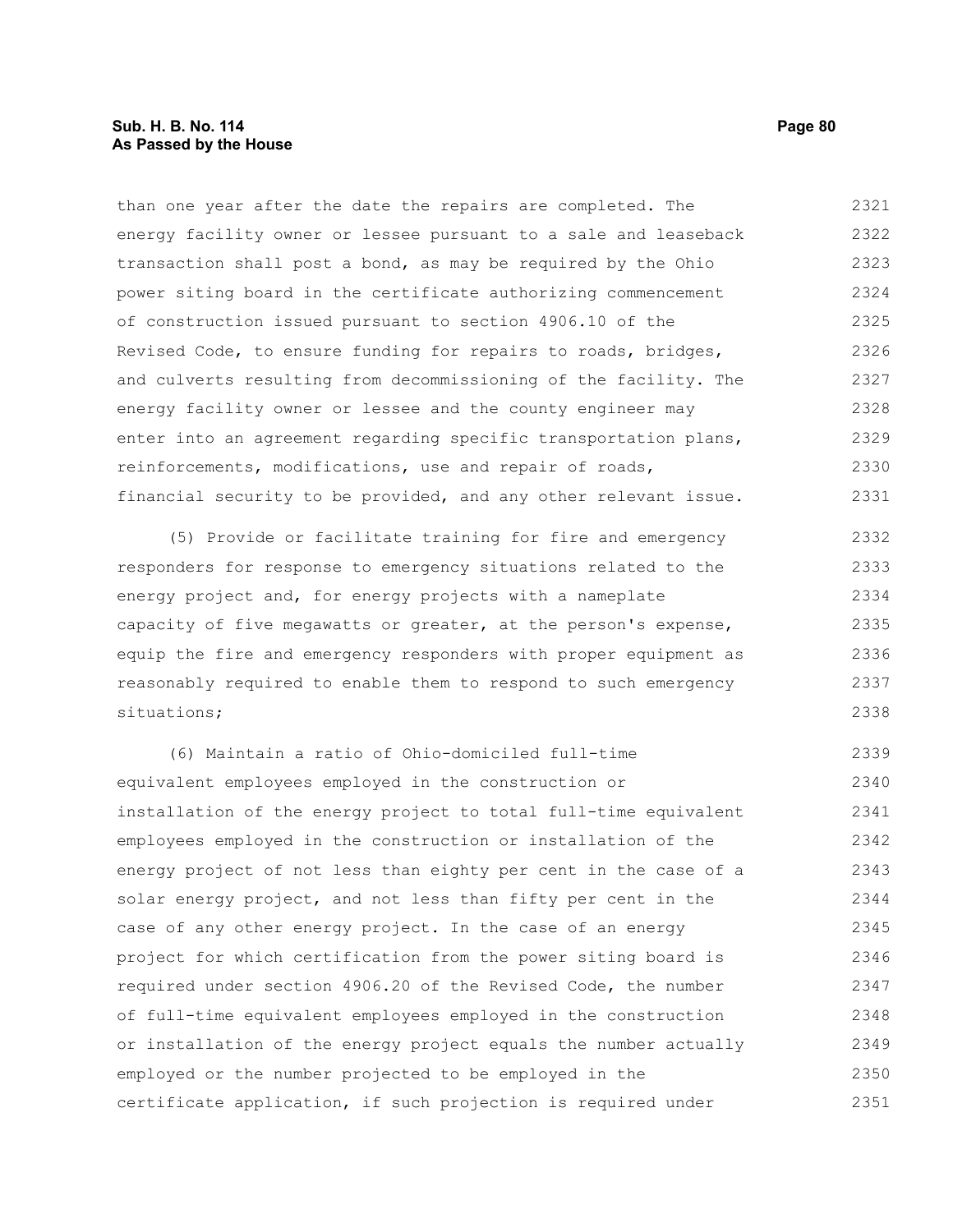than one year after the date the repairs are completed. The energy facility owner or lessee pursuant to a sale and leaseback transaction shall post a bond, as may be required by the Ohio power siting board in the certificate authorizing commencement of construction issued pursuant to section 4906.10 of the Revised Code, to ensure funding for repairs to roads, bridges, and culverts resulting from decommissioning of the facility. The energy facility owner or lessee and the county engineer may enter into an agreement regarding specific transportation plans, reinforcements, modifications, use and repair of roads, financial security to be provided, and any other relevant issue.

(5) Provide or facilitate training for fire and emergency responders for response to emergency situations related to the energy project and, for energy projects with a nameplate capacity of five megawatts or greater, at the person's expense, equip the fire and emergency responders with proper equipment as reasonably required to enable them to respond to such emergency situations;

(6) Maintain a ratio of Ohio-domiciled full-time equivalent employees employed in the construction or installation of the energy project to total full-time equivalent employees employed in the construction or installation of the energy project of not less than eighty per cent in the case of a solar energy project, and not less than fifty per cent in the case of any other energy project. In the case of an energy project for which certification from the power siting board is required under section 4906.20 of the Revised Code, the number of full-time equivalent employees employed in the construction or installation of the energy project equals the number actually employed or the number projected to be employed in the certificate application, if such projection is required under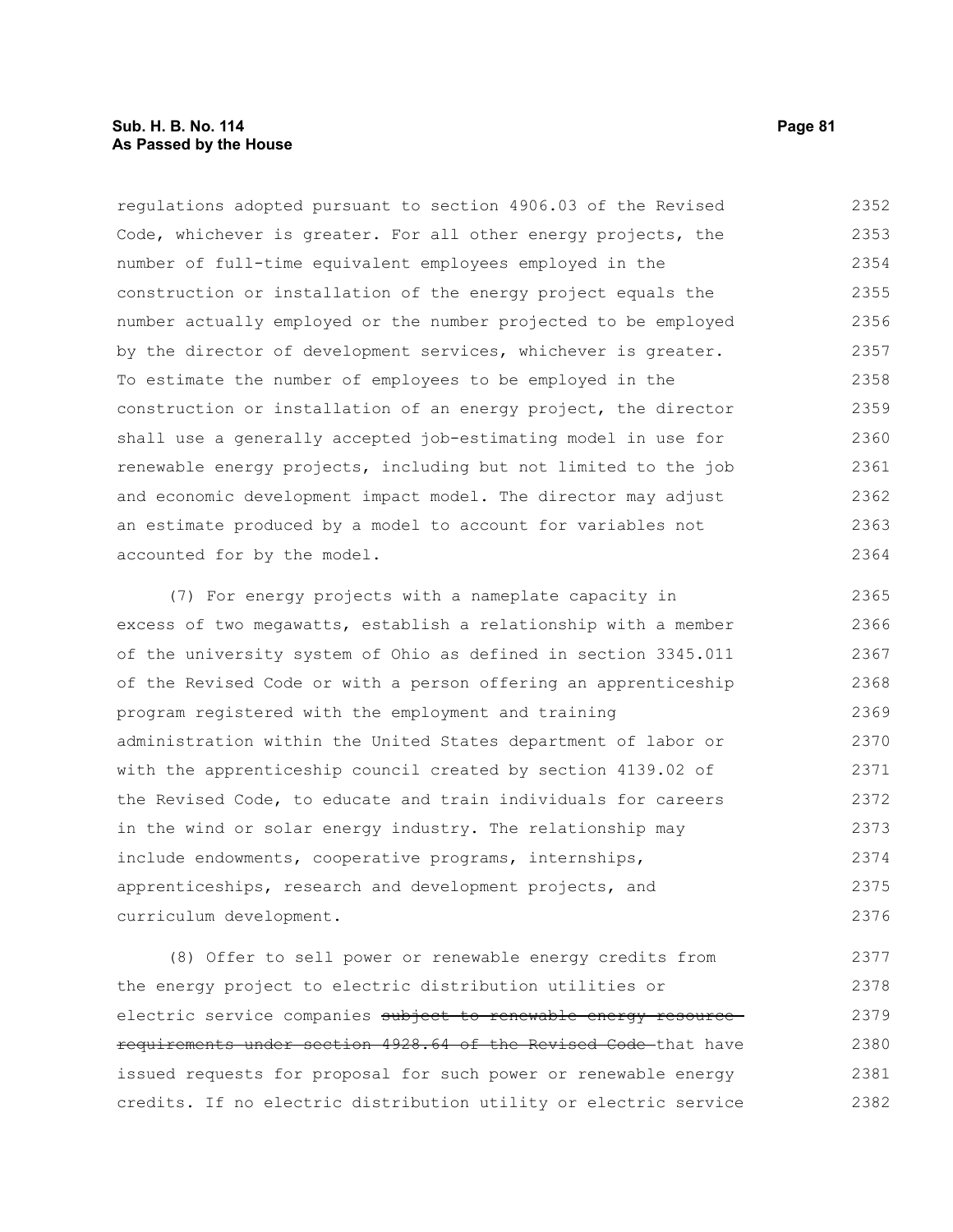regulations adopted pursuant to section 4906.03 of the Revised Code, whichever is greater. For all other energy projects, the number of full-time equivalent employees employed in the construction or installation of the energy project equals the number actually employed or the number projected to be employed by the director of development services, whichever is greater. To estimate the number of employees to be employed in the construction or installation of an energy project, the director shall use a generally accepted job-estimating model in use for renewable energy projects, including but not limited to the job and economic development impact model. The director may adjust an estimate produced by a model to account for variables not accounted for by the model.

(7) For energy projects with a nameplate capacity in excess of two megawatts, establish a relationship with a member of the university system of Ohio as defined in section 3345.011 of the Revised Code or with a person offering an apprenticeship program registered with the employment and training administration within the United States department of labor or with the apprenticeship council created by section 4139.02 of the Revised Code, to educate and train individuals for careers in the wind or solar energy industry. The relationship may include endowments, cooperative programs, internships, apprenticeships, research and development projects, and curriculum development.

(8) Offer to sell power or renewable energy credits from the energy project to electric distribution utilities or electric service companies ~~subject to renewable energy resource requirements under section 4928.64 of the Revised Code~~ that have issued requests for proposal for such power or renewable energy credits. If no electric distribution utility or electric service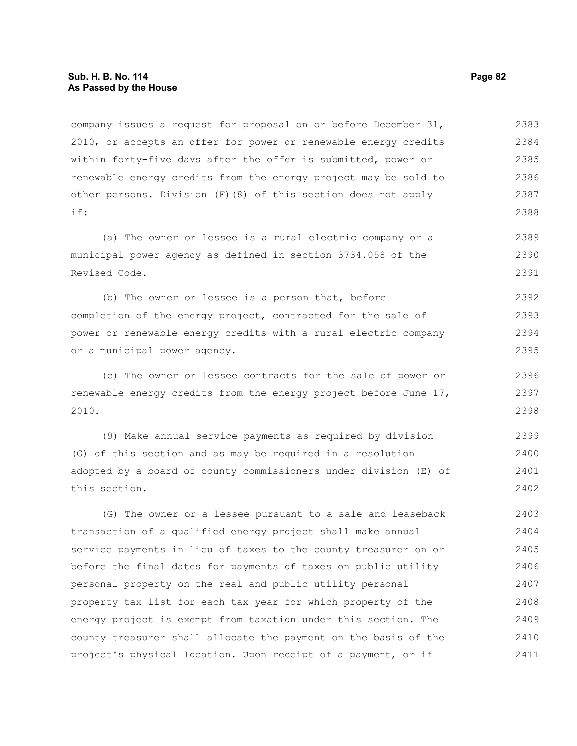company issues a request for proposal on or before December 31, 2010, or accepts an offer for power or renewable energy credits within forty-five days after the offer is submitted, power or renewable energy credits from the energy project may be sold to other persons. Division (F)(8) of this section does not apply if:

(a) The owner or lessee is a rural electric company or a municipal power agency as defined in section 3734.058 of the Revised Code.

(b) The owner or lessee is a person that, before completion of the energy project, contracted for the sale of power or renewable energy credits with a rural electric company or a municipal power agency.

(c) The owner or lessee contracts for the sale of power or renewable energy credits from the energy project before June 17, 2010.

(9) Make annual service payments as required by division (G) of this section and as may be required in a resolution adopted by a board of county commissioners under division (E) of this section.

(G) The owner or a lessee pursuant to a sale and leaseback transaction of a qualified energy project shall make annual service payments in lieu of taxes to the county treasurer on or before the final dates for payments of taxes on public utility personal property on the real and public utility personal property tax list for each tax year for which property of the energy project is exempt from taxation under this section. The county treasurer shall allocate the payment on the basis of the project's physical location. Upon receipt of a payment, or if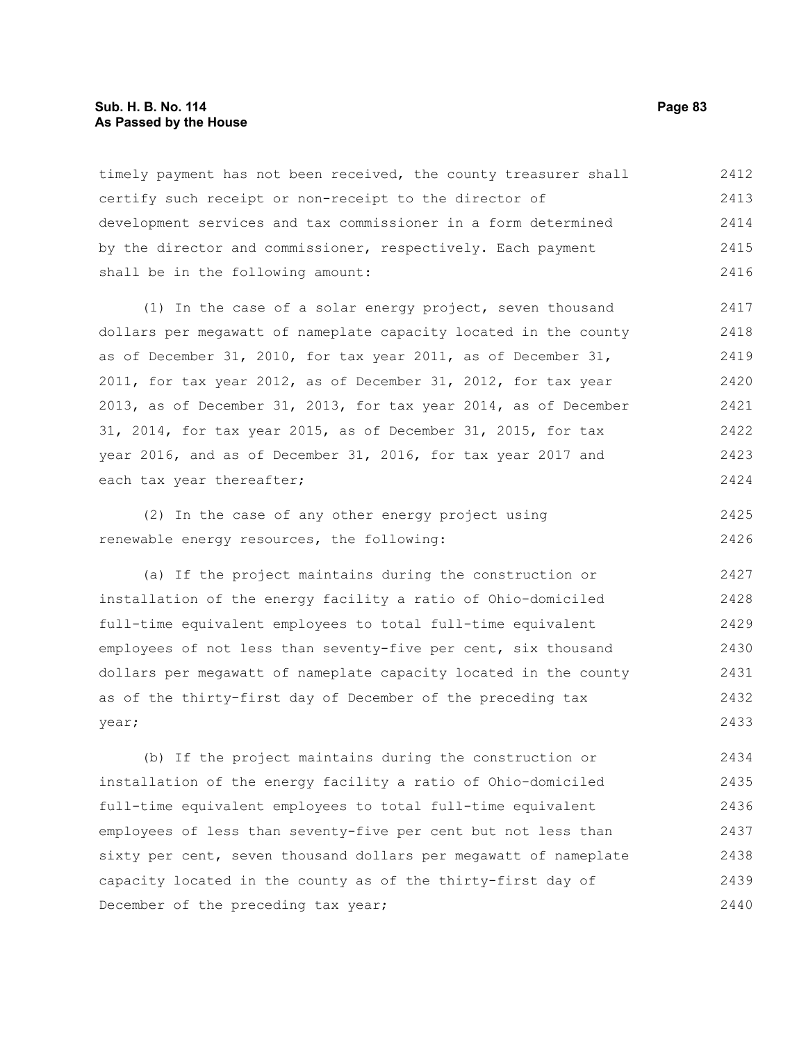timely payment has not been received, the county treasurer shall certify such receipt or non-receipt to the director of development services and tax commissioner in a form determined by the director and commissioner, respectively. Each payment shall be in the following amount:

(1) In the case of a solar energy project, seven thousand dollars per megawatt of nameplate capacity located in the county as of December 31, 2010, for tax year 2011, as of December 31, 2011, for tax year 2012, as of December 31, 2012, for tax year 2013, as of December 31, 2013, for tax year 2014, as of December 31, 2014, for tax year 2015, as of December 31, 2015, for tax year 2016, and as of December 31, 2016, for tax year 2017 and each tax year thereafter;

(2) In the case of any other energy project using renewable energy resources, the following:

(a) If the project maintains during the construction or installation of the energy facility a ratio of Ohio-domiciled full-time equivalent employees to total full-time equivalent employees of not less than seventy-five per cent, six thousand dollars per megawatt of nameplate capacity located in the county as of the thirty-first day of December of the preceding tax year;

(b) If the project maintains during the construction or installation of the energy facility a ratio of Ohio-domiciled full-time equivalent employees to total full-time equivalent employees of less than seventy-five per cent but not less than sixty per cent, seven thousand dollars per megawatt of nameplate capacity located in the county as of the thirty-first day of December of the preceding tax year;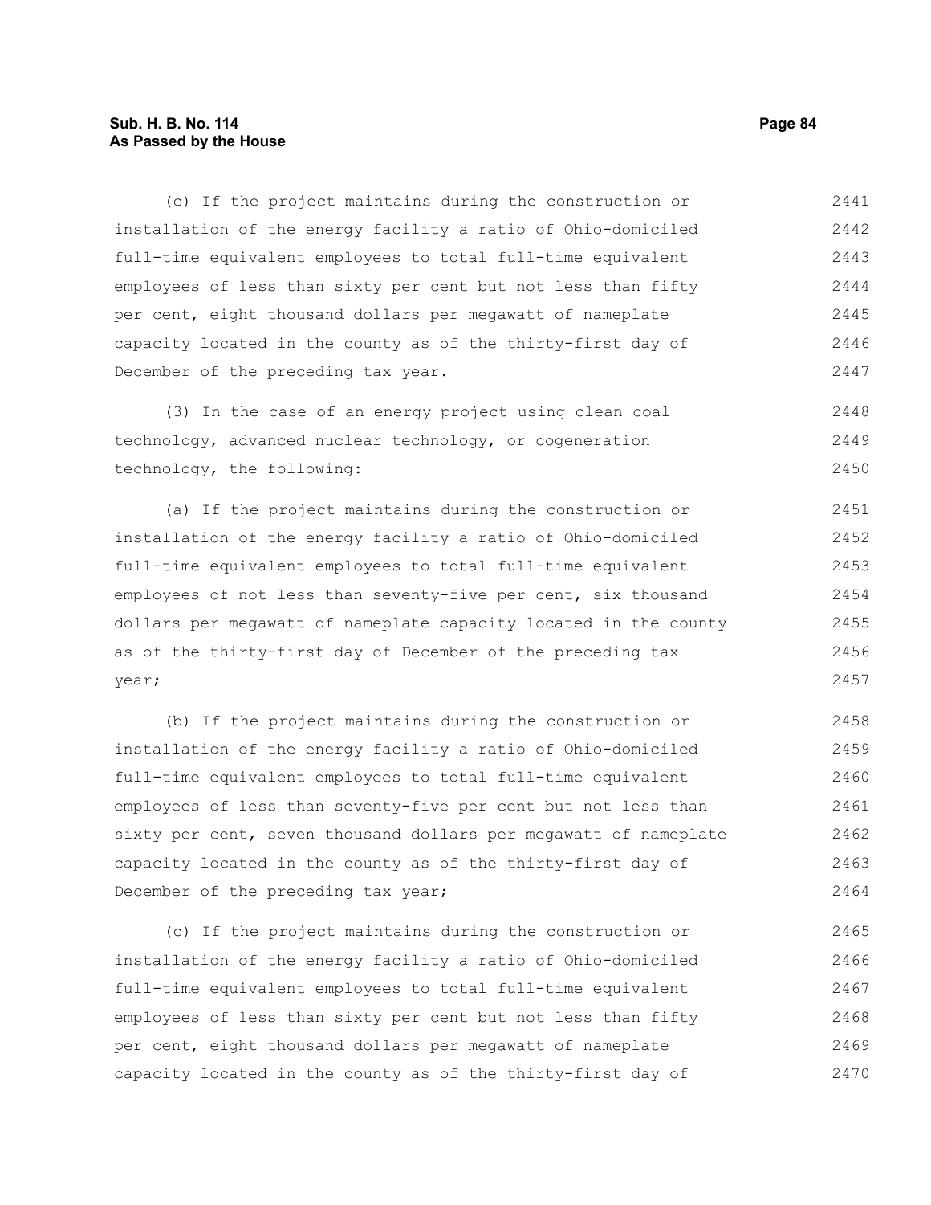(c) If the project maintains during the construction or installation of the energy facility a ratio of Ohio-domiciled full-time equivalent employees to total full-time equivalent employees of less than sixty per cent but not less than fifty per cent, eight thousand dollars per megawatt of nameplate capacity located in the county as of the thirty-first day of December of the preceding tax year.

(3) In the case of an energy project using clean coal technology, advanced nuclear technology, or cogeneration technology, the following:

(a) If the project maintains during the construction or installation of the energy facility a ratio of Ohio-domiciled full-time equivalent employees to total full-time equivalent employees of not less than seventy-five per cent, six thousand dollars per megawatt of nameplate capacity located in the county as of the thirty-first day of December of the preceding tax year;

(b) If the project maintains during the construction or installation of the energy facility a ratio of Ohio-domiciled full-time equivalent employees to total full-time equivalent employees of less than seventy-five per cent but not less than sixty per cent, seven thousand dollars per megawatt of nameplate capacity located in the county as of the thirty-first day of December of the preceding tax year;

(c) If the project maintains during the construction or installation of the energy facility a ratio of Ohio-domiciled full-time equivalent employees to total full-time equivalent employees of less than sixty per cent but not less than fifty per cent, eight thousand dollars per megawatt of nameplate capacity located in the county as of the thirty-first day of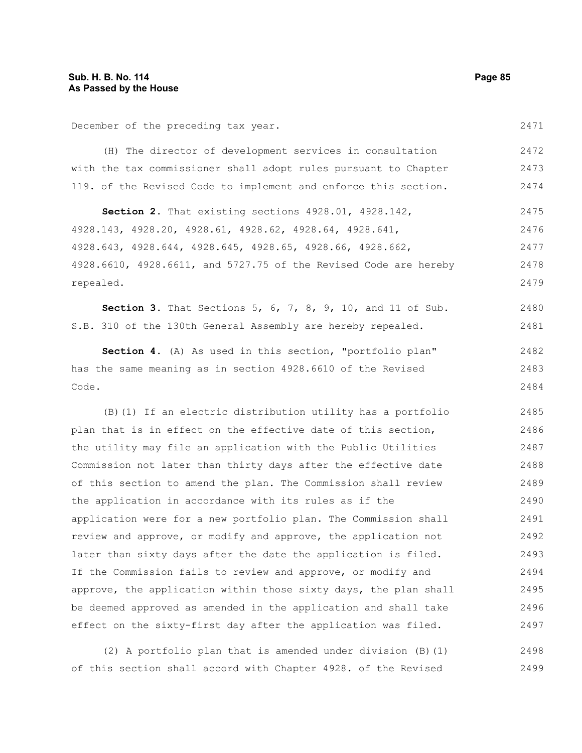December of the preceding tax year.

(H) The director of development services in consultation with the tax commissioner shall adopt rules pursuant to Chapter 119. of the Revised Code to implement and enforce this section.

**Section 2.** That existing sections 4928.01, 4928.142, 4928.143, 4928.20, 4928.61, 4928.62, 4928.64, 4928.641, 4928.643, 4928.644, 4928.645, 4928.65, 4928.66, 4928.662, 4928.6610, 4928.6611, and 5727.75 of the Revised Code are hereby repealed.

**Section 3.** That Sections 5, 6, 7, 8, 9, 10, and 11 of Sub. S.B. 310 of the 130th General Assembly are hereby repealed.

**Section 4.** (A) As used in this section, "portfolio plan" has the same meaning as in section 4928.6610 of the Revised Code.

(B)(1) If an electric distribution utility has a portfolio plan that is in effect on the effective date of this section, the utility may file an application with the Public Utilities Commission not later than thirty days after the effective date of this section to amend the plan. The Commission shall review the application in accordance with its rules as if the application were for a new portfolio plan. The Commission shall review and approve, or modify and approve, the application not later than sixty days after the date the application is filed. If the Commission fails to review and approve, or modify and approve, the application within those sixty days, the plan shall be deemed approved as amended in the application and shall take effect on the sixty-first day after the application was filed.

(2) A portfolio plan that is amended under division (B)(1) of this section shall accord with Chapter 4928. of the Revised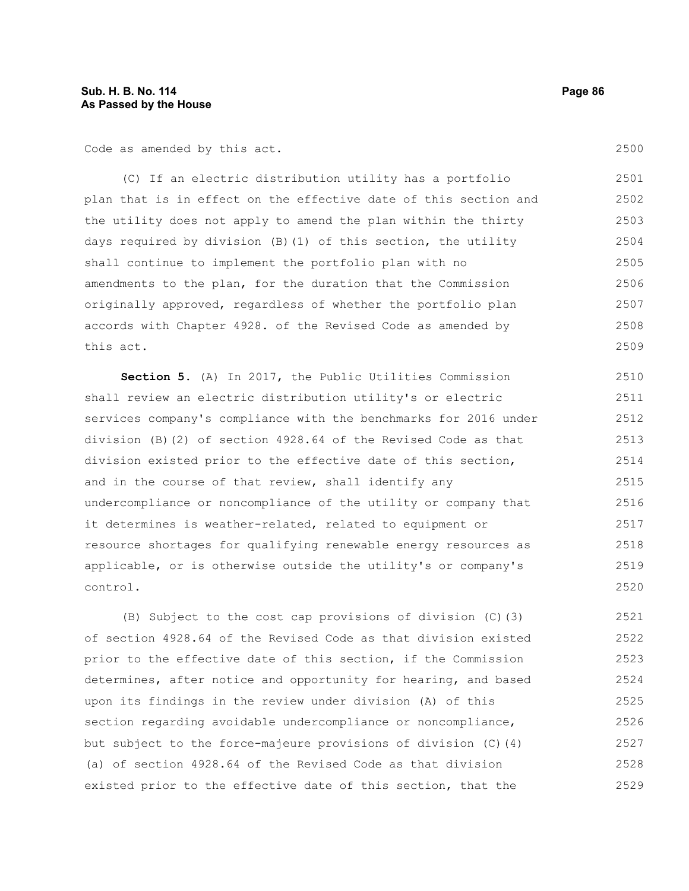Code as amended by this act.

(C) If an electric distribution utility has a portfolio plan that is in effect on the effective date of this section and the utility does not apply to amend the plan within the thirty days required by division (B)(1) of this section, the utility shall continue to implement the portfolio plan with no amendments to the plan, for the duration that the Commission originally approved, regardless of whether the portfolio plan accords with Chapter 4928. of the Revised Code as amended by this act.

**Section 5.** (A) In 2017, the Public Utilities Commission shall review an electric distribution utility's or electric services company's compliance with the benchmarks for 2016 under division (B)(2) of section 4928.64 of the Revised Code as that division existed prior to the effective date of this section, and in the course of that review, shall identify any undercompliance or noncompliance of the utility or company that it determines is weather-related, related to equipment or resource shortages for qualifying renewable energy resources as applicable, or is otherwise outside the utility's or company's control.

(B) Subject to the cost cap provisions of division (C)(3) of section 4928.64 of the Revised Code as that division existed prior to the effective date of this section, if the Commission determines, after notice and opportunity for hearing, and based upon its findings in the review under division (A) of this section regarding avoidable undercompliance or noncompliance, but subject to the force-majeure provisions of division (C)(4)(a) of section 4928.64 of the Revised Code as that division existed prior to the effective date of this section, that the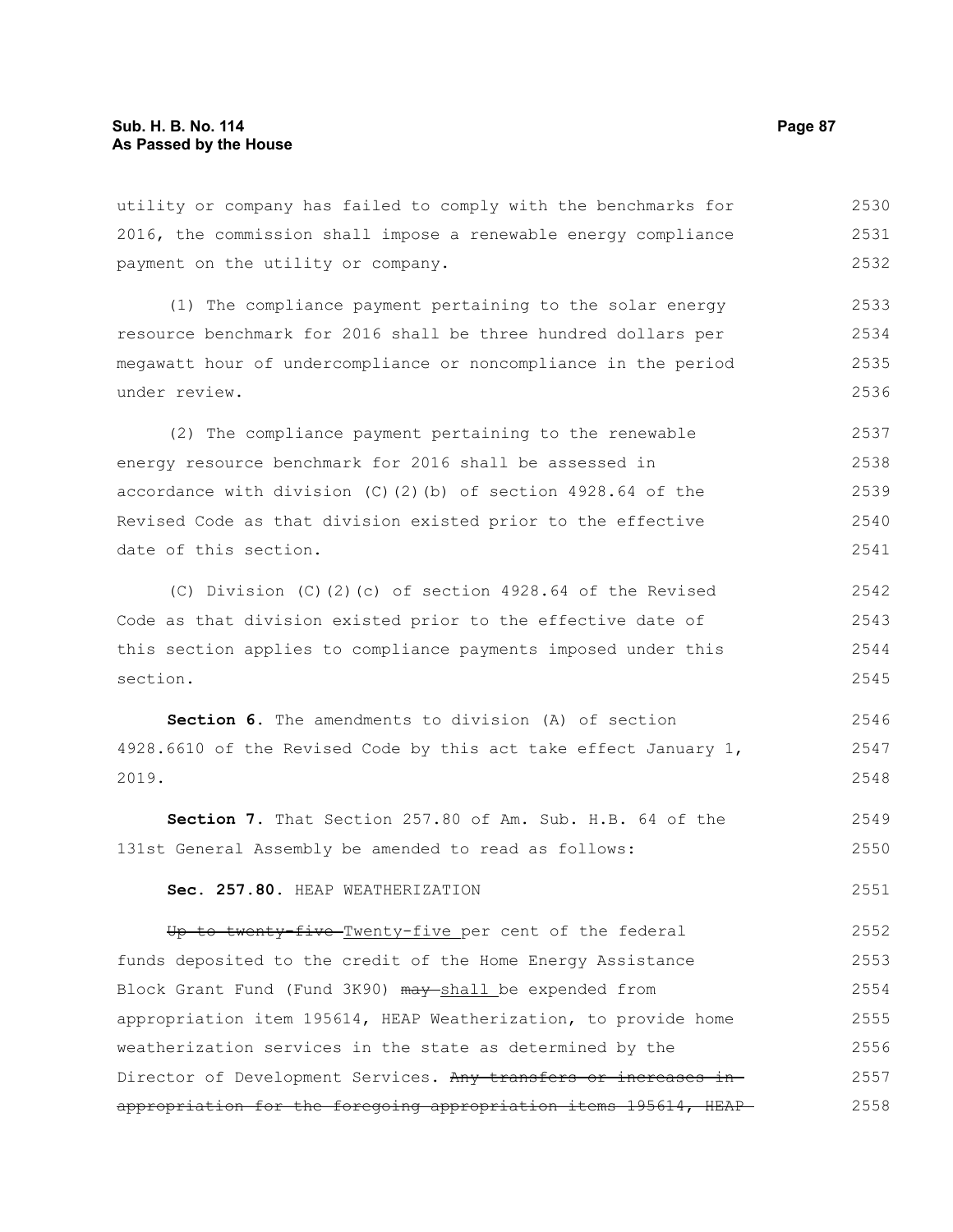utility or company has failed to comply with the benchmarks for 2016, the commission shall impose a renewable energy compliance payment on the utility or company.

(1) The compliance payment pertaining to the solar energy resource benchmark for 2016 shall be three hundred dollars per megawatt hour of undercompliance or noncompliance in the period under review.

(2) The compliance payment pertaining to the renewable energy resource benchmark for 2016 shall be assessed in accordance with division (C)(2)(b) of section 4928.64 of the Revised Code as that division existed prior to the effective date of this section.

(C) Division (C)(2)(c) of section 4928.64 of the Revised Code as that division existed prior to the effective date of this section applies to compliance payments imposed under this section.

**Section 6.** The amendments to division (A) of section 4928.6610 of the Revised Code by this act take effect January 1, 2019.

**Section 7.** That Section 257.80 of Am. Sub. H.B. 64 of the 131st General Assembly be amended to read as follows:

**Sec. 257.80.** HEAP WEATHERIZATION

~~Up to twenty-five~~ Twenty-five per cent of the federal funds deposited to the credit of the Home Energy Assistance Block Grant Fund (Fund 3K90) ~~may~~ shall be expended from appropriation item 195614, HEAP Weatherization, to provide home weatherization services in the state as determined by the Director of Development Services. ~~Any transfers or increases in appropriation for the foregoing appropriation items 195614, HEAP~~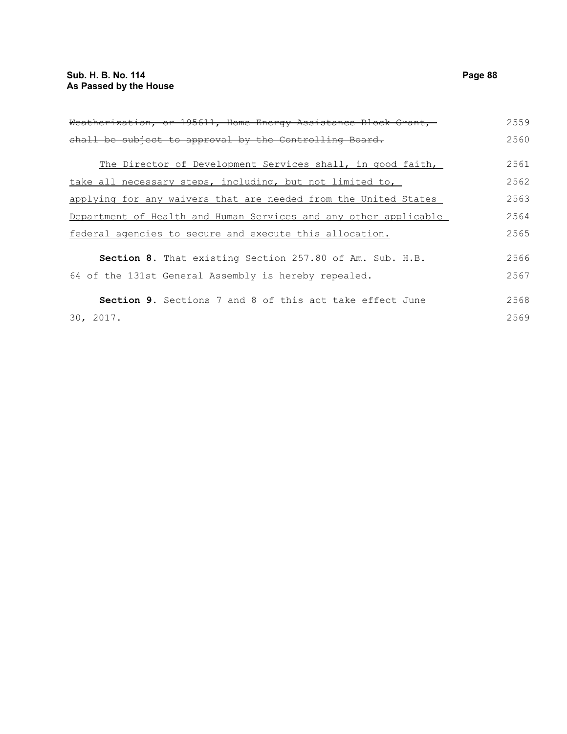~~Weatherization, or 195611, Home Energy Assistance Block Grant, shall be subject to approval by the Controlling Board.~~

The Director of Development Services shall, in good faith, take all necessary steps, including, but not limited to, applying for any waivers that are needed from the United States Department of Health and Human Services and any other applicable federal agencies to secure and execute this allocation.

**Section 8.** That existing Section 257.80 of Am. Sub. H.B. 64 of the 131st General Assembly is hereby repealed.

**Section 9.** Sections 7 and 8 of this act take effect June 30, 2017.